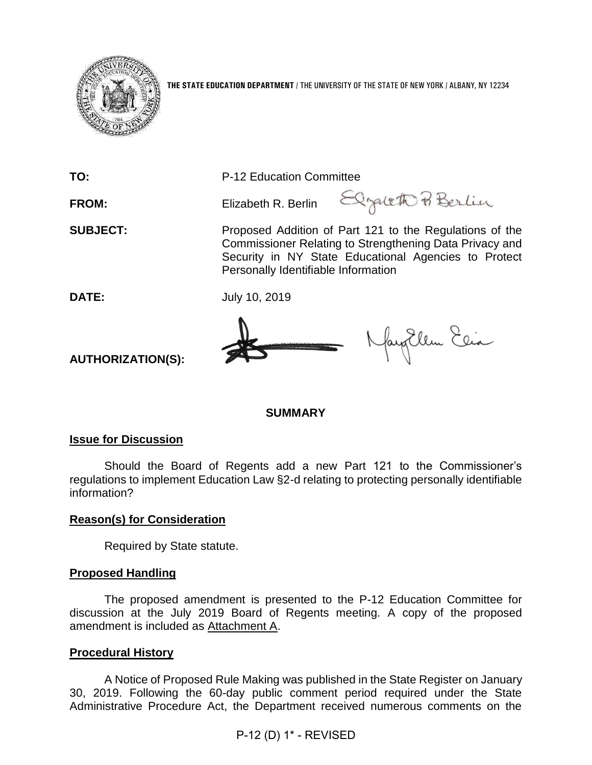**THE STATE EDUCATION DEPARTMENT** / THE UNIVERSITY OF THE STATE OF NEW YORK / ALBANY, NY 12234

**TO:** P-12 Education Committee

**FROM:** Elizabeth R. Berlin

**SUBJECT:** Proposed Addition of Part 121 to the Regulations of the Commissioner Relating to Strengthening Data Privacy and Security in NY State Educational Agencies to Protect Personally Identifiable Information

**DATE:** July 10, 2019

**AUTHORIZATION(S):**

## SUMMARY

### Issue for Discussion

Should the Board of Regents add a new Part 121 to the Commissioner's regulations to implement Education Law §2-d relating to protecting personally identifiable information?

### Reason(s) for Consideration

Required by State statute.

### Proposed Handling

The proposed amendment is presented to the P-12 Education Committee for discussion at the July 2019 Board of Regents meeting. A copy of the proposed amendment is included as Attachment A.

### Procedural History

A Notice of Proposed Rule Making was published in the State Register on January 30, 2019. Following the 60-day public comment period required under the State Administrative Procedure Act, the Department received numerous comments on the

P-12 (D) 1* - REVISED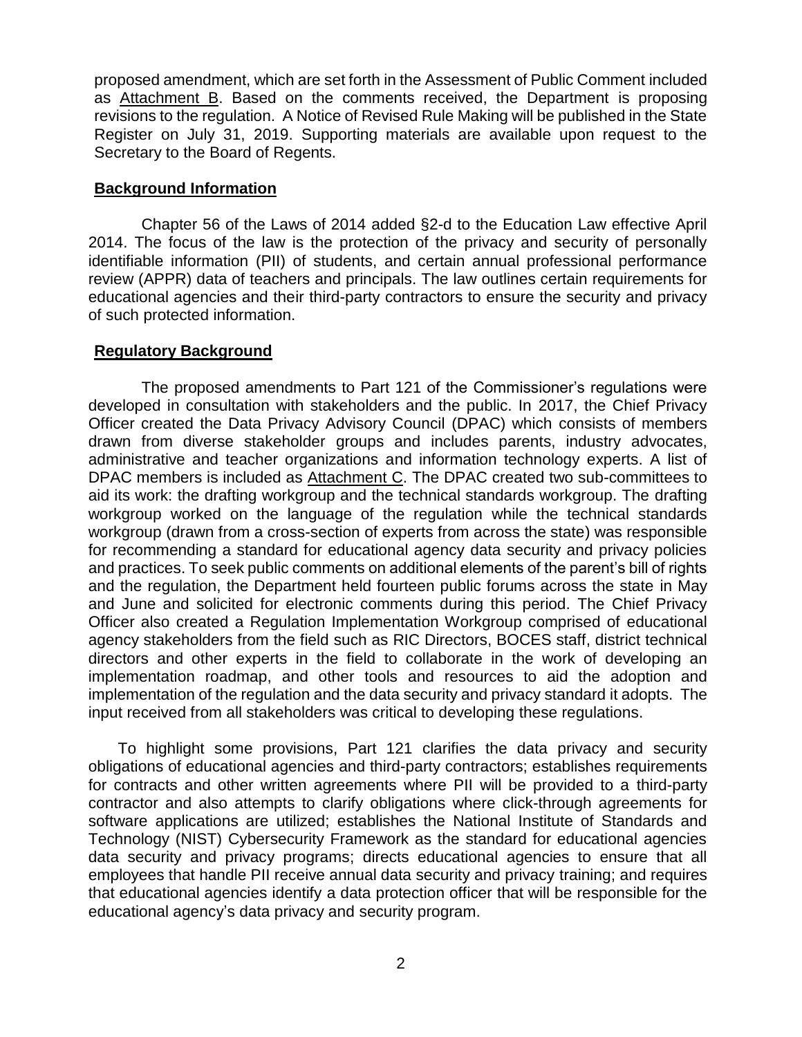proposed amendment, which are set forth in the Assessment of Public Comment included as Attachment B. Based on the comments received, the Department is proposing revisions to the regulation. A Notice of Revised Rule Making will be published in the State Register on July 31, 2019. Supporting materials are available upon request to the Secretary to the Board of Regents.

**Background Information**

Chapter 56 of the Laws of 2014 added §2-d to the Education Law effective April 2014. The focus of the law is the protection of the privacy and security of personally identifiable information (PII) of students, and certain annual professional performance review (APPR) data of teachers and principals. The law outlines certain requirements for educational agencies and their third-party contractors to ensure the security and privacy of such protected information.

**Regulatory Background**

The proposed amendments to Part 121 of the Commissioner's regulations were developed in consultation with stakeholders and the public. In 2017, the Chief Privacy Officer created the Data Privacy Advisory Council (DPAC) which consists of members drawn from diverse stakeholder groups and includes parents, industry advocates, administrative and teacher organizations and information technology experts. A list of DPAC members is included as Attachment C. The DPAC created two sub-committees to aid its work: the drafting workgroup and the technical standards workgroup. The drafting workgroup worked on the language of the regulation while the technical standards workgroup (drawn from a cross-section of experts from across the state) was responsible for recommending a standard for educational agency data security and privacy policies and practices. To seek public comments on additional elements of the parent's bill of rights and the regulation, the Department held fourteen public forums across the state in May and June and solicited for electronic comments during this period. The Chief Privacy Officer also created a Regulation Implementation Workgroup comprised of educational agency stakeholders from the field such as RIC Directors, BOCES staff, district technical directors and other experts in the field to collaborate in the work of developing an implementation roadmap, and other tools and resources to aid the adoption and implementation of the regulation and the data security and privacy standard it adopts. The input received from all stakeholders was critical to developing these regulations.

To highlight some provisions, Part 121 clarifies the data privacy and security obligations of educational agencies and third-party contractors; establishes requirements for contracts and other written agreements where PII will be provided to a third-party contractor and also attempts to clarify obligations where click-through agreements for software applications are utilized; establishes the National Institute of Standards and Technology (NIST) Cybersecurity Framework as the standard for educational agencies data security and privacy programs; directs educational agencies to ensure that all employees that handle PII receive annual data security and privacy training; and requires that educational agencies identify a data protection officer that will be responsible for the educational agency's data privacy and security program.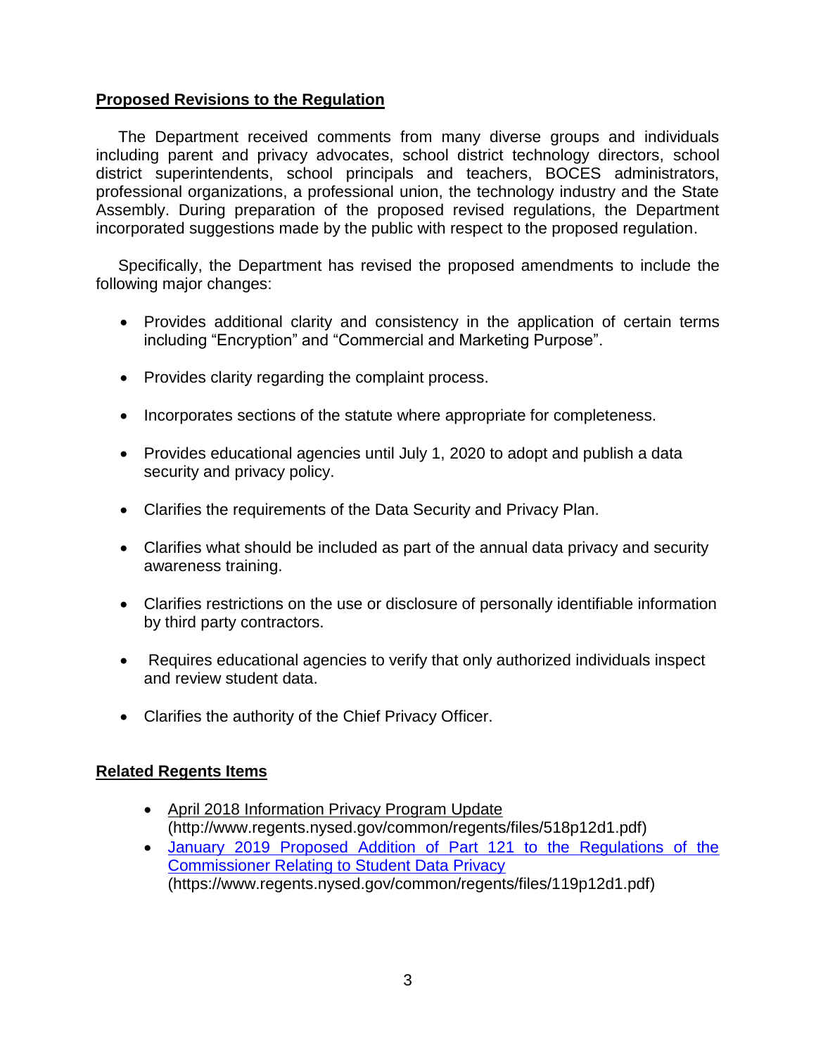## Proposed Revisions to the Regulation

The Department received comments from many diverse groups and individuals including parent and privacy advocates, school district technology directors, school district superintendents, school principals and teachers, BOCES administrators, professional organizations, a professional union, the technology industry and the State Assembly. During preparation of the proposed revised regulations, the Department incorporated suggestions made by the public with respect to the proposed regulation.

Specifically, the Department has revised the proposed amendments to include the following major changes:

- Provides additional clarity and consistency in the application of certain terms including "Encryption" and "Commercial and Marketing Purpose".
- Provides clarity regarding the complaint process.
- Incorporates sections of the statute where appropriate for completeness.
- Provides educational agencies until July 1, 2020 to adopt and publish a data security and privacy policy.
- Clarifies the requirements of the Data Security and Privacy Plan.
- Clarifies what should be included as part of the annual data privacy and security awareness training.
- Clarifies restrictions on the use or disclosure of personally identifiable information by third party contractors.
- Requires educational agencies to verify that only authorized individuals inspect and review student data.
- Clarifies the authority of the Chief Privacy Officer.

## Related Regents Items

- April 2018 Information Privacy Program Update (http://www.regents.nysed.gov/common/regents/files/518p12d1.pdf)
- January 2019 Proposed Addition of Part 121 to the Regulations of the Commissioner Relating to Student Data Privacy (https://www.regents.nysed.gov/common/regents/files/119p12d1.pdf)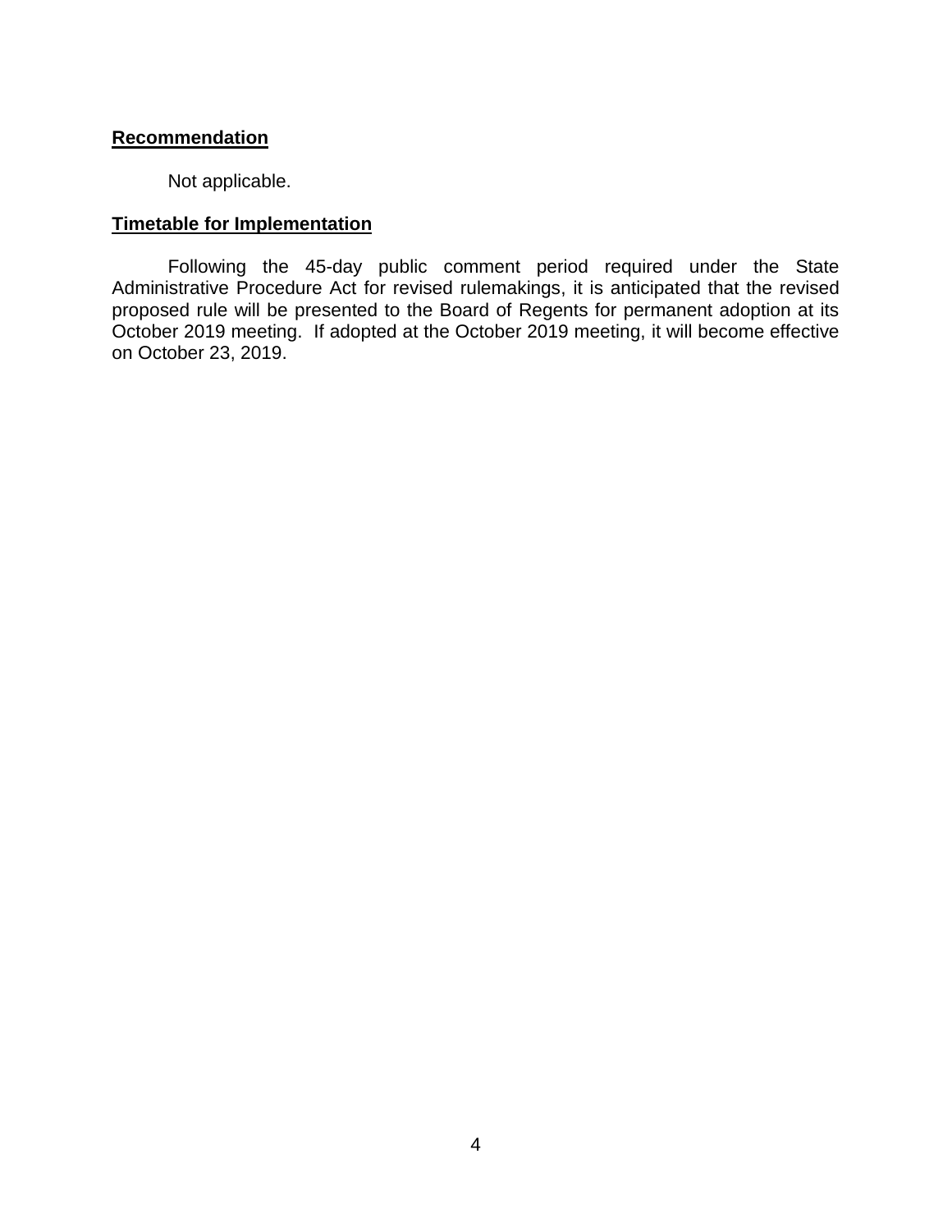**Recommendation**

Not applicable.

**Timetable for Implementation**

Following the 45-day public comment period required under the State Administrative Procedure Act for revised rulemakings, it is anticipated that the revised proposed rule will be presented to the Board of Regents for permanent adoption at its October 2019 meeting. If adopted at the October 2019 meeting, it will become effective on October 23, 2019.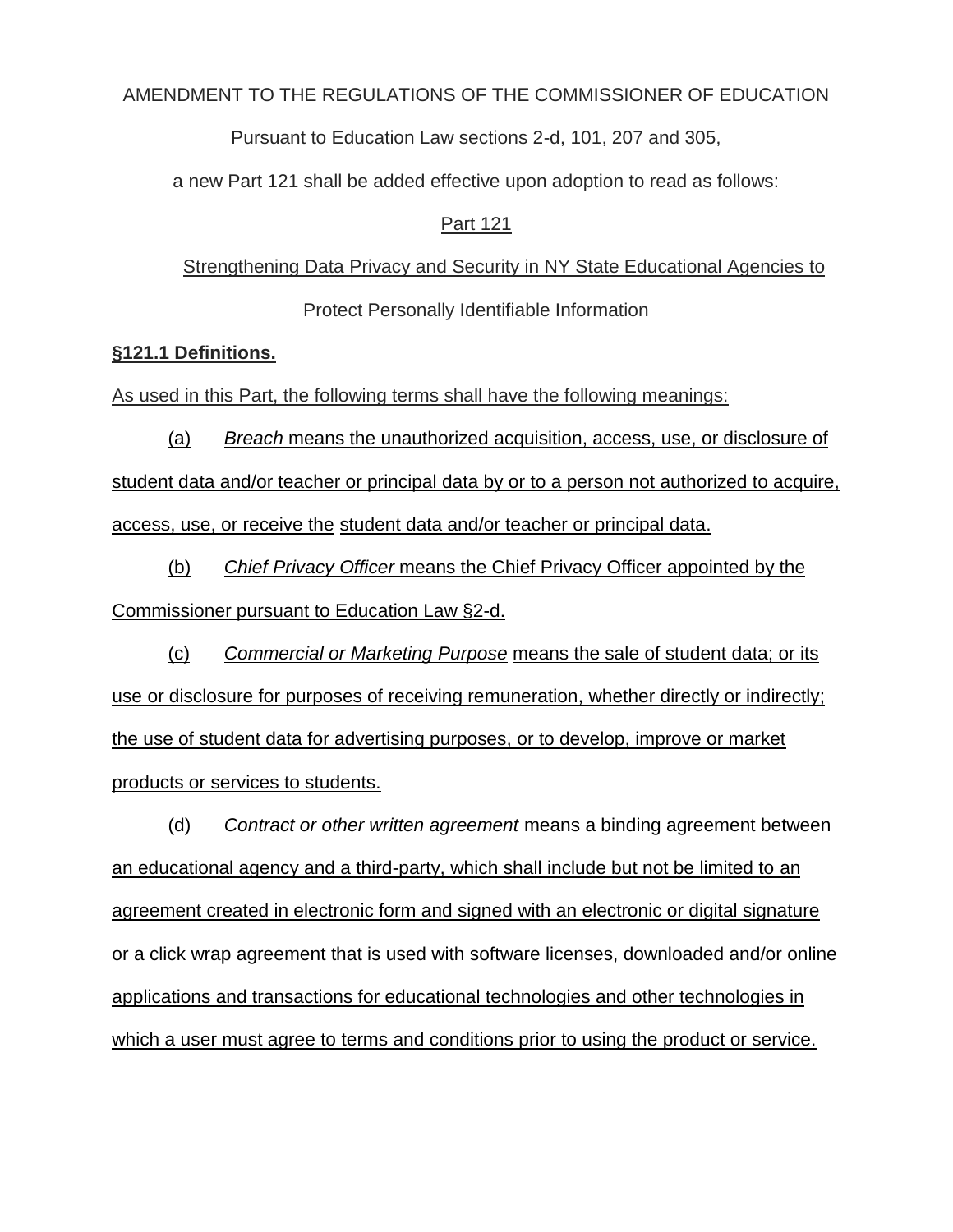AMENDMENT TO THE REGULATIONS OF THE COMMISSIONER OF EDUCATION

Pursuant to Education Law sections 2-d, 101, 207 and 305,

a new Part 121 shall be added effective upon adoption to read as follows:

# Part 121

## Strengthening Data Privacy and Security in NY State Educational Agencies to Protect Personally Identifiable Information

### §121.1 Definitions.

As used in this Part, the following terms shall have the following meanings:

(a) *Breach* means the unauthorized acquisition, access, use, or disclosure of student data and/or teacher or principal data by or to a person not authorized to acquire, access, use, or receive the student data and/or teacher or principal data.

(b) *Chief Privacy Officer* means the Chief Privacy Officer appointed by the Commissioner pursuant to Education Law §2-d.

(c) *Commercial or Marketing Purpose* means the sale of student data; or its use or disclosure for purposes of receiving remuneration, whether directly or indirectly; the use of student data for advertising purposes, or to develop, improve or market products or services to students.

(d) *Contract or other written agreement* means a binding agreement between an educational agency and a third-party, which shall include but not be limited to an agreement created in electronic form and signed with an electronic or digital signature or a click wrap agreement that is used with software licenses, downloaded and/or online applications and transactions for educational technologies and other technologies in which a user must agree to terms and conditions prior to using the product or service.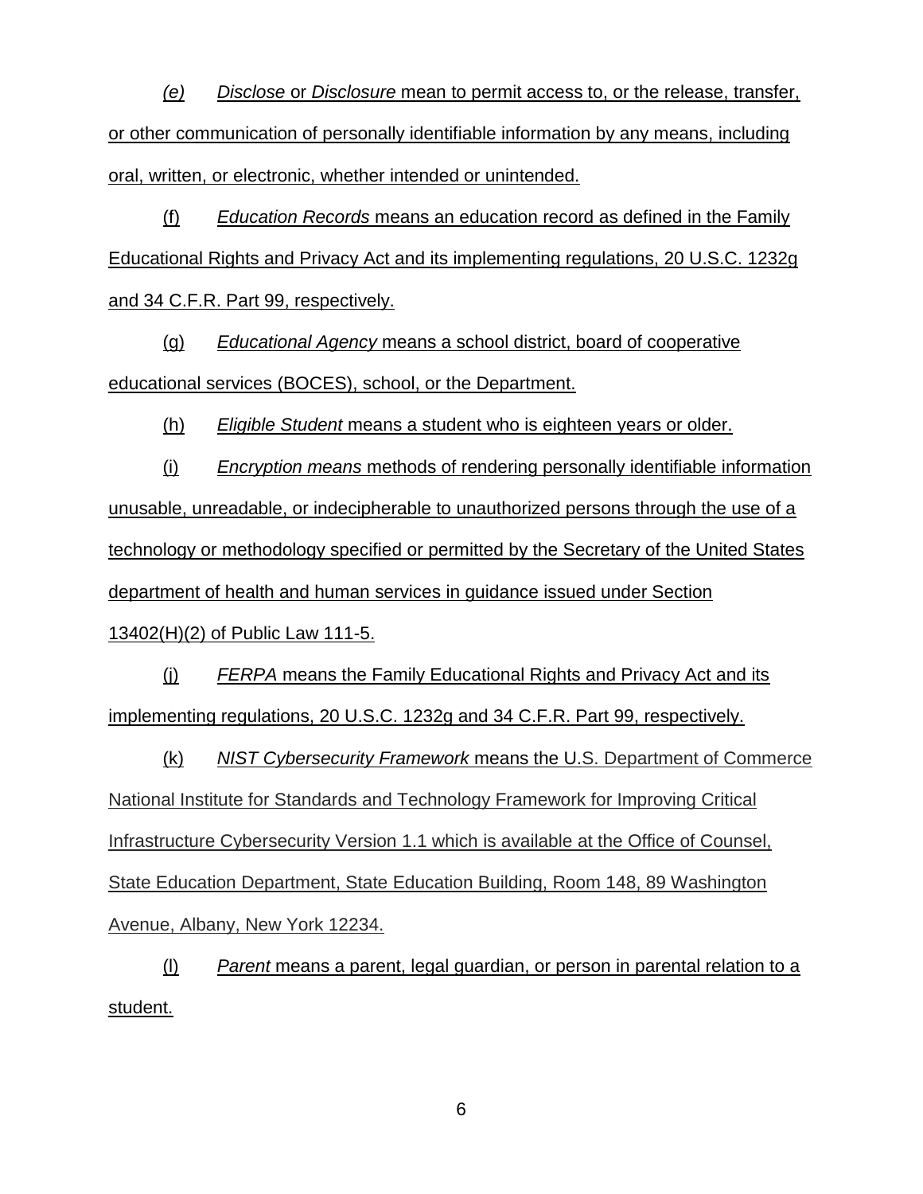(e) *Disclose* or *Disclosure* mean to permit access to, or the release, transfer, or other communication of personally identifiable information by any means, including oral, written, or electronic, whether intended or unintended.

(f) *Education Records* means an education record as defined in the Family Educational Rights and Privacy Act and its implementing regulations, 20 U.S.C. 1232g and 34 C.F.R. Part 99, respectively.

(g) *Educational Agency* means a school district, board of cooperative educational services (BOCES), school, or the Department.

(h) *Eligible Student* means a student who is eighteen years or older.

(i) *Encryption means* methods of rendering personally identifiable information unusable, unreadable, or indecipherable to unauthorized persons through the use of a technology or methodology specified or permitted by the Secretary of the United States department of health and human services in guidance issued under Section 13402(H)(2) of Public Law 111-5.

(j) *FERPA* means the Family Educational Rights and Privacy Act and its implementing regulations, 20 U.S.C. 1232g and 34 C.F.R. Part 99, respectively.

(k) *NIST Cybersecurity Framework* means the U.S. Department of Commerce National Institute for Standards and Technology Framework for Improving Critical Infrastructure Cybersecurity Version 1.1 which is available at the Office of Counsel, State Education Department, State Education Building, Room 148, 89 Washington Avenue, Albany, New York 12234.

(l) *Parent* means a parent, legal guardian, or person in parental relation to a student.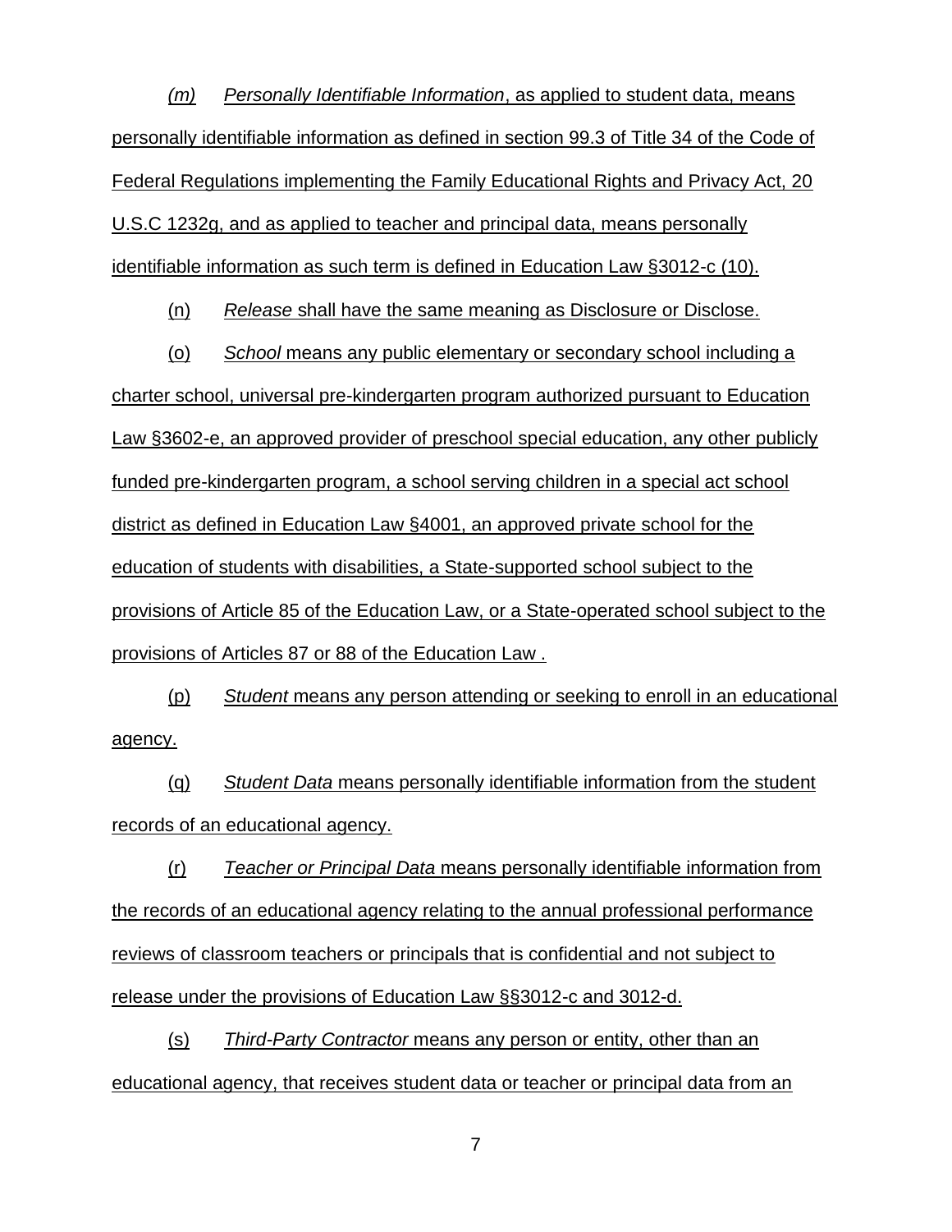*(m)* *Personally Identifiable Information*, as applied to student data, means personally identifiable information as defined in section 99.3 of Title 34 of the Code of Federal Regulations implementing the Family Educational Rights and Privacy Act, 20 U.S.C 1232g, and as applied to teacher and principal data, means personally identifiable information as such term is defined in Education Law §3012-c (10).

(n) *Release* shall have the same meaning as Disclosure or Disclose.

(o) *School* means any public elementary or secondary school including a charter school, universal pre-kindergarten program authorized pursuant to Education Law §3602-e, an approved provider of preschool special education, any other publicly funded pre-kindergarten program, a school serving children in a special act school district as defined in Education Law §4001, an approved private school for the education of students with disabilities, a State-supported school subject to the provisions of Article 85 of the Education Law, or a State-operated school subject to the provisions of Articles 87 or 88 of the Education Law .

(p) *Student* means any person attending or seeking to enroll in an educational agency.

(q) *Student Data* means personally identifiable information from the student records of an educational agency.

(r) *Teacher or Principal Data* means personally identifiable information from the records of an educational agency relating to the annual professional performance reviews of classroom teachers or principals that is confidential and not subject to release under the provisions of Education Law §§3012-c and 3012-d.

(s) *Third-Party Contractor* means any person or entity, other than an educational agency, that receives student data or teacher or principal data from an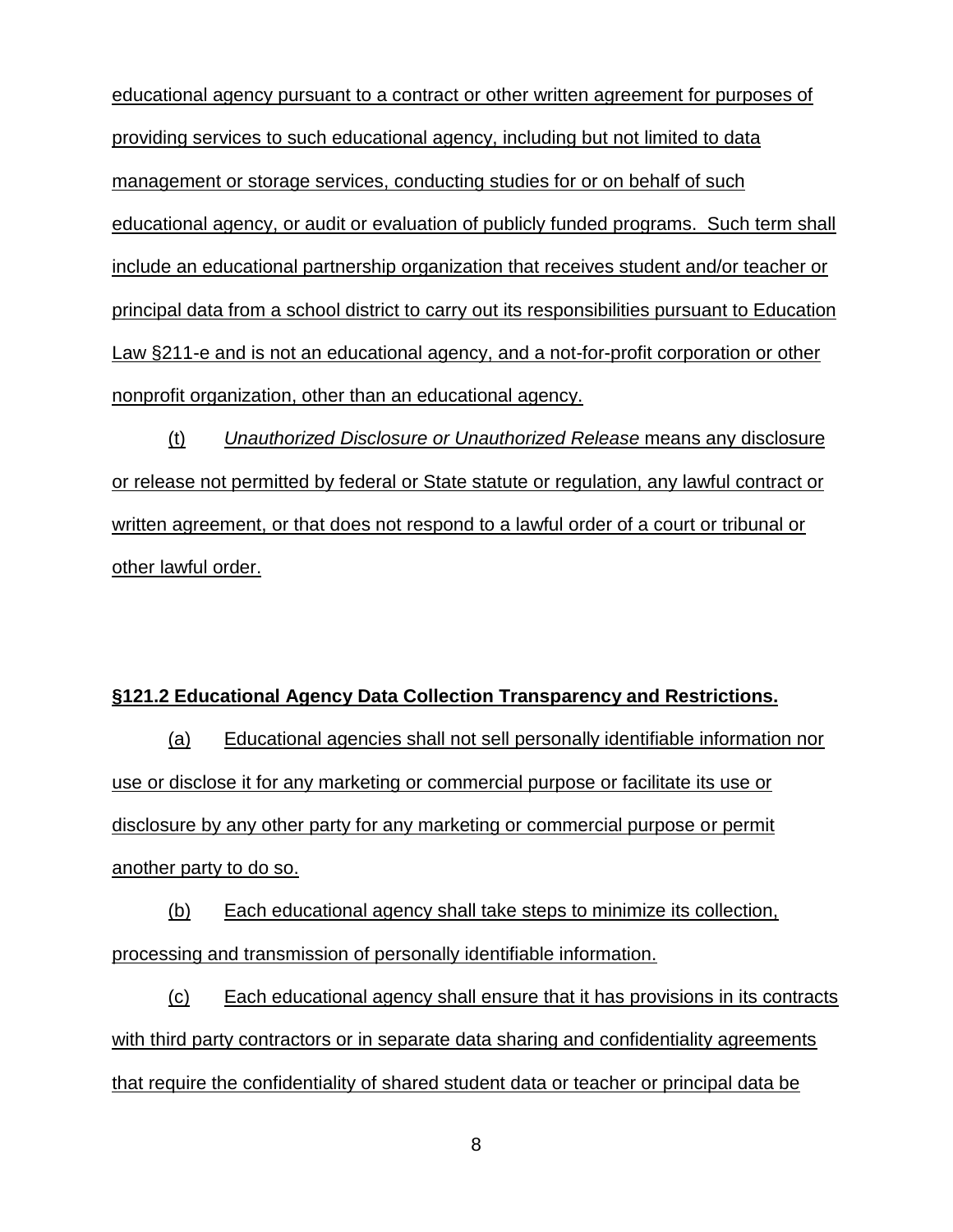educational agency pursuant to a contract or other written agreement for purposes of providing services to such educational agency, including but not limited to data management or storage services, conducting studies for or on behalf of such educational agency, or audit or evaluation of publicly funded programs. Such term shall include an educational partnership organization that receives student and/or teacher or principal data from a school district to carry out its responsibilities pursuant to Education Law §211-e and is not an educational agency, and a not-for-profit corporation or other nonprofit organization, other than an educational agency.

(t) *Unauthorized Disclosure or Unauthorized Release* means any disclosure or release not permitted by federal or State statute or regulation, any lawful contract or written agreement, or that does not respond to a lawful order of a court or tribunal or other lawful order.

**§121.2 Educational Agency Data Collection Transparency and Restrictions.**

(a) Educational agencies shall not sell personally identifiable information nor use or disclose it for any marketing or commercial purpose or facilitate its use or disclosure by any other party for any marketing or commercial purpose or permit another party to do so.

(b) Each educational agency shall take steps to minimize its collection, processing and transmission of personally identifiable information.

(c) Each educational agency shall ensure that it has provisions in its contracts with third party contractors or in separate data sharing and confidentiality agreements that require the confidentiality of shared student data or teacher or principal data be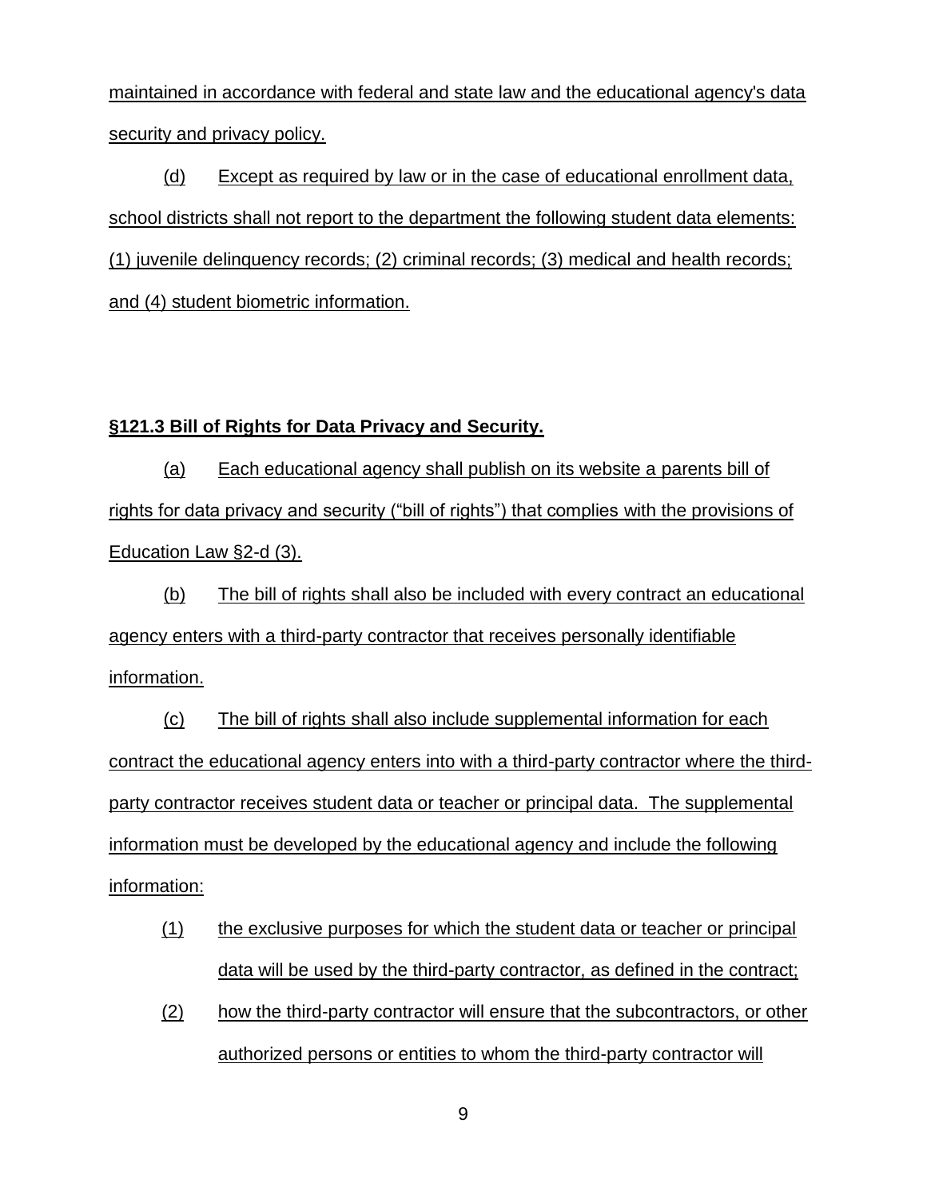maintained in accordance with federal and state law and the educational agency's data security and privacy policy.

(d) Except as required by law or in the case of educational enrollment data, school districts shall not report to the department the following student data elements: (1) juvenile delinquency records; (2) criminal records; (3) medical and health records; and (4) student biometric information.

**§121.3 Bill of Rights for Data Privacy and Security.**

(a) Each educational agency shall publish on its website a parents bill of rights for data privacy and security ("bill of rights") that complies with the provisions of Education Law §2-d (3).

(b) The bill of rights shall also be included with every contract an educational agency enters with a third-party contractor that receives personally identifiable information.

(c) The bill of rights shall also include supplemental information for each contract the educational agency enters into with a third-party contractor where the third-party contractor receives student data or teacher or principal data. The supplemental information must be developed by the educational agency and include the following information:

(1) the exclusive purposes for which the student data or teacher or principal data will be used by the third-party contractor, as defined in the contract;

(2) how the third-party contractor will ensure that the subcontractors, or other authorized persons or entities to whom the third-party contractor will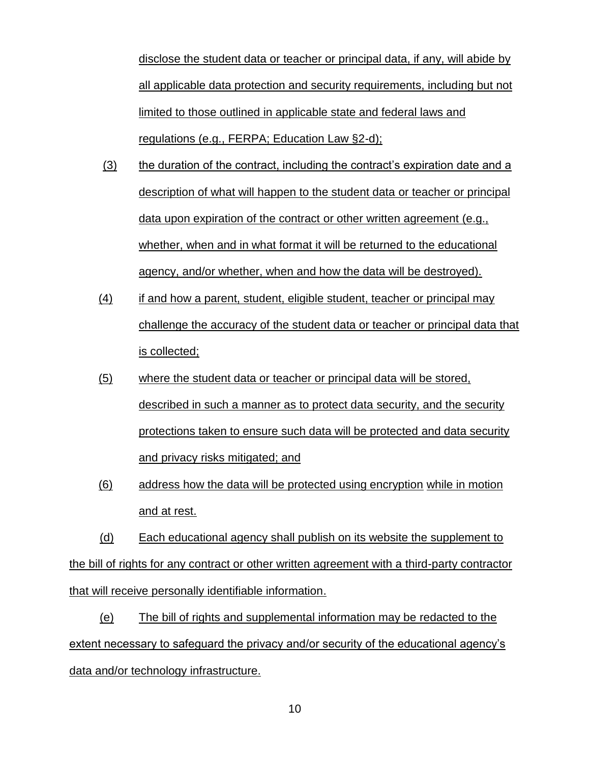disclose the student data or teacher or principal data, if any, will abide by all applicable data protection and security requirements, including but not limited to those outlined in applicable state and federal laws and regulations (e.g., FERPA; Education Law §2-d);

(3) the duration of the contract, including the contract's expiration date and a description of what will happen to the student data or teacher or principal data upon expiration of the contract or other written agreement (e.g., whether, when and in what format it will be returned to the educational agency, and/or whether, when and how the data will be destroyed).

(4) if and how a parent, student, eligible student, teacher or principal may challenge the accuracy of the student data or teacher or principal data that is collected;

(5) where the student data or teacher or principal data will be stored, described in such a manner as to protect data security, and the security protections taken to ensure such data will be protected and data security and privacy risks mitigated; and

(6) address how the data will be protected using encryption while in motion and at rest.

(d) Each educational agency shall publish on its website the supplement to the bill of rights for any contract or other written agreement with a third-party contractor that will receive personally identifiable information.

(e) The bill of rights and supplemental information may be redacted to the extent necessary to safeguard the privacy and/or security of the educational agency's data and/or technology infrastructure.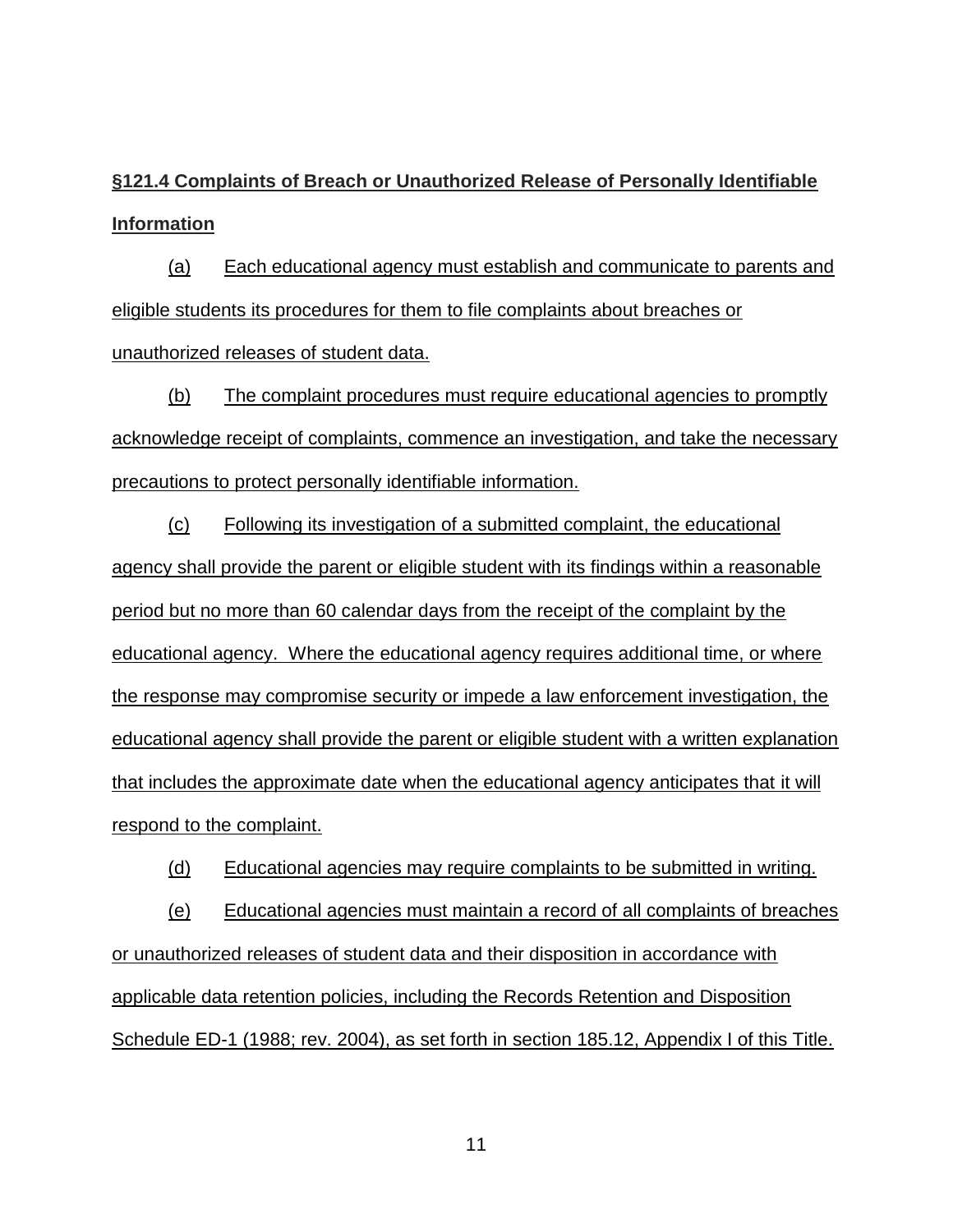**§121.4 Complaints of Breach or Unauthorized Release of Personally Identifiable Information**

(a) Each educational agency must establish and communicate to parents and eligible students its procedures for them to file complaints about breaches or unauthorized releases of student data.

(b) The complaint procedures must require educational agencies to promptly acknowledge receipt of complaints, commence an investigation, and take the necessary precautions to protect personally identifiable information.

(c) Following its investigation of a submitted complaint, the educational agency shall provide the parent or eligible student with its findings within a reasonable period but no more than 60 calendar days from the receipt of the complaint by the educational agency. Where the educational agency requires additional time, or where the response may compromise security or impede a law enforcement investigation, the educational agency shall provide the parent or eligible student with a written explanation that includes the approximate date when the educational agency anticipates that it will respond to the complaint.

(d) Educational agencies may require complaints to be submitted in writing.

(e) Educational agencies must maintain a record of all complaints of breaches or unauthorized releases of student data and their disposition in accordance with applicable data retention policies, including the Records Retention and Disposition Schedule ED-1 (1988; rev. 2004), as set forth in section 185.12, Appendix I of this Title.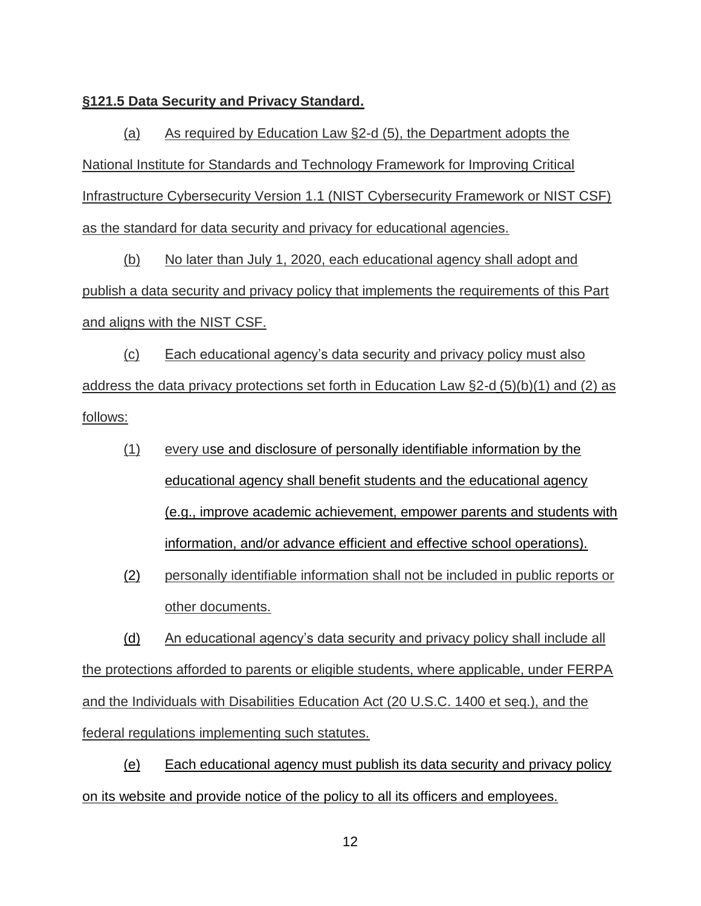**§121.5 Data Security and Privacy Standard.**

(a) As required by Education Law §2-d (5), the Department adopts the National Institute for Standards and Technology Framework for Improving Critical Infrastructure Cybersecurity Version 1.1 (NIST Cybersecurity Framework or NIST CSF) as the standard for data security and privacy for educational agencies.

(b) No later than July 1, 2020, each educational agency shall adopt and publish a data security and privacy policy that implements the requirements of this Part and aligns with the NIST CSF.

(c) Each educational agency's data security and privacy policy must also address the data privacy protections set forth in Education Law §2-d (5)(b)(1) and (2) as follows:

- (1) every use and disclosure of personally identifiable information by the educational agency shall benefit students and the educational agency (e.g., improve academic achievement, empower parents and students with information, and/or advance efficient and effective school operations).
- (2) personally identifiable information shall not be included in public reports or other documents.

(d) An educational agency's data security and privacy policy shall include all the protections afforded to parents or eligible students, where applicable, under FERPA and the Individuals with Disabilities Education Act (20 U.S.C. 1400 et seq.), and the federal regulations implementing such statutes.

(e) Each educational agency must publish its data security and privacy policy on its website and provide notice of the policy to all its officers and employees.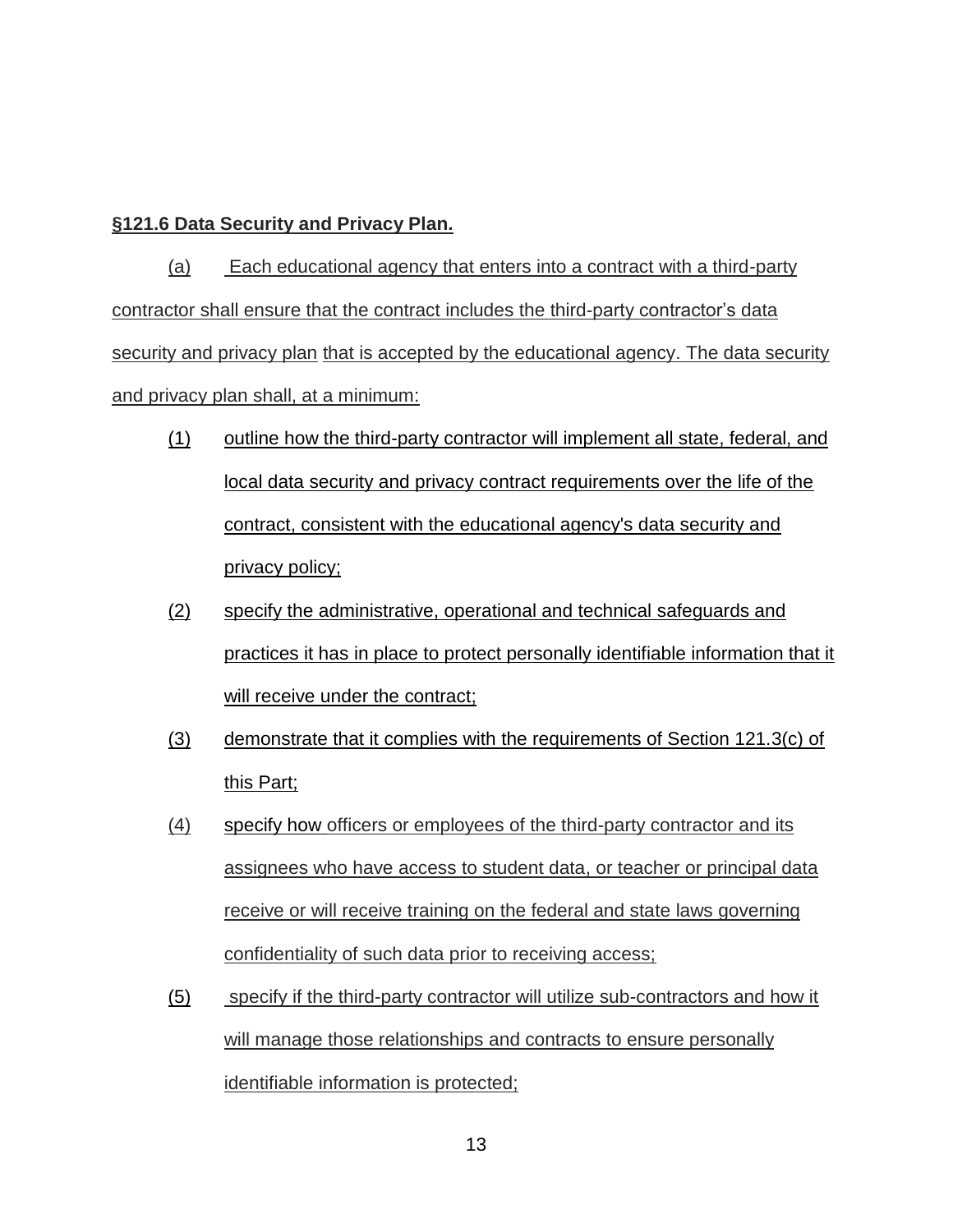**§121.6 Data Security and Privacy Plan.**

(a) Each educational agency that enters into a contract with a third-party contractor shall ensure that the contract includes the third-party contractor's data security and privacy plan that is accepted by the educational agency. The data security and privacy plan shall, at a minimum:

(1) outline how the third-party contractor will implement all state, federal, and local data security and privacy contract requirements over the life of the contract, consistent with the educational agency's data security and privacy policy;

(2) specify the administrative, operational and technical safeguards and practices it has in place to protect personally identifiable information that it will receive under the contract;

(3) demonstrate that it complies with the requirements of Section 121.3(c) of this Part;

(4) specify how officers or employees of the third-party contractor and its assignees who have access to student data, or teacher or principal data receive or will receive training on the federal and state laws governing confidentiality of such data prior to receiving access;

(5) specify if the third-party contractor will utilize sub-contractors and how it will manage those relationships and contracts to ensure personally identifiable information is protected;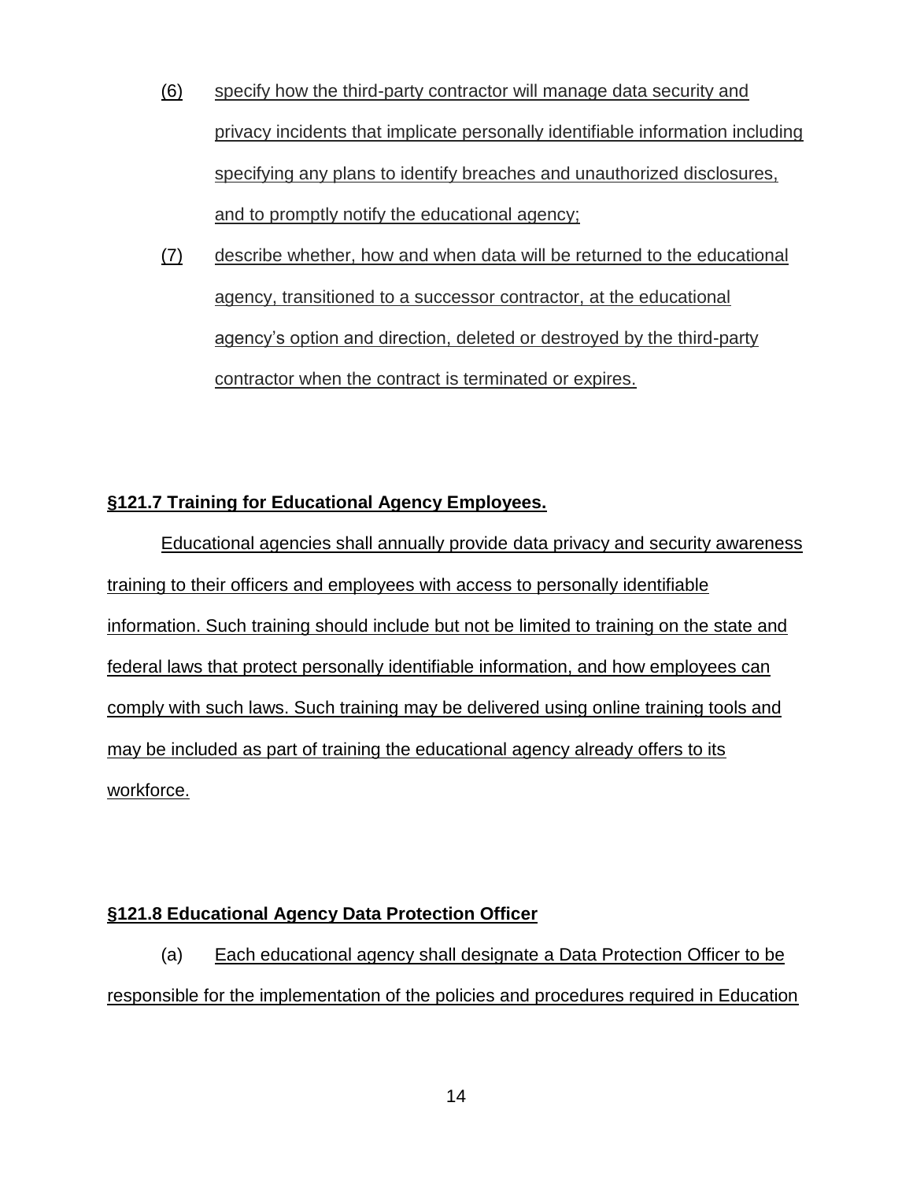(6) specify how the third-party contractor will manage data security and privacy incidents that implicate personally identifiable information including specifying any plans to identify breaches and unauthorized disclosures, and to promptly notify the educational agency;

(7) describe whether, how and when data will be returned to the educational agency, transitioned to a successor contractor, at the educational agency's option and direction, deleted or destroyed by the third-party contractor when the contract is terminated or expires.

**§121.7 Training for Educational Agency Employees.**

Educational agencies shall annually provide data privacy and security awareness training to their officers and employees with access to personally identifiable information. Such training should include but not be limited to training on the state and federal laws that protect personally identifiable information, and how employees can comply with such laws. Such training may be delivered using online training tools and may be included as part of training the educational agency already offers to its workforce.

**§121.8 Educational Agency Data Protection Officer**

(a) Each educational agency shall designate a Data Protection Officer to be responsible for the implementation of the policies and procedures required in Education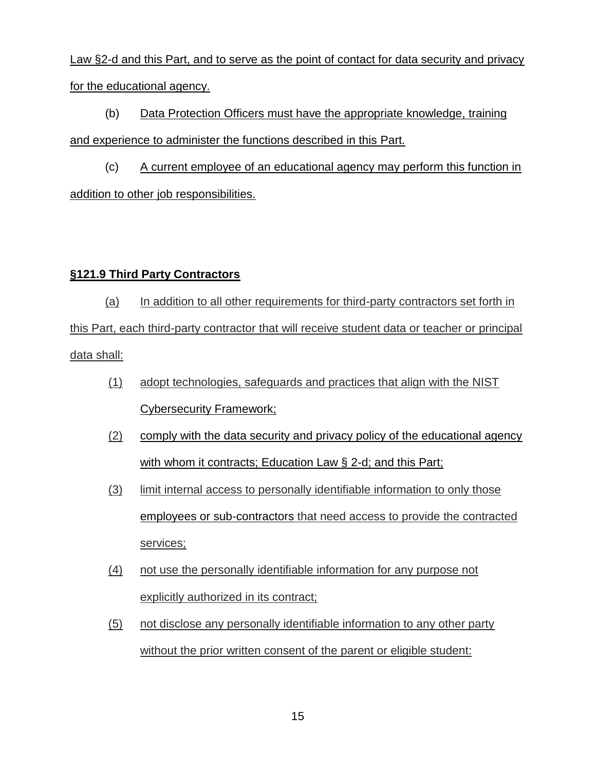Law §2-d and this Part, and to serve as the point of contact for data security and privacy for the educational agency.

(b) Data Protection Officers must have the appropriate knowledge, training and experience to administer the functions described in this Part.

(c) A current employee of an educational agency may perform this function in addition to other job responsibilities.

## §121.9 Third Party Contractors

(a) In addition to all other requirements for third-party contractors set forth in this Part, each third-party contractor that will receive student data or teacher or principal data shall:

(1) adopt technologies, safeguards and practices that align with the NIST Cybersecurity Framework;

(2) comply with the data security and privacy policy of the educational agency with whom it contracts; Education Law § 2-d; and this Part;

(3) limit internal access to personally identifiable information to only those employees or sub-contractors that need access to provide the contracted services;

(4) not use the personally identifiable information for any purpose not explicitly authorized in its contract;

(5) not disclose any personally identifiable information to any other party without the prior written consent of the parent or eligible student: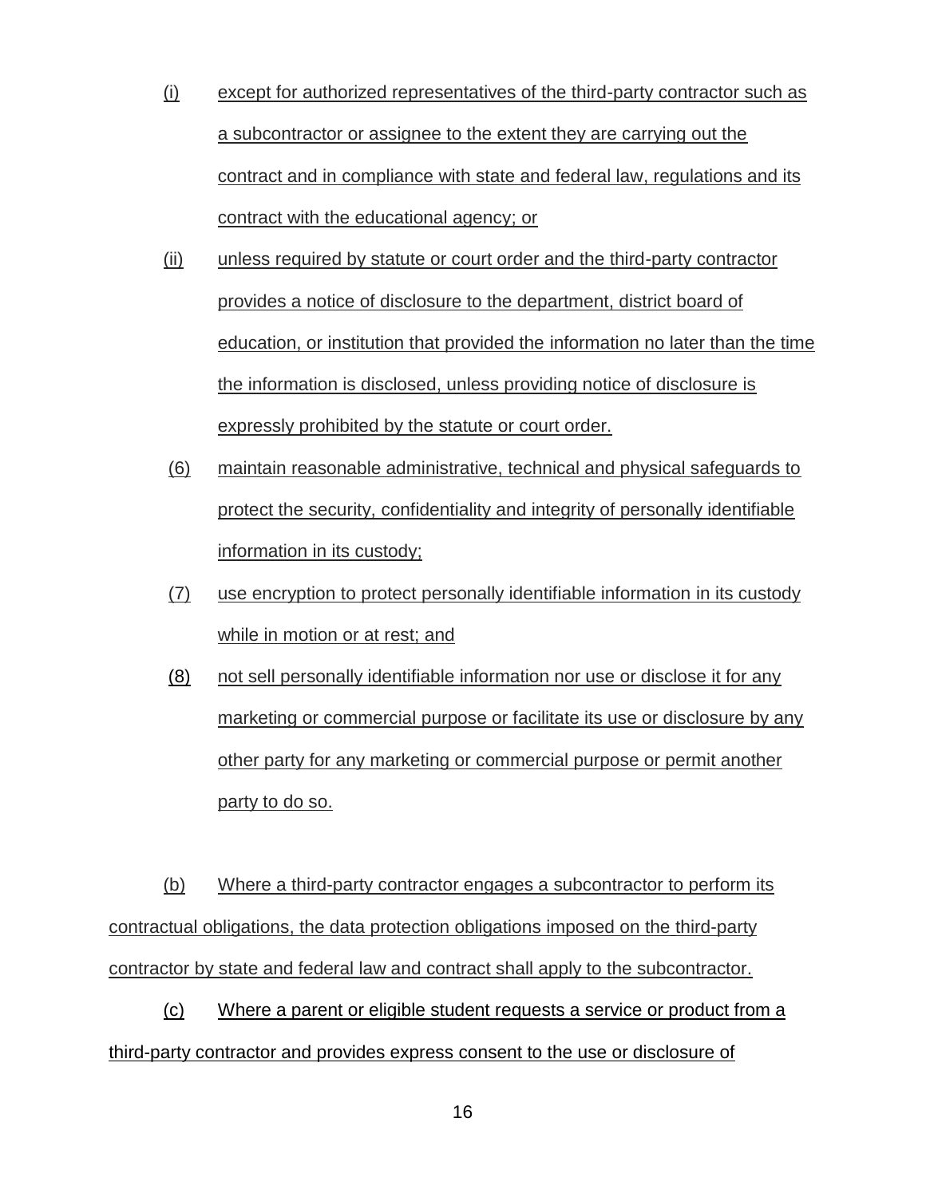(i) except for authorized representatives of the third-party contractor such as a subcontractor or assignee to the extent they are carrying out the contract and in compliance with state and federal law, regulations and its contract with the educational agency; or

(ii) unless required by statute or court order and the third-party contractor provides a notice of disclosure to the department, district board of education, or institution that provided the information no later than the time the information is disclosed, unless providing notice of disclosure is expressly prohibited by the statute or court order.

(6) maintain reasonable administrative, technical and physical safeguards to protect the security, confidentiality and integrity of personally identifiable information in its custody;

(7) use encryption to protect personally identifiable information in its custody while in motion or at rest; and

(8) not sell personally identifiable information nor use or disclose it for any marketing or commercial purpose or facilitate its use or disclosure by any other party for any marketing or commercial purpose or permit another party to do so.

(b) Where a third-party contractor engages a subcontractor to perform its contractual obligations, the data protection obligations imposed on the third-party contractor by state and federal law and contract shall apply to the subcontractor.

(c) Where a parent or eligible student requests a service or product from a third-party contractor and provides express consent to the use or disclosure of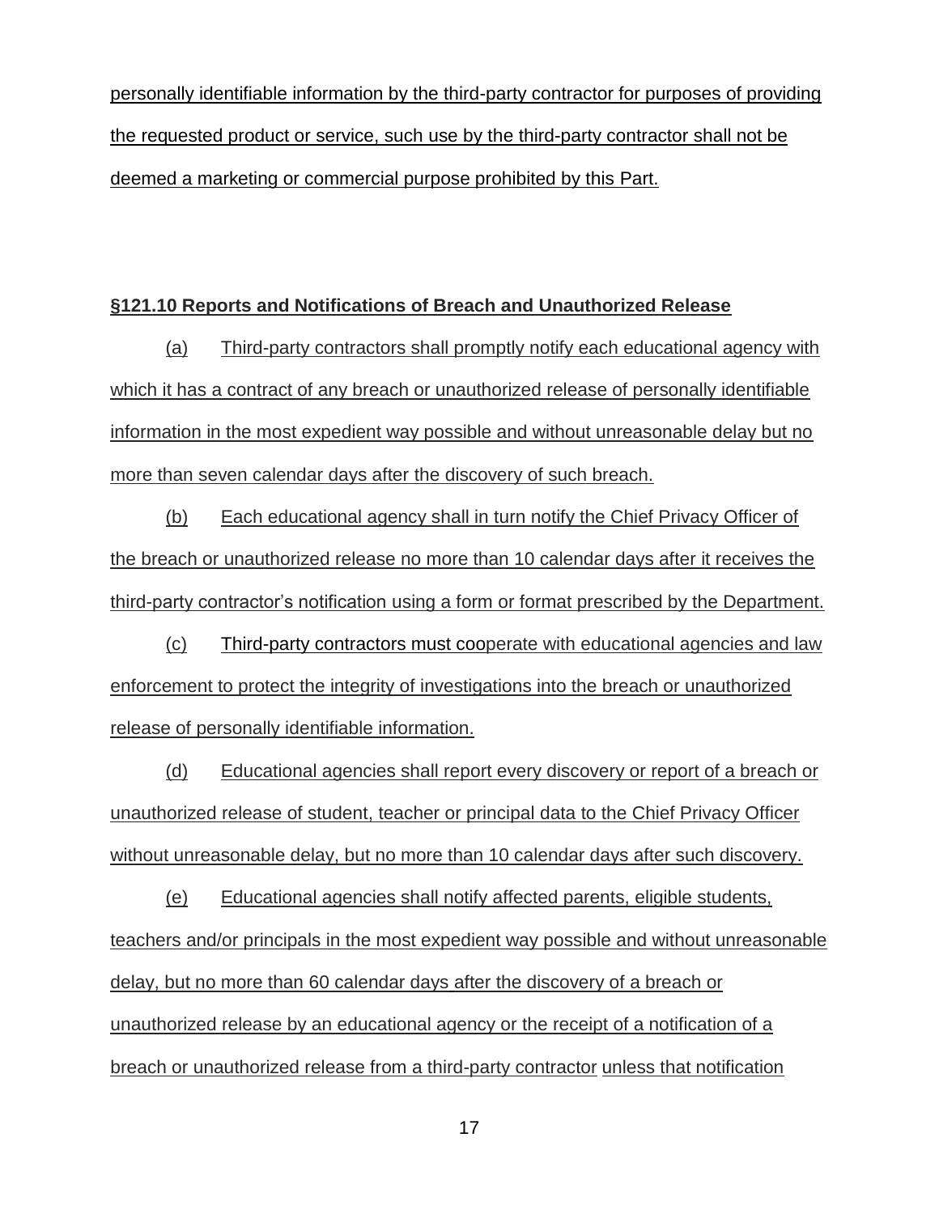personally identifiable information by the third-party contractor for purposes of providing the requested product or service, such use by the third-party contractor shall not be deemed a marketing or commercial purpose prohibited by this Part.

**§121.10 Reports and Notifications of Breach and Unauthorized Release**

(a) Third-party contractors shall promptly notify each educational agency with which it has a contract of any breach or unauthorized release of personally identifiable information in the most expedient way possible and without unreasonable delay but no more than seven calendar days after the discovery of such breach.

(b) Each educational agency shall in turn notify the Chief Privacy Officer of the breach or unauthorized release no more than 10 calendar days after it receives the third-party contractor's notification using a form or format prescribed by the Department.

(c) Third-party contractors must cooperate with educational agencies and law enforcement to protect the integrity of investigations into the breach or unauthorized release of personally identifiable information.

(d) Educational agencies shall report every discovery or report of a breach or unauthorized release of student, teacher or principal data to the Chief Privacy Officer without unreasonable delay, but no more than 10 calendar days after such discovery.

(e) Educational agencies shall notify affected parents, eligible students, teachers and/or principals in the most expedient way possible and without unreasonable delay, but no more than 60 calendar days after the discovery of a breach or unauthorized release by an educational agency or the receipt of a notification of a breach or unauthorized release from a third-party contractor unless that notification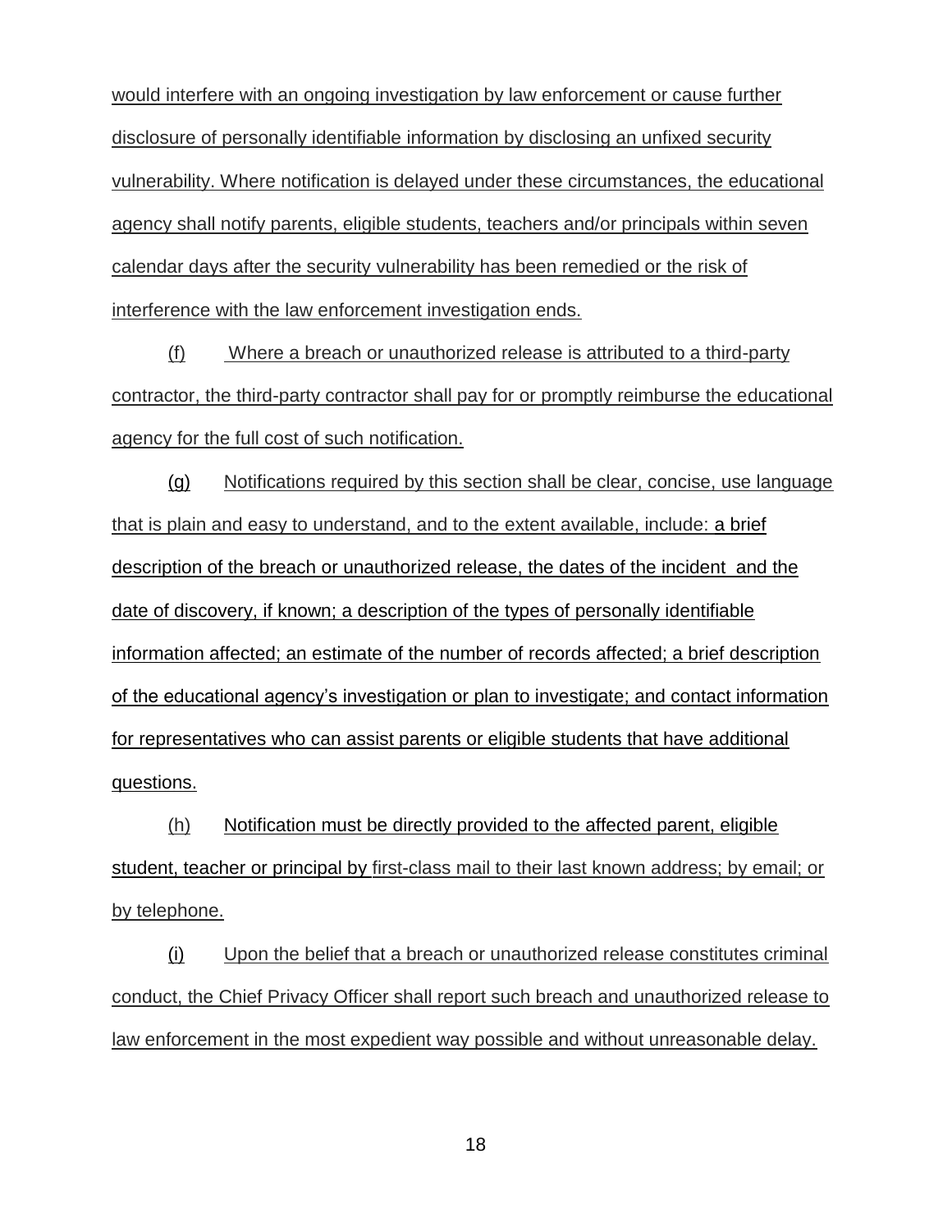would interfere with an ongoing investigation by law enforcement or cause further disclosure of personally identifiable information by disclosing an unfixed security vulnerability. Where notification is delayed under these circumstances, the educational agency shall notify parents, eligible students, teachers and/or principals within seven calendar days after the security vulnerability has been remedied or the risk of interference with the law enforcement investigation ends.

(f) Where a breach or unauthorized release is attributed to a third-party contractor, the third-party contractor shall pay for or promptly reimburse the educational agency for the full cost of such notification.

(g) Notifications required by this section shall be clear, concise, use language that is plain and easy to understand, and to the extent available, include: a brief description of the breach or unauthorized release, the dates of the incident and the date of discovery, if known; a description of the types of personally identifiable information affected; an estimate of the number of records affected; a brief description of the educational agency's investigation or plan to investigate; and contact information for representatives who can assist parents or eligible students that have additional questions.

(h) Notification must be directly provided to the affected parent, eligible student, teacher or principal by first-class mail to their last known address; by email; or by telephone.

(i) Upon the belief that a breach or unauthorized release constitutes criminal conduct, the Chief Privacy Officer shall report such breach and unauthorized release to law enforcement in the most expedient way possible and without unreasonable delay.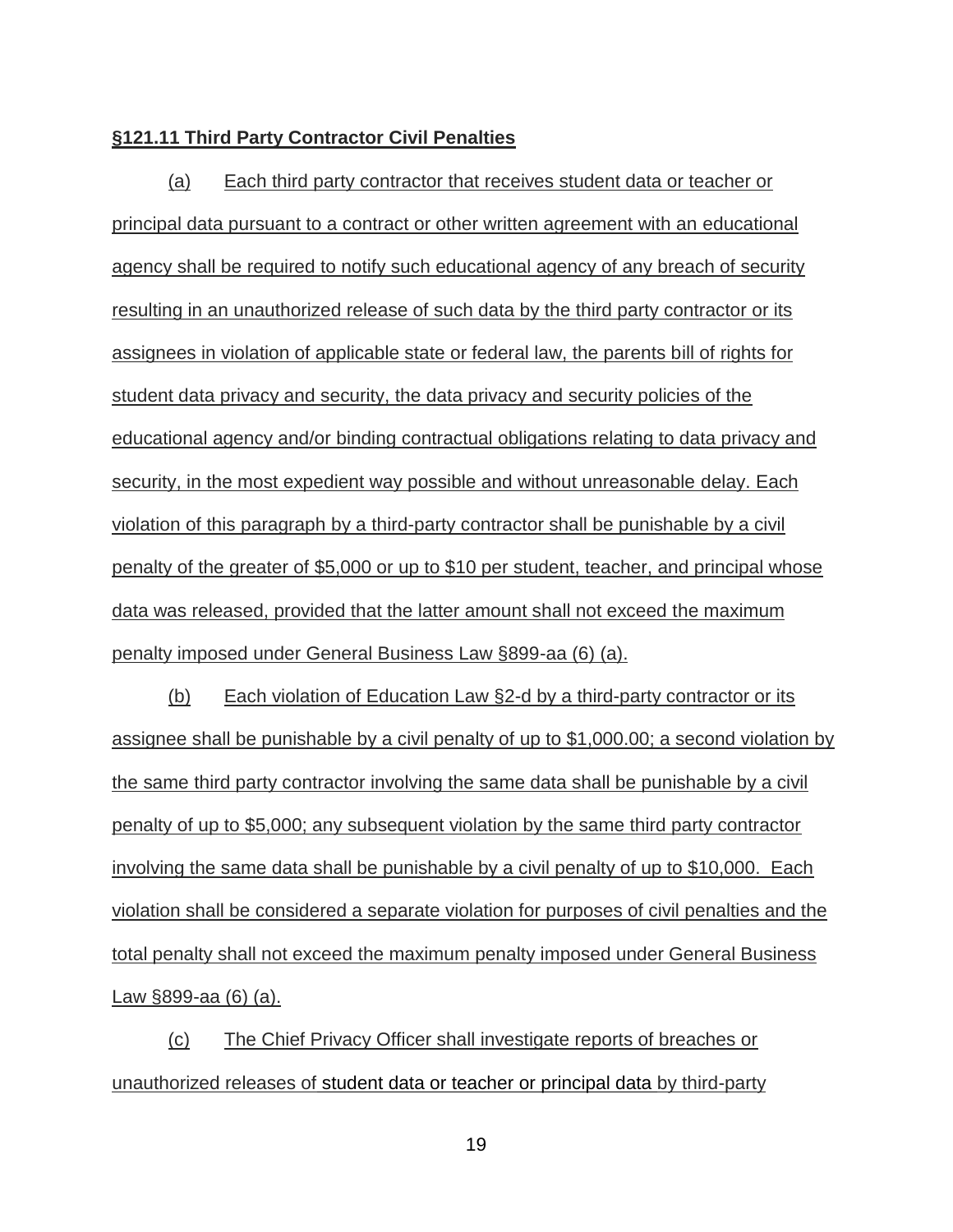**§121.11 Third Party Contractor Civil Penalties**

(a) Each third party contractor that receives student data or teacher or principal data pursuant to a contract or other written agreement with an educational agency shall be required to notify such educational agency of any breach of security resulting in an unauthorized release of such data by the third party contractor or its assignees in violation of applicable state or federal law, the parents bill of rights for student data privacy and security, the data privacy and security policies of the educational agency and/or binding contractual obligations relating to data privacy and security, in the most expedient way possible and without unreasonable delay. Each violation of this paragraph by a third-party contractor shall be punishable by a civil penalty of the greater of $5,000 or up to $10 per student, teacher, and principal whose data was released, provided that the latter amount shall not exceed the maximum penalty imposed under General Business Law §899-aa (6) (a).

(b) Each violation of Education Law §2-d by a third-party contractor or its assignee shall be punishable by a civil penalty of up to $1,000.00; a second violation by the same third party contractor involving the same data shall be punishable by a civil penalty of up to $5,000; any subsequent violation by the same third party contractor involving the same data shall be punishable by a civil penalty of up to $10,000. Each violation shall be considered a separate violation for purposes of civil penalties and the total penalty shall not exceed the maximum penalty imposed under General Business Law §899-aa (6) (a).

(c) The Chief Privacy Officer shall investigate reports of breaches or unauthorized releases of student data or teacher or principal data by third-party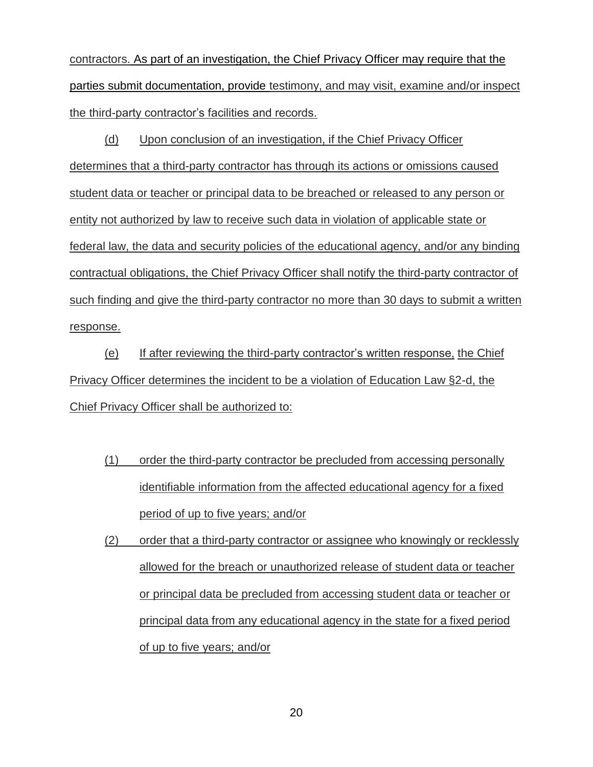contractors. As part of an investigation, the Chief Privacy Officer may require that the parties submit documentation, provide testimony, and may visit, examine and/or inspect the third-party contractor's facilities and records.

(d) Upon conclusion of an investigation, if the Chief Privacy Officer determines that a third-party contractor has through its actions or omissions caused student data or teacher or principal data to be breached or released to any person or entity not authorized by law to receive such data in violation of applicable state or federal law, the data and security policies of the educational agency, and/or any binding contractual obligations, the Chief Privacy Officer shall notify the third-party contractor of such finding and give the third-party contractor no more than 30 days to submit a written response.

(e) If after reviewing the third-party contractor's written response, the Chief Privacy Officer determines the incident to be a violation of Education Law §2-d, the Chief Privacy Officer shall be authorized to:

(1) order the third-party contractor be precluded from accessing personally identifiable information from the affected educational agency for a fixed period of up to five years; and/or

(2) order that a third-party contractor or assignee who knowingly or recklessly allowed for the breach or unauthorized release of student data or teacher or principal data be precluded from accessing student data or teacher or principal data from any educational agency in the state for a fixed period of up to five years; and/or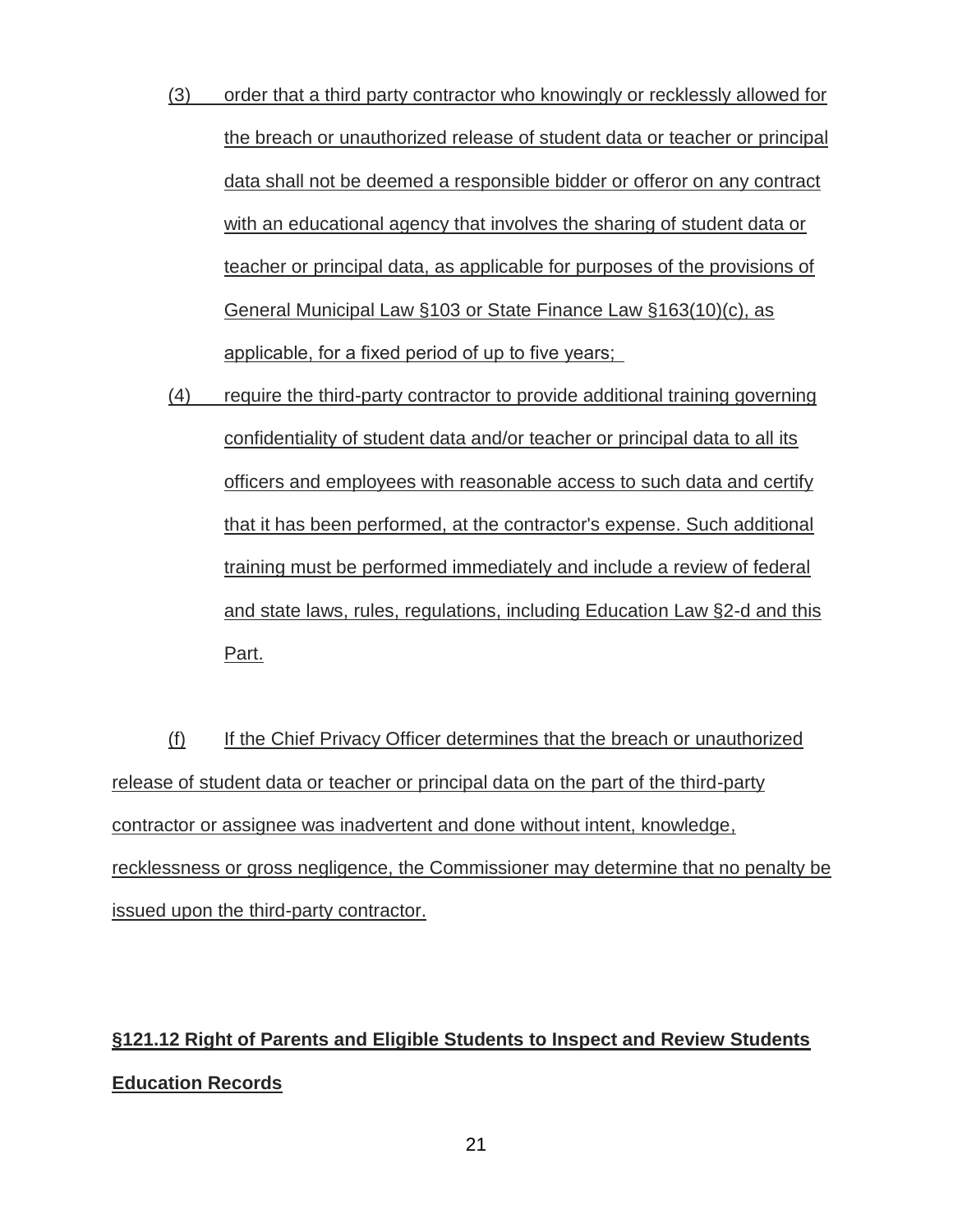(3) order that a third party contractor who knowingly or recklessly allowed for the breach or unauthorized release of student data or teacher or principal data shall not be deemed a responsible bidder or offeror on any contract with an educational agency that involves the sharing of student data or teacher or principal data, as applicable for purposes of the provisions of General Municipal Law §103 or State Finance Law §163(10)(c), as applicable, for a fixed period of up to five years;

(4) require the third-party contractor to provide additional training governing confidentiality of student data and/or teacher or principal data to all its officers and employees with reasonable access to such data and certify that it has been performed, at the contractor's expense. Such additional training must be performed immediately and include a review of federal and state laws, rules, regulations, including Education Law §2-d and this Part.

(f) If the Chief Privacy Officer determines that the breach or unauthorized release of student data or teacher or principal data on the part of the third-party contractor or assignee was inadvertent and done without intent, knowledge, recklessness or gross negligence, the Commissioner may determine that no penalty be issued upon the third-party contractor.

**§121.12 Right of Parents and Eligible Students to Inspect and Review Students Education Records**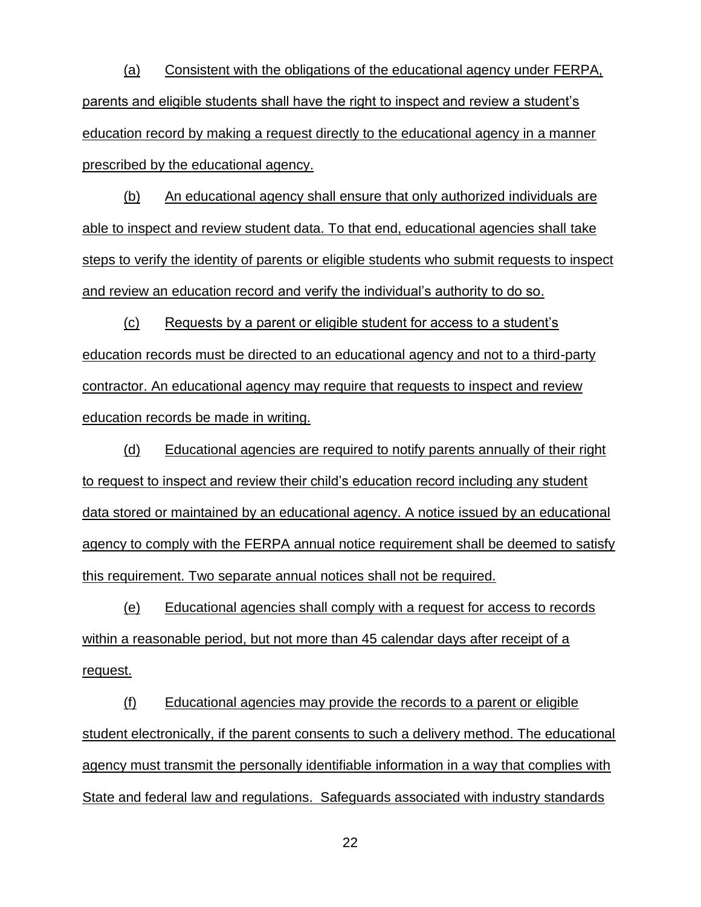(a) Consistent with the obligations of the educational agency under FERPA, parents and eligible students shall have the right to inspect and review a student's education record by making a request directly to the educational agency in a manner prescribed by the educational agency.

(b) An educational agency shall ensure that only authorized individuals are able to inspect and review student data. To that end, educational agencies shall take steps to verify the identity of parents or eligible students who submit requests to inspect and review an education record and verify the individual's authority to do so.

(c) Requests by a parent or eligible student for access to a student's education records must be directed to an educational agency and not to a third-party contractor. An educational agency may require that requests to inspect and review education records be made in writing.

(d) Educational agencies are required to notify parents annually of their right to request to inspect and review their child's education record including any student data stored or maintained by an educational agency. A notice issued by an educational agency to comply with the FERPA annual notice requirement shall be deemed to satisfy this requirement. Two separate annual notices shall not be required.

(e) Educational agencies shall comply with a request for access to records within a reasonable period, but not more than 45 calendar days after receipt of a request.

(f) Educational agencies may provide the records to a parent or eligible student electronically, if the parent consents to such a delivery method. The educational agency must transmit the personally identifiable information in a way that complies with State and federal law and regulations. Safeguards associated with industry standards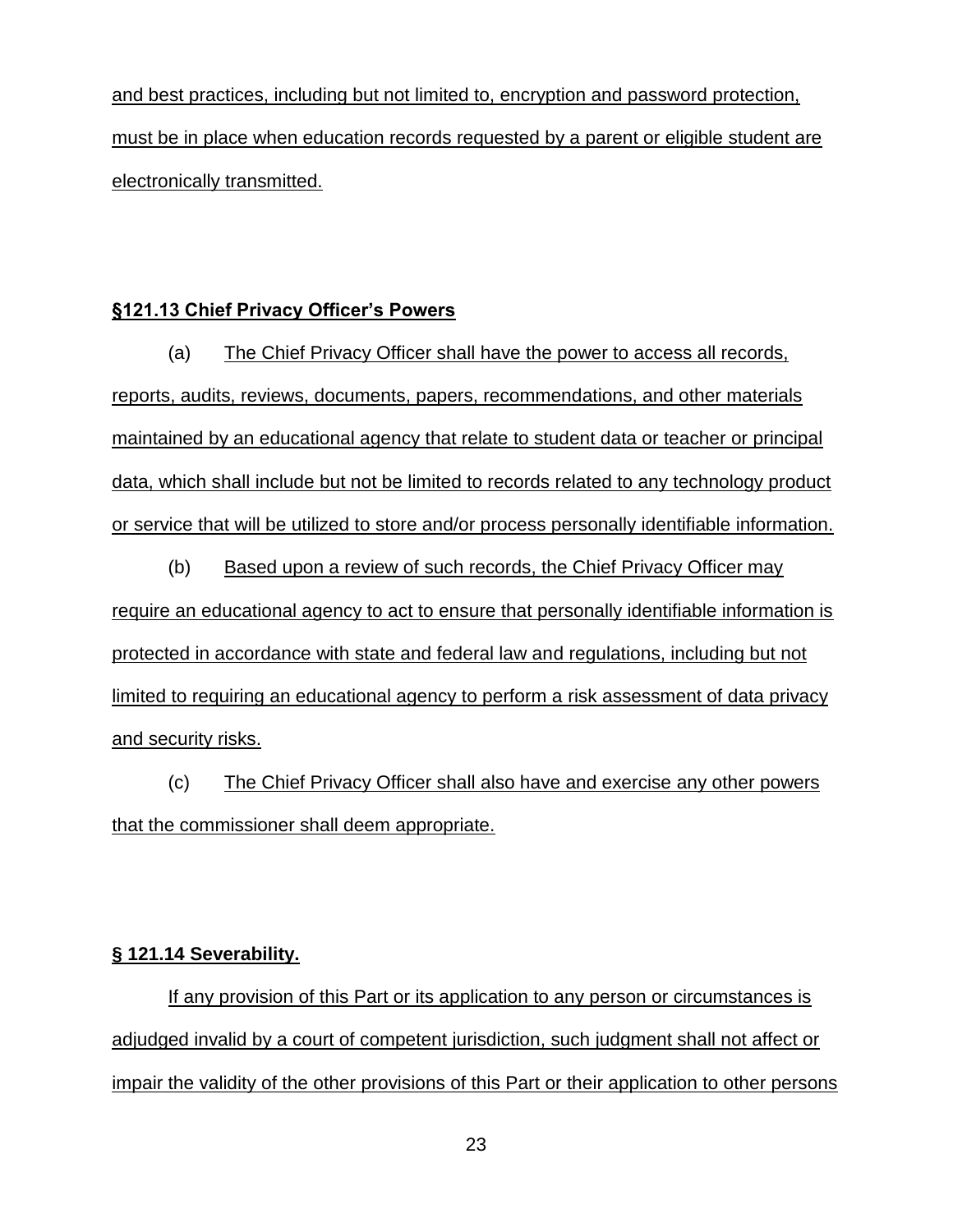and best practices, including but not limited to, encryption and password protection, must be in place when education records requested by a parent or eligible student are electronically transmitted.

### §121.13 Chief Privacy Officer's Powers

(a) The Chief Privacy Officer shall have the power to access all records, reports, audits, reviews, documents, papers, recommendations, and other materials maintained by an educational agency that relate to student data or teacher or principal data, which shall include but not be limited to records related to any technology product or service that will be utilized to store and/or process personally identifiable information.

(b) Based upon a review of such records, the Chief Privacy Officer may require an educational agency to act to ensure that personally identifiable information is protected in accordance with state and federal law and regulations, including but not limited to requiring an educational agency to perform a risk assessment of data privacy and security risks.

(c) The Chief Privacy Officer shall also have and exercise any other powers that the commissioner shall deem appropriate.

### § 121.14 Severability.

If any provision of this Part or its application to any person or circumstances is adjudged invalid by a court of competent jurisdiction, such judgment shall not affect or impair the validity of the other provisions of this Part or their application to other persons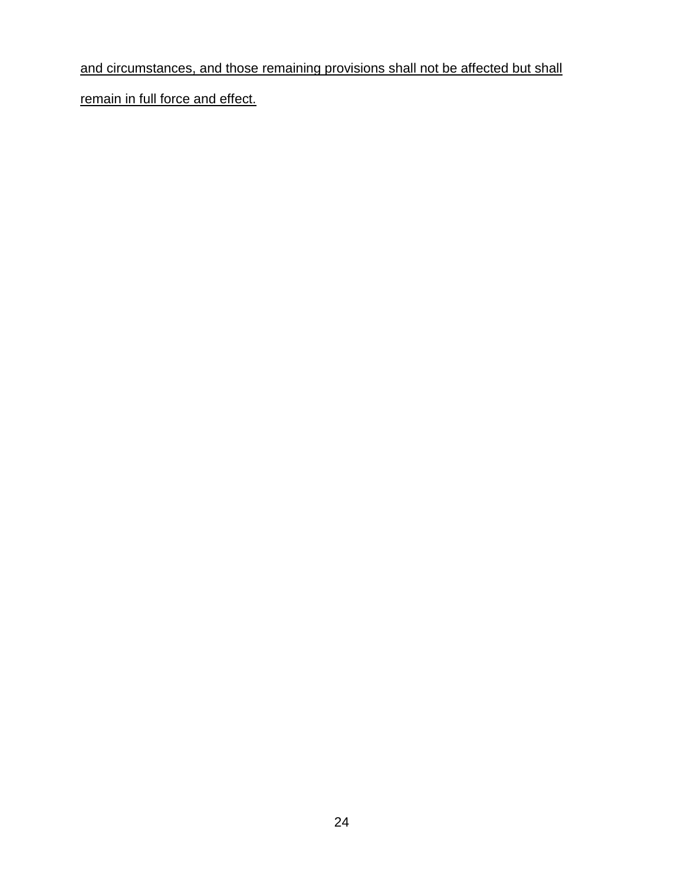<u>and circumstances, and those remaining provisions shall not be affected but shall remain in full force and effect.</u>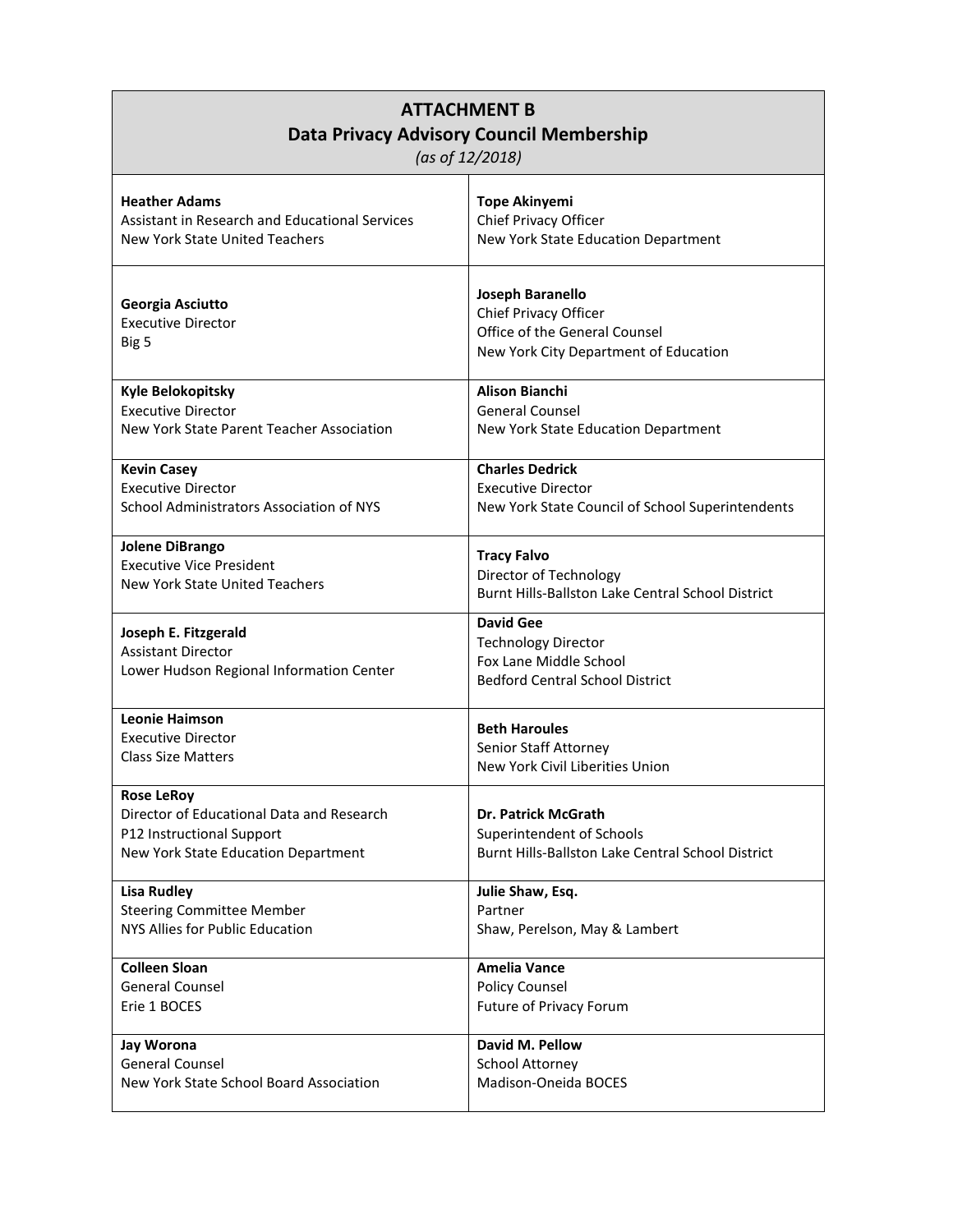# ATTACHMENT B
## Data Privacy Advisory Council Membership
*(as of 12/2018)*

| | |
|---|---|
| **Heather Adams**<br>Assistant in Research and Educational Services<br>New York State United Teachers | **Tope Akinyemi**<br>Chief Privacy Officer<br>New York State Education Department |
| **Georgia Asciutto**<br>Executive Director<br>Big 5 | **Joseph Baranello**<br>Chief Privacy Officer<br>Office of the General Counsel<br>New York City Department of Education |
| **Kyle Belokopitsky**<br>Executive Director<br>New York State Parent Teacher Association | **Alison Bianchi**<br>General Counsel<br>New York State Education Department |
| **Kevin Casey**<br>Executive Director<br>School Administrators Association of NYS | **Charles Dedrick**<br>Executive Director<br>New York State Council of School Superintendents |
| **Jolene DiBrango**<br>Executive Vice President<br>New York State United Teachers | **Tracy Falvo**<br>Director of Technology<br>Burnt Hills-Ballston Lake Central School District |
| **Joseph E. Fitzgerald**<br>Assistant Director<br>Lower Hudson Regional Information Center | **David Gee**<br>Technology Director<br>Fox Lane Middle School<br>Bedford Central School District |
| **Leonie Haimson**<br>Executive Director<br>Class Size Matters | **Beth Haroules**<br>Senior Staff Attorney<br>New York Civil Liberties Union |
| **Rose LeRoy**<br>Director of Educational Data and Research<br>P12 Instructional Support<br>New York State Education Department | **Dr. Patrick McGrath**<br>Superintendent of Schools<br>Burnt Hills-Ballston Lake Central School District |
| **Lisa Rudley**<br>Steering Committee Member<br>NYS Allies for Public Education | **Julie Shaw, Esq.**<br>Partner<br>Shaw, Perelson, May & Lambert |
| **Colleen Sloan**<br>General Counsel<br>Erie 1 BOCES | **Amelia Vance**<br>Policy Counsel<br>Future of Privacy Forum |
| **Jay Worona**<br>General Counsel<br>New York State School Board Association | **David M. Pellow**<br>School Attorney<br>Madison-Oneida BOCES |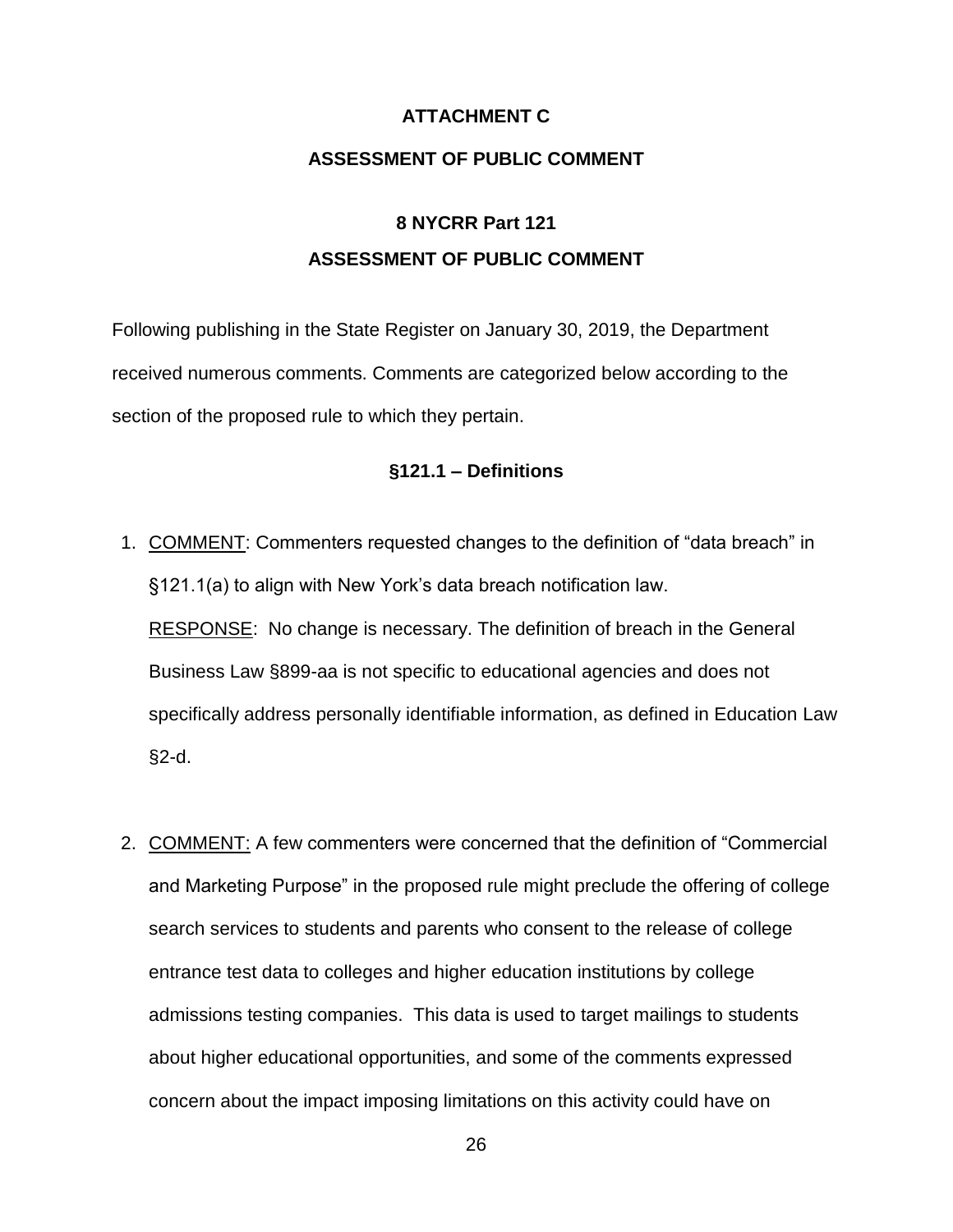# ATTACHMENT C

## ASSESSMENT OF PUBLIC COMMENT

## 8 NYCRR Part 121

## ASSESSMENT OF PUBLIC COMMENT

Following publishing in the State Register on January 30, 2019, the Department received numerous comments. Comments are categorized below according to the section of the proposed rule to which they pertain.

### §121.1 – Definitions

1. COMMENT: Commenters requested changes to the definition of "data breach" in §121.1(a) to align with New York's data breach notification law.

   RESPONSE: No change is necessary. The definition of breach in the General Business Law §899-aa is not specific to educational agencies and does not specifically address personally identifiable information, as defined in Education Law §2-d.

2. COMMENT: A few commenters were concerned that the definition of "Commercial and Marketing Purpose" in the proposed rule might preclude the offering of college search services to students and parents who consent to the release of college entrance test data to colleges and higher education institutions by college admissions testing companies. This data is used to target mailings to students about higher educational opportunities, and some of the comments expressed concern about the impact imposing limitations on this activity could have on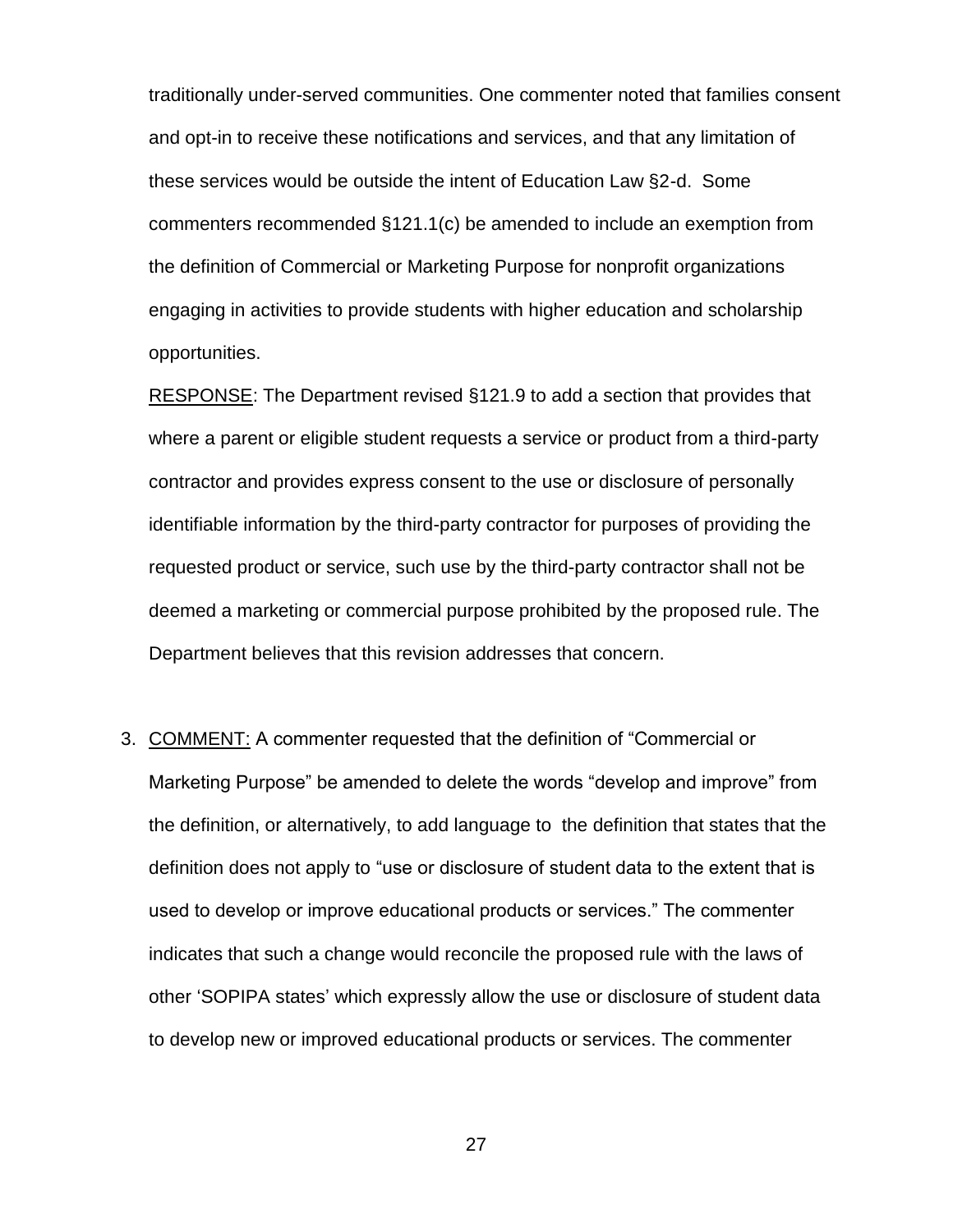traditionally under-served communities. One commenter noted that families consent and opt-in to receive these notifications and services, and that any limitation of these services would be outside the intent of Education Law §2-d. Some commenters recommended §121.1(c) be amended to include an exemption from the definition of Commercial or Marketing Purpose for nonprofit organizations engaging in activities to provide students with higher education and scholarship opportunities.

RESPONSE: The Department revised §121.9 to add a section that provides that where a parent or eligible student requests a service or product from a third-party contractor and provides express consent to the use or disclosure of personally identifiable information by the third-party contractor for purposes of providing the requested product or service, such use by the third-party contractor shall not be deemed a marketing or commercial purpose prohibited by the proposed rule. The Department believes that this revision addresses that concern.

3. COMMENT: A commenter requested that the definition of "Commercial or Marketing Purpose" be amended to delete the words "develop and improve" from the definition, or alternatively, to add language to the definition that states that the definition does not apply to "use or disclosure of student data to the extent that is used to develop or improve educational products or services." The commenter indicates that such a change would reconcile the proposed rule with the laws of other 'SOPIPA states' which expressly allow the use or disclosure of student data to develop new or improved educational products or services. The commenter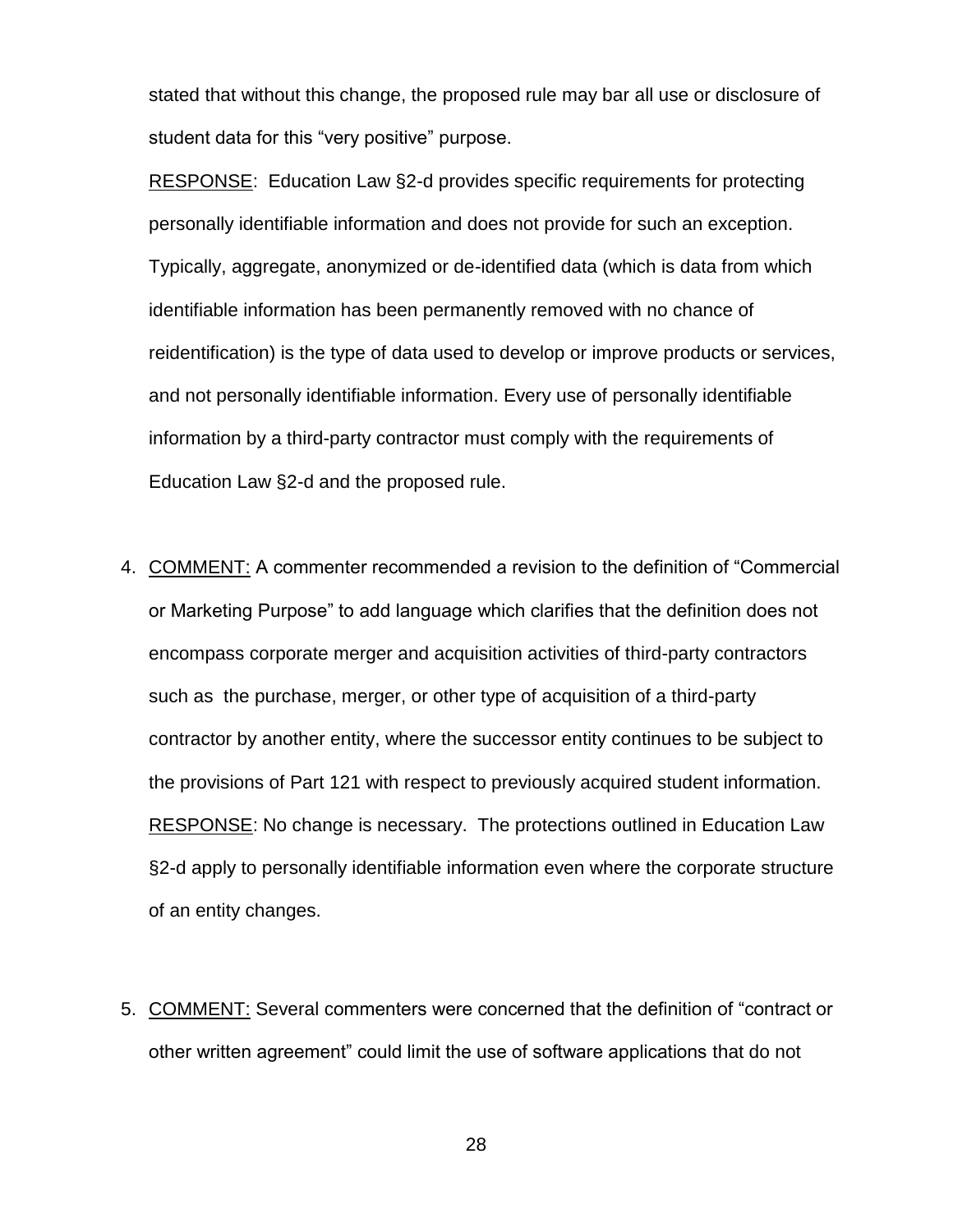stated that without this change, the proposed rule may bar all use or disclosure of student data for this "very positive" purpose.

<u>RESPONSE</u>: Education Law §2-d provides specific requirements for protecting personally identifiable information and does not provide for such an exception. Typically, aggregate, anonymized or de-identified data (which is data from which identifiable information has been permanently removed with no chance of reidentification) is the type of data used to develop or improve products or services, and not personally identifiable information. Every use of personally identifiable information by a third-party contractor must comply with the requirements of Education Law §2-d and the proposed rule.

4. <u>COMMENT:</u> A commenter recommended a revision to the definition of "Commercial or Marketing Purpose" to add language which clarifies that the definition does not encompass corporate merger and acquisition activities of third-party contractors such as the purchase, merger, or other type of acquisition of a third-party contractor by another entity, where the successor entity continues to be subject to the provisions of Part 121 with respect to previously acquired student information.
<u>RESPONSE</u>: No change is necessary. The protections outlined in Education Law §2-d apply to personally identifiable information even where the corporate structure of an entity changes.

5. <u>COMMENT:</u> Several commenters were concerned that the definition of "contract or other written agreement" could limit the use of software applications that do not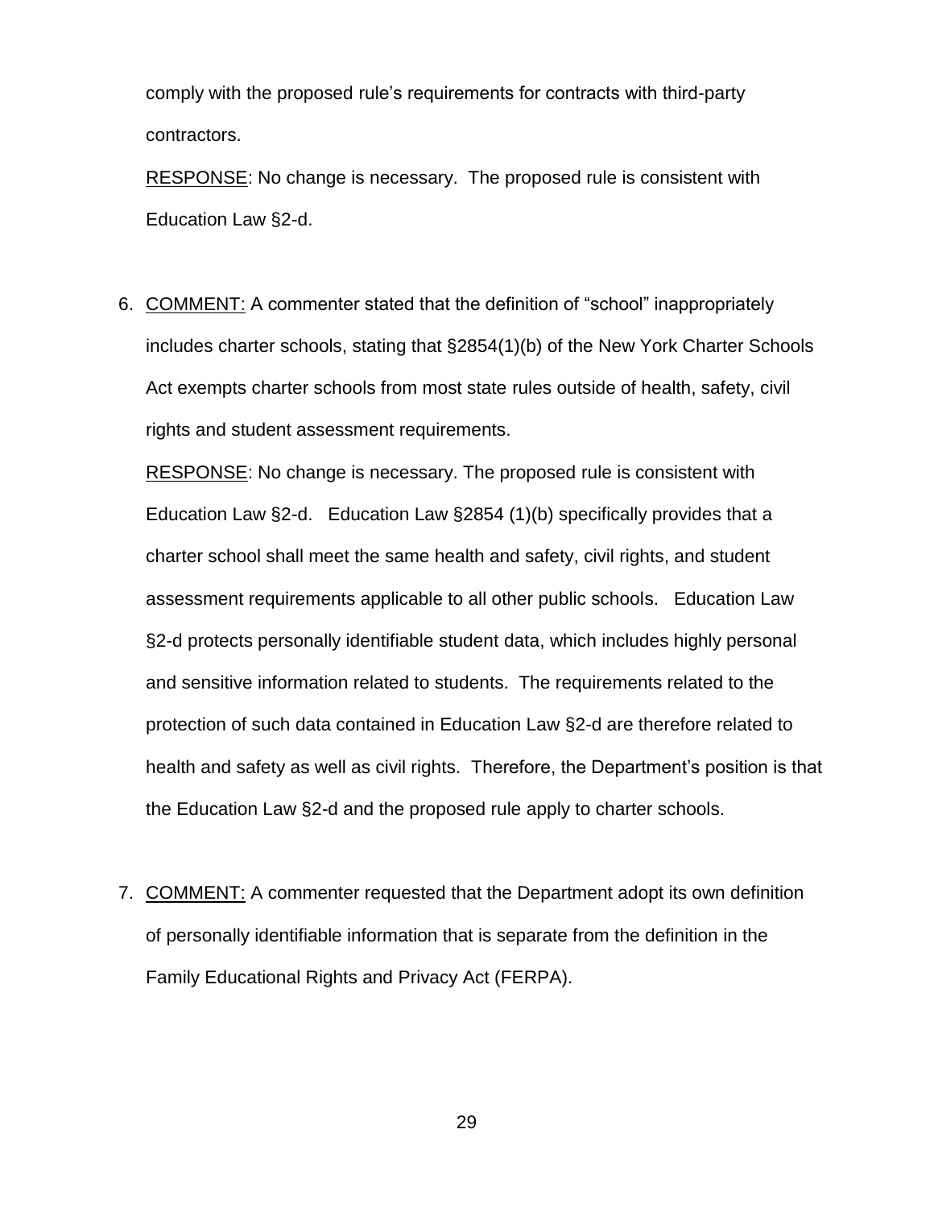comply with the proposed rule's requirements for contracts with third-party contractors.

RESPONSE: No change is necessary. The proposed rule is consistent with Education Law §2-d.

6. COMMENT: A commenter stated that the definition of "school" inappropriately includes charter schools, stating that §2854(1)(b) of the New York Charter Schools Act exempts charter schools from most state rules outside of health, safety, civil rights and student assessment requirements.

   RESPONSE: No change is necessary. The proposed rule is consistent with Education Law §2-d. Education Law §2854 (1)(b) specifically provides that a charter school shall meet the same health and safety, civil rights, and student assessment requirements applicable to all other public schools. Education Law §2-d protects personally identifiable student data, which includes highly personal and sensitive information related to students. The requirements related to the protection of such data contained in Education Law §2-d are therefore related to health and safety as well as civil rights. Therefore, the Department's position is that the Education Law §2-d and the proposed rule apply to charter schools.

7. COMMENT: A commenter requested that the Department adopt its own definition of personally identifiable information that is separate from the definition in the Family Educational Rights and Privacy Act (FERPA).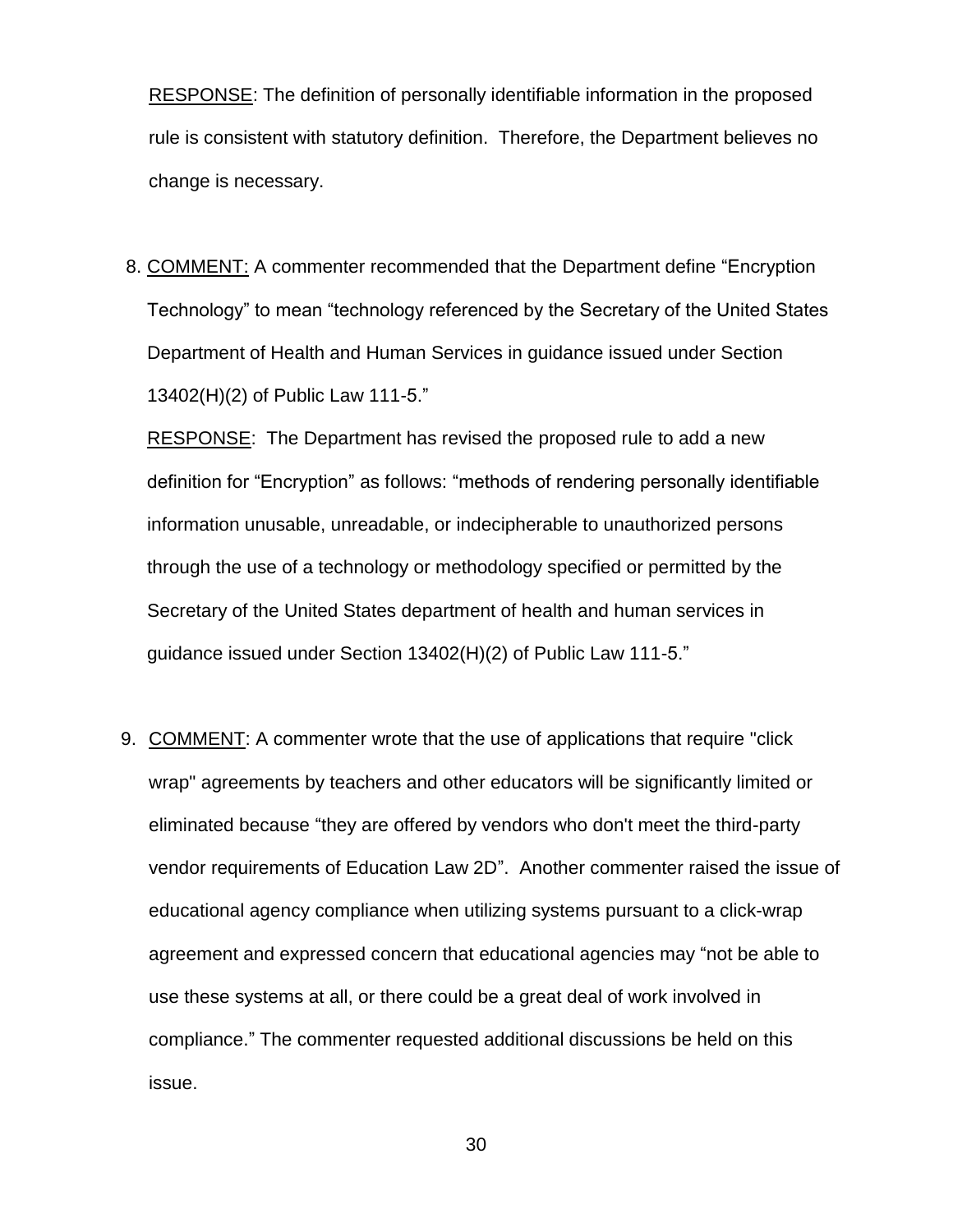RESPONSE: The definition of personally identifiable information in the proposed rule is consistent with statutory definition. Therefore, the Department believes no change is necessary.

8. COMMENT: A commenter recommended that the Department define "Encryption Technology" to mean "technology referenced by the Secretary of the United States Department of Health and Human Services in guidance issued under Section 13402(H)(2) of Public Law 111-5."

   RESPONSE: The Department has revised the proposed rule to add a new definition for "Encryption" as follows: "methods of rendering personally identifiable information unusable, unreadable, or indecipherable to unauthorized persons through the use of a technology or methodology specified or permitted by the Secretary of the United States department of health and human services in guidance issued under Section 13402(H)(2) of Public Law 111-5."

9. COMMENT: A commenter wrote that the use of applications that require "click wrap" agreements by teachers and other educators will be significantly limited or eliminated because "they are offered by vendors who don't meet the third-party vendor requirements of Education Law 2D". Another commenter raised the issue of educational agency compliance when utilizing systems pursuant to a click-wrap agreement and expressed concern that educational agencies may "not be able to use these systems at all, or there could be a great deal of work involved in compliance." The commenter requested additional discussions be held on this issue.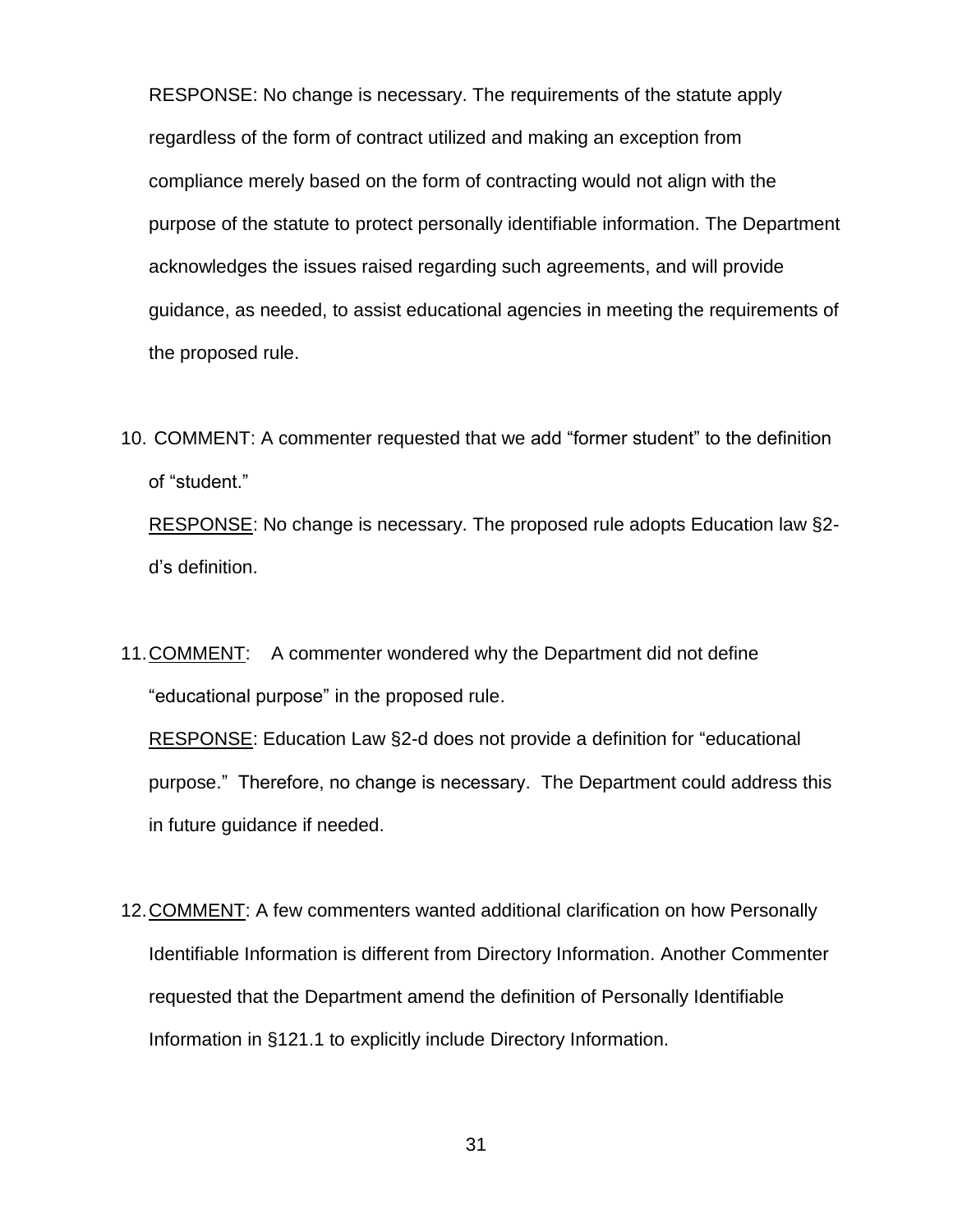RESPONSE: No change is necessary. The requirements of the statute apply regardless of the form of contract utilized and making an exception from compliance merely based on the form of contracting would not align with the purpose of the statute to protect personally identifiable information. The Department acknowledges the issues raised regarding such agreements, and will provide guidance, as needed, to assist educational agencies in meeting the requirements of the proposed rule.

10. COMMENT: A commenter requested that we add “former student” to the definition of “student.”

    RESPONSE: No change is necessary. The proposed rule adopts Education law §2-d’s definition.

11. COMMENT: A commenter wondered why the Department did not define “educational purpose” in the proposed rule.

    RESPONSE: Education Law §2-d does not provide a definition for “educational purpose.” Therefore, no change is necessary. The Department could address this in future guidance if needed.

12. COMMENT: A few commenters wanted additional clarification on how Personally Identifiable Information is different from Directory Information. Another Commenter requested that the Department amend the definition of Personally Identifiable Information in §121.1 to explicitly include Directory Information.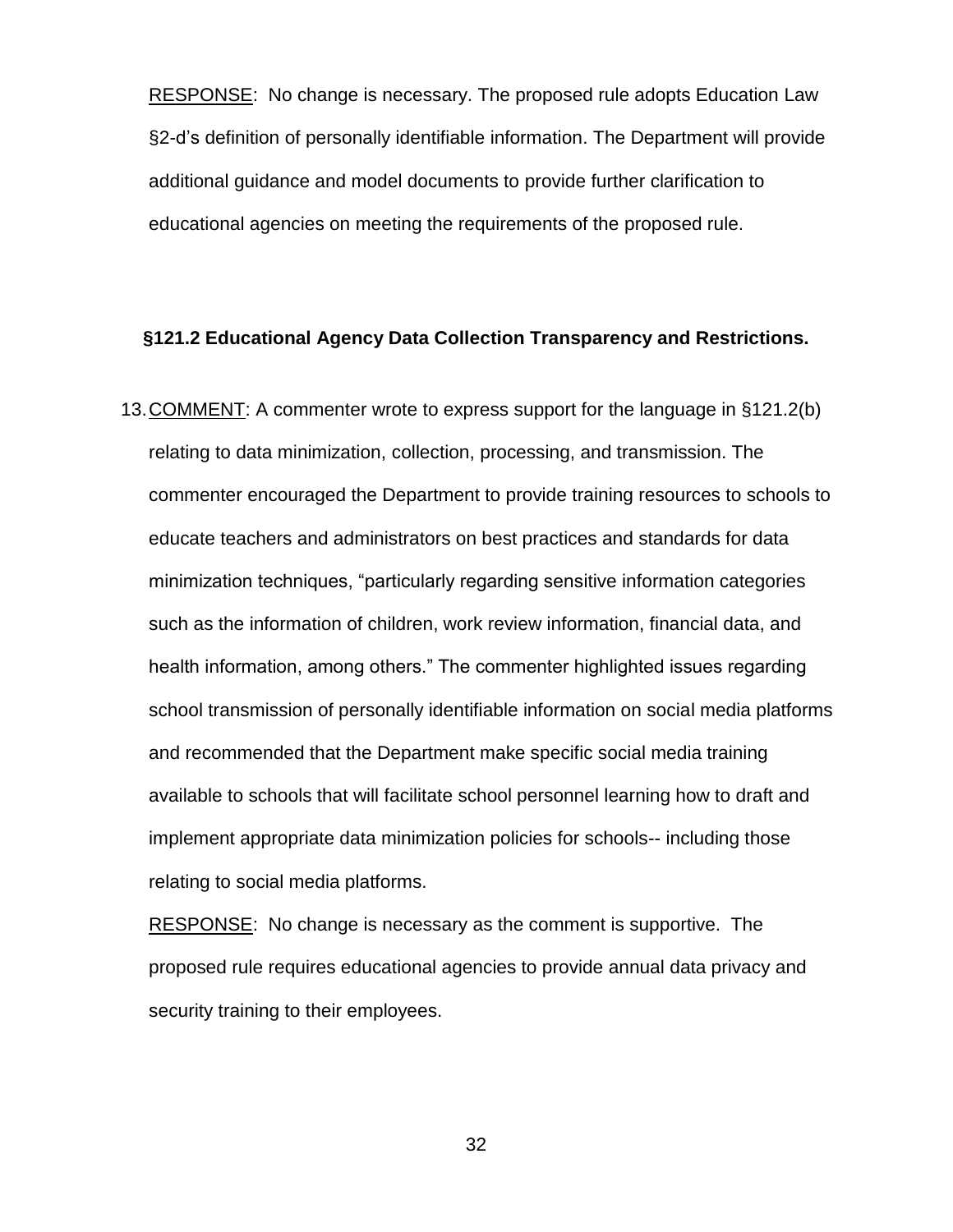<u>RESPONSE</u>: No change is necessary. The proposed rule adopts Education Law §2-d's definition of personally identifiable information. The Department will provide additional guidance and model documents to provide further clarification to educational agencies on meeting the requirements of the proposed rule.

**§121.2 Educational Agency Data Collection Transparency and Restrictions.**

13. <u>COMMENT</u>: A commenter wrote to express support for the language in §121.2(b) relating to data minimization, collection, processing, and transmission. The commenter encouraged the Department to provide training resources to schools to educate teachers and administrators on best practices and standards for data minimization techniques, "particularly regarding sensitive information categories such as the information of children, work review information, financial data, and health information, among others." The commenter highlighted issues regarding school transmission of personally identifiable information on social media platforms and recommended that the Department make specific social media training available to schools that will facilitate school personnel learning how to draft and implement appropriate data minimization policies for schools-- including those relating to social media platforms.

    <u>RESPONSE</u>: No change is necessary as the comment is supportive. The proposed rule requires educational agencies to provide annual data privacy and security training to their employees.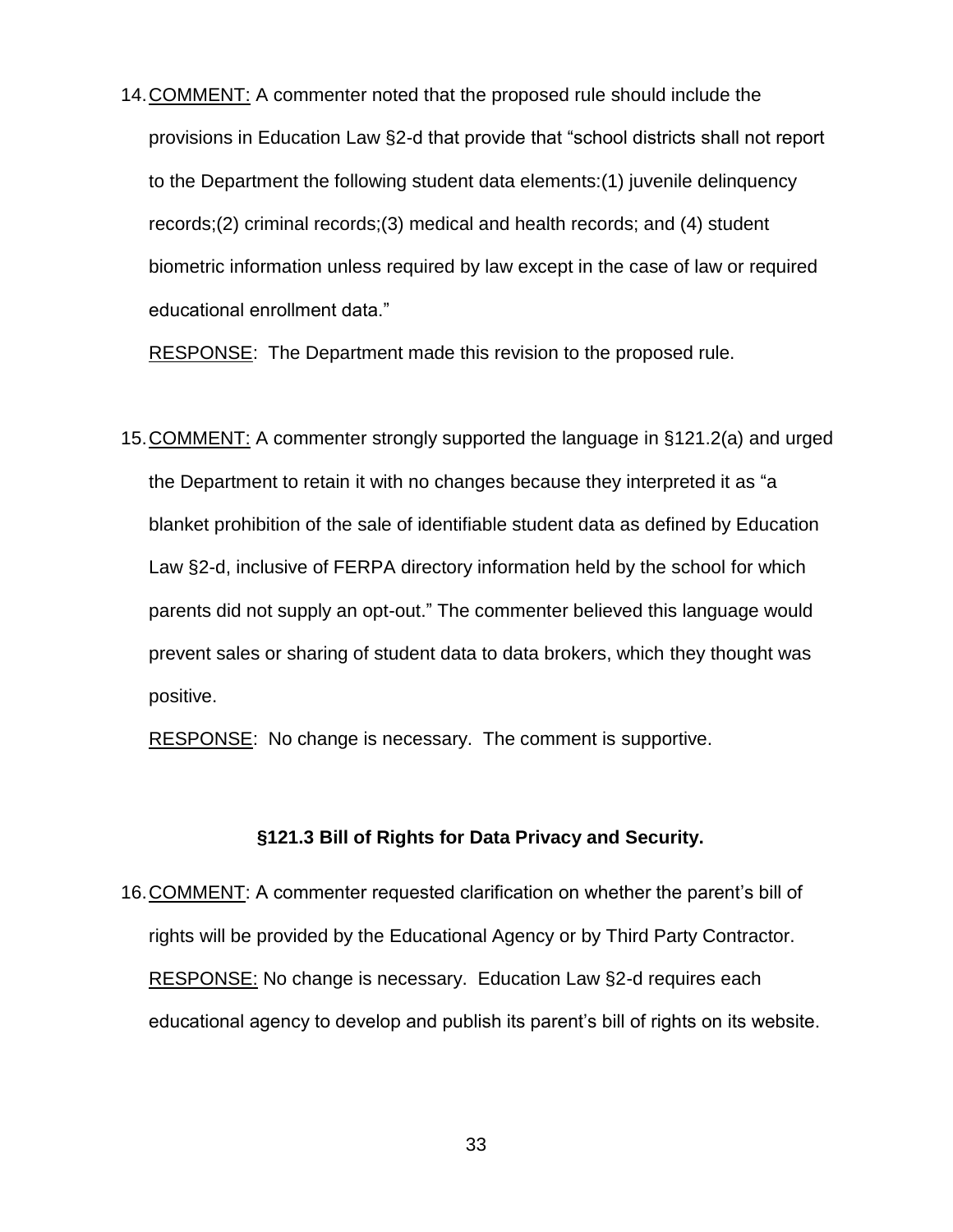14. COMMENT: A commenter noted that the proposed rule should include the provisions in Education Law §2-d that provide that "school districts shall not report to the Department the following student data elements:(1) juvenile delinquency records;(2) criminal records;(3) medical and health records; and (4) student biometric information unless required by law except in the case of law or required educational enrollment data."

    RESPONSE: The Department made this revision to the proposed rule.

15. COMMENT: A commenter strongly supported the language in §121.2(a) and urged the Department to retain it with no changes because they interpreted it as "a blanket prohibition of the sale of identifiable student data as defined by Education Law §2-d, inclusive of FERPA directory information held by the school for which parents did not supply an opt-out." The commenter believed this language would prevent sales or sharing of student data to data brokers, which they thought was positive.

    RESPONSE: No change is necessary. The comment is supportive.

### §121.3 Bill of Rights for Data Privacy and Security.

16. COMMENT: A commenter requested clarification on whether the parent's bill of rights will be provided by the Educational Agency or by Third Party Contractor.

    RESPONSE: No change is necessary. Education Law §2-d requires each educational agency to develop and publish its parent's bill of rights on its website.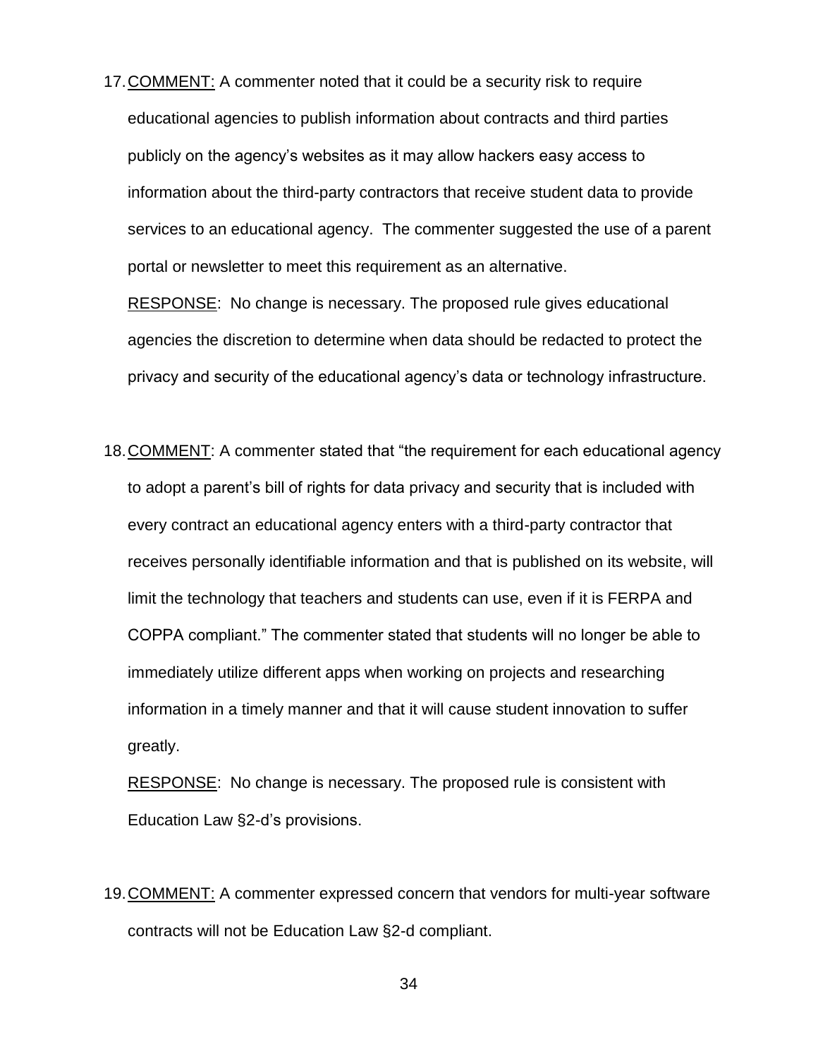17. COMMENT: A commenter noted that it could be a security risk to require educational agencies to publish information about contracts and third parties publicly on the agency's websites as it may allow hackers easy access to information about the third-party contractors that receive student data to provide services to an educational agency. The commenter suggested the use of a parent portal or newsletter to meet this requirement as an alternative.

    RESPONSE: No change is necessary. The proposed rule gives educational agencies the discretion to determine when data should be redacted to protect the privacy and security of the educational agency's data or technology infrastructure.

18. COMMENT: A commenter stated that "the requirement for each educational agency to adopt a parent's bill of rights for data privacy and security that is included with every contract an educational agency enters with a third-party contractor that receives personally identifiable information and that is published on its website, will limit the technology that teachers and students can use, even if it is FERPA and COPPA compliant." The commenter stated that students will no longer be able to immediately utilize different apps when working on projects and researching information in a timely manner and that it will cause student innovation to suffer greatly.

    RESPONSE: No change is necessary. The proposed rule is consistent with Education Law §2-d's provisions.

19. COMMENT: A commenter expressed concern that vendors for multi-year software contracts will not be Education Law §2-d compliant.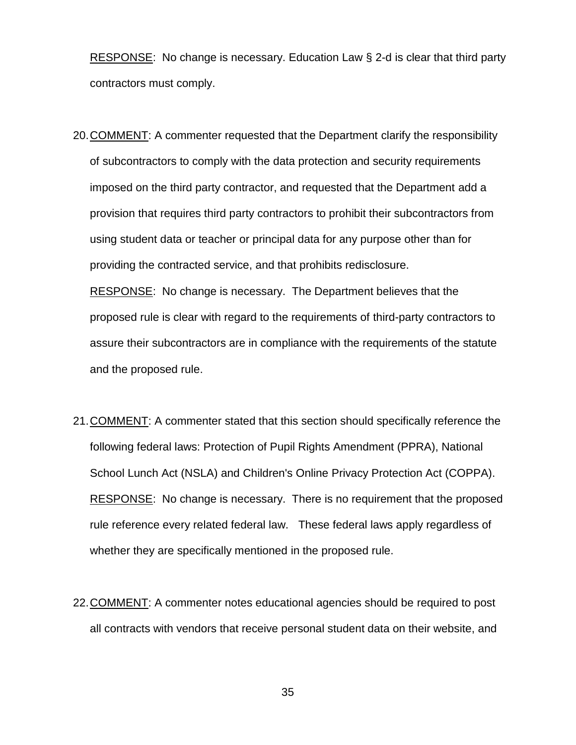RESPONSE: No change is necessary. Education Law § 2-d is clear that third party contractors must comply.

20. COMMENT: A commenter requested that the Department clarify the responsibility of subcontractors to comply with the data protection and security requirements imposed on the third party contractor, and requested that the Department add a provision that requires third party contractors to prohibit their subcontractors from using student data or teacher or principal data for any purpose other than for providing the contracted service, and that prohibits redisclosure.

    RESPONSE: No change is necessary. The Department believes that the proposed rule is clear with regard to the requirements of third-party contractors to assure their subcontractors are in compliance with the requirements of the statute and the proposed rule.

21. COMMENT: A commenter stated that this section should specifically reference the following federal laws: Protection of Pupil Rights Amendment (PPRA), National School Lunch Act (NSLA) and Children's Online Privacy Protection Act (COPPA).

    RESPONSE: No change is necessary. There is no requirement that the proposed rule reference every related federal law. These federal laws apply regardless of whether they are specifically mentioned in the proposed rule.

22. COMMENT: A commenter notes educational agencies should be required to post all contracts with vendors that receive personal student data on their website, and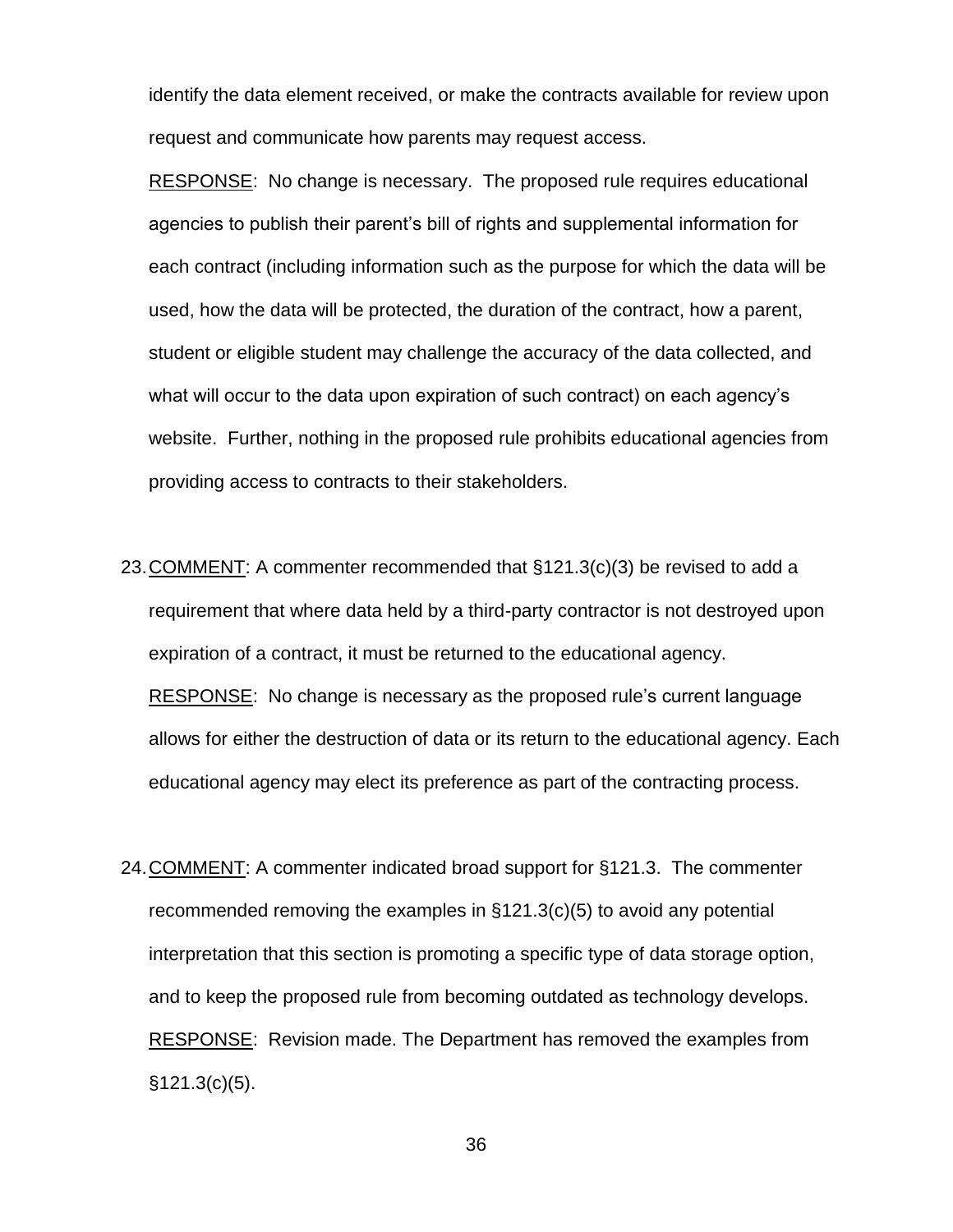identify the data element received, or make the contracts available for review upon request and communicate how parents may request access.

RESPONSE: No change is necessary. The proposed rule requires educational agencies to publish their parent's bill of rights and supplemental information for each contract (including information such as the purpose for which the data will be used, how the data will be protected, the duration of the contract, how a parent, student or eligible student may challenge the accuracy of the data collected, and what will occur to the data upon expiration of such contract) on each agency's website. Further, nothing in the proposed rule prohibits educational agencies from providing access to contracts to their stakeholders.

23. COMMENT: A commenter recommended that §121.3(c)(3) be revised to add a requirement that where data held by a third-party contractor is not destroyed upon expiration of a contract, it must be returned to the educational agency.

    RESPONSE: No change is necessary as the proposed rule's current language allows for either the destruction of data or its return to the educational agency. Each educational agency may elect its preference as part of the contracting process.

24. COMMENT: A commenter indicated broad support for §121.3. The commenter recommended removing the examples in §121.3(c)(5) to avoid any potential interpretation that this section is promoting a specific type of data storage option, and to keep the proposed rule from becoming outdated as technology develops.

    RESPONSE: Revision made. The Department has removed the examples from §121.3(c)(5).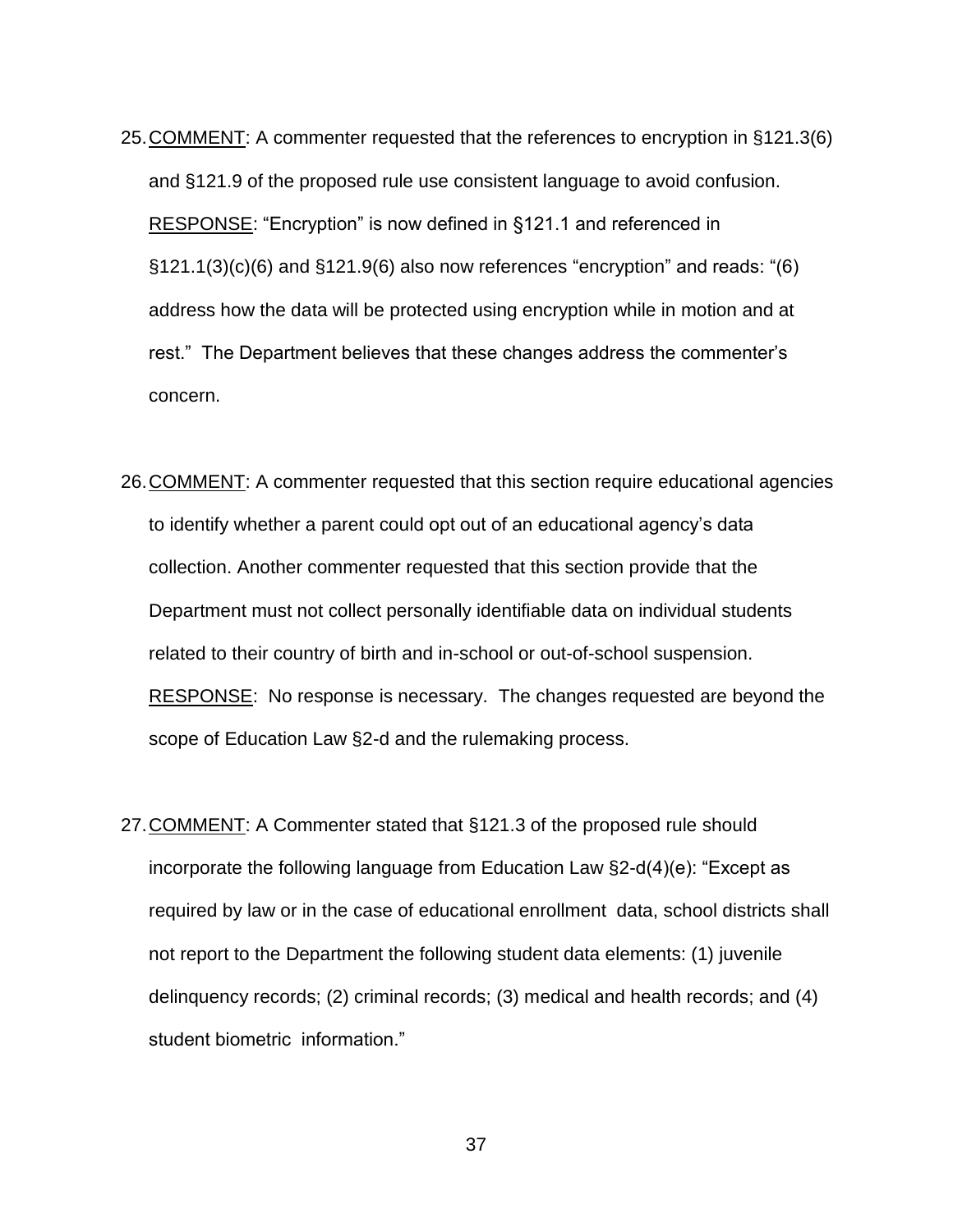25. COMMENT: A commenter requested that the references to encryption in §121.3(6) and §121.9 of the proposed rule use consistent language to avoid confusion.
    RESPONSE: “Encryption” is now defined in §121.1 and referenced in §121.1(3)(c)(6) and §121.9(6) also now references “encryption” and reads: “(6) address how the data will be protected using encryption while in motion and at rest.” The Department believes that these changes address the commenter’s concern.

26. COMMENT: A commenter requested that this section require educational agencies to identify whether a parent could opt out of an educational agency’s data collection. Another commenter requested that this section provide that the Department must not collect personally identifiable data on individual students related to their country of birth and in-school or out-of-school suspension.
    RESPONSE: No response is necessary. The changes requested are beyond the scope of Education Law §2-d and the rulemaking process.

27. COMMENT: A Commenter stated that §121.3 of the proposed rule should incorporate the following language from Education Law §2-d(4)(e): “Except as required by law or in the case of educational enrollment data, school districts shall not report to the Department the following student data elements: (1) juvenile delinquency records; (2) criminal records; (3) medical and health records; and (4) student biometric information.”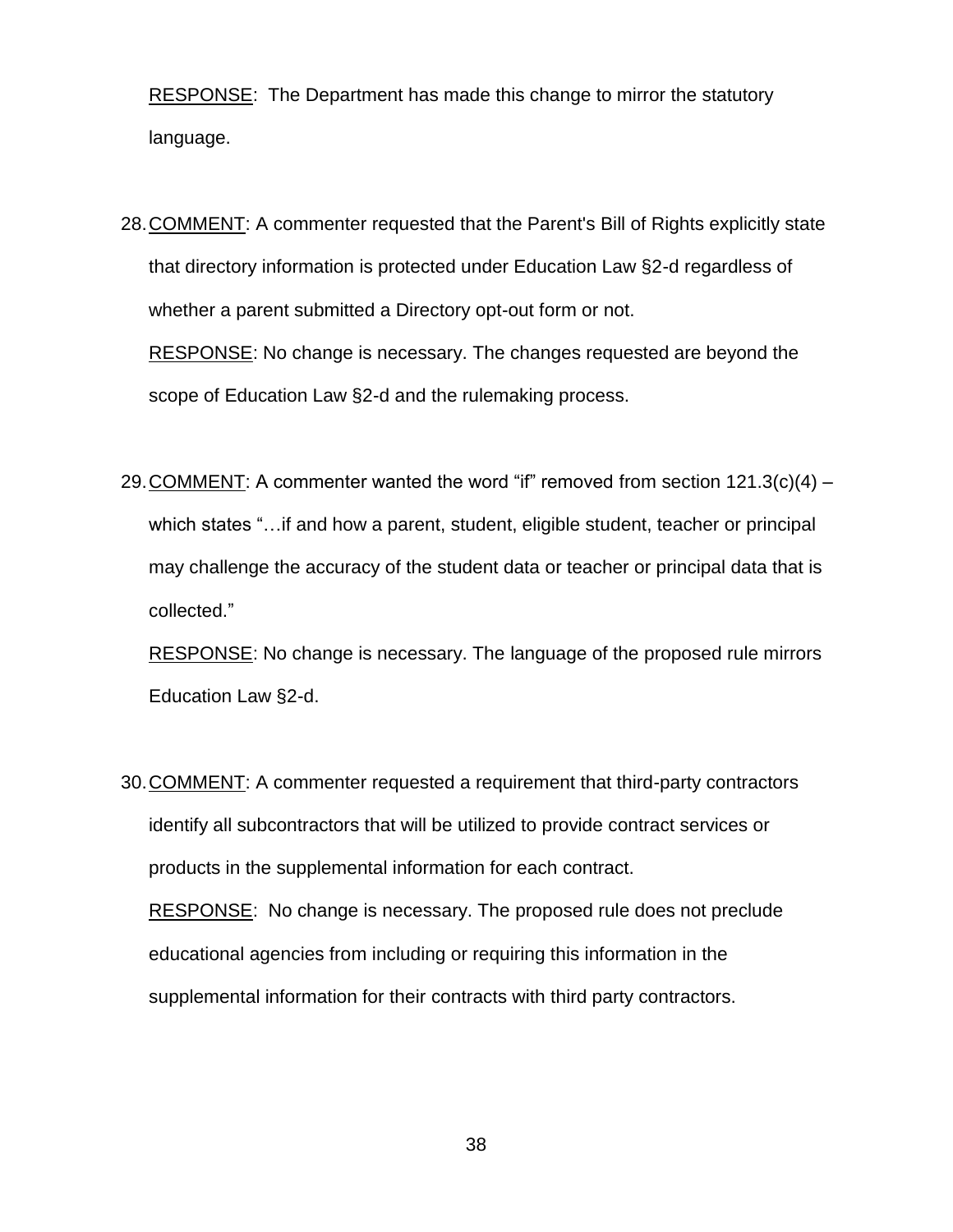RESPONSE: The Department has made this change to mirror the statutory language.

28. COMMENT: A commenter requested that the Parent's Bill of Rights explicitly state that directory information is protected under Education Law §2-d regardless of whether a parent submitted a Directory opt-out form or not.

    RESPONSE: No change is necessary. The changes requested are beyond the scope of Education Law §2-d and the rulemaking process.

29. COMMENT: A commenter wanted the word "if" removed from section 121.3(c)(4) – which states "…if and how a parent, student, eligible student, teacher or principal may challenge the accuracy of the student data or teacher or principal data that is collected."

    RESPONSE: No change is necessary. The language of the proposed rule mirrors Education Law §2-d.

30. COMMENT: A commenter requested a requirement that third-party contractors identify all subcontractors that will be utilized to provide contract services or products in the supplemental information for each contract.

    RESPONSE: No change is necessary. The proposed rule does not preclude educational agencies from including or requiring this information in the supplemental information for their contracts with third party contractors.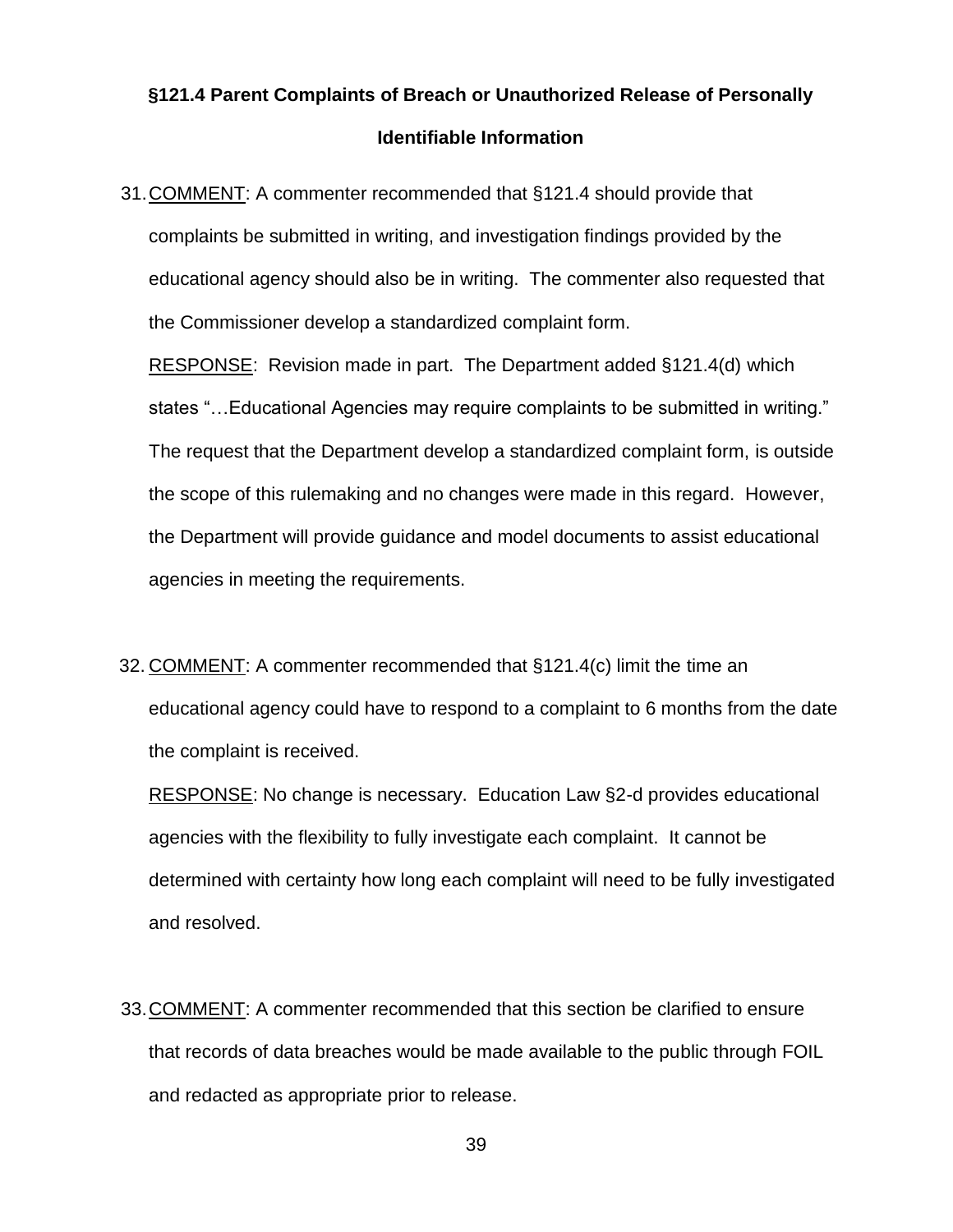## §121.4 Parent Complaints of Breach or Unauthorized Release of Personally Identifiable Information

31. COMMENT: A commenter recommended that §121.4 should provide that complaints be submitted in writing, and investigation findings provided by the educational agency should also be in writing. The commenter also requested that the Commissioner develop a standardized complaint form.

    RESPONSE: Revision made in part. The Department added §121.4(d) which states "…Educational Agencies may require complaints to be submitted in writing." The request that the Department develop a standardized complaint form, is outside the scope of this rulemaking and no changes were made in this regard. However, the Department will provide guidance and model documents to assist educational agencies in meeting the requirements.

32. COMMENT: A commenter recommended that §121.4(c) limit the time an educational agency could have to respond to a complaint to 6 months from the date the complaint is received.

    RESPONSE: No change is necessary. Education Law §2-d provides educational agencies with the flexibility to fully investigate each complaint. It cannot be determined with certainty how long each complaint will need to be fully investigated and resolved.

33. COMMENT: A commenter recommended that this section be clarified to ensure that records of data breaches would be made available to the public through FOIL and redacted as appropriate prior to release.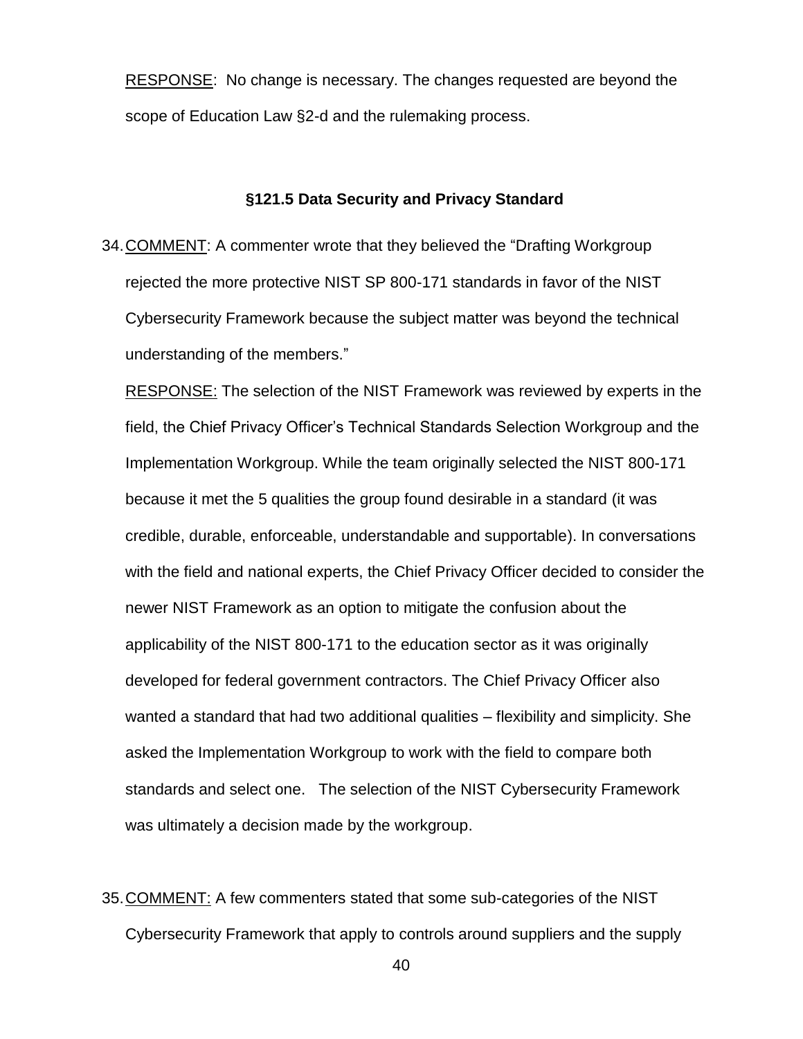<u>RESPONSE</u>: No change is necessary. The changes requested are beyond the scope of Education Law §2-d and the rulemaking process.

### §121.5 Data Security and Privacy Standard

34. <u>COMMENT</u>: A commenter wrote that they believed the "Drafting Workgroup rejected the more protective NIST SP 800-171 standards in favor of the NIST Cybersecurity Framework because the subject matter was beyond the technical understanding of the members."

    <u>RESPONSE:</u> The selection of the NIST Framework was reviewed by experts in the field, the Chief Privacy Officer's Technical Standards Selection Workgroup and the Implementation Workgroup. While the team originally selected the NIST 800-171 because it met the 5 qualities the group found desirable in a standard (it was credible, durable, enforceable, understandable and supportable). In conversations with the field and national experts, the Chief Privacy Officer decided to consider the newer NIST Framework as an option to mitigate the confusion about the applicability of the NIST 800-171 to the education sector as it was originally developed for federal government contractors. The Chief Privacy Officer also wanted a standard that had two additional qualities – flexibility and simplicity. She asked the Implementation Workgroup to work with the field to compare both standards and select one. The selection of the NIST Cybersecurity Framework was ultimately a decision made by the workgroup.

35. <u>COMMENT:</u> A few commenters stated that some sub-categories of the NIST Cybersecurity Framework that apply to controls around suppliers and the supply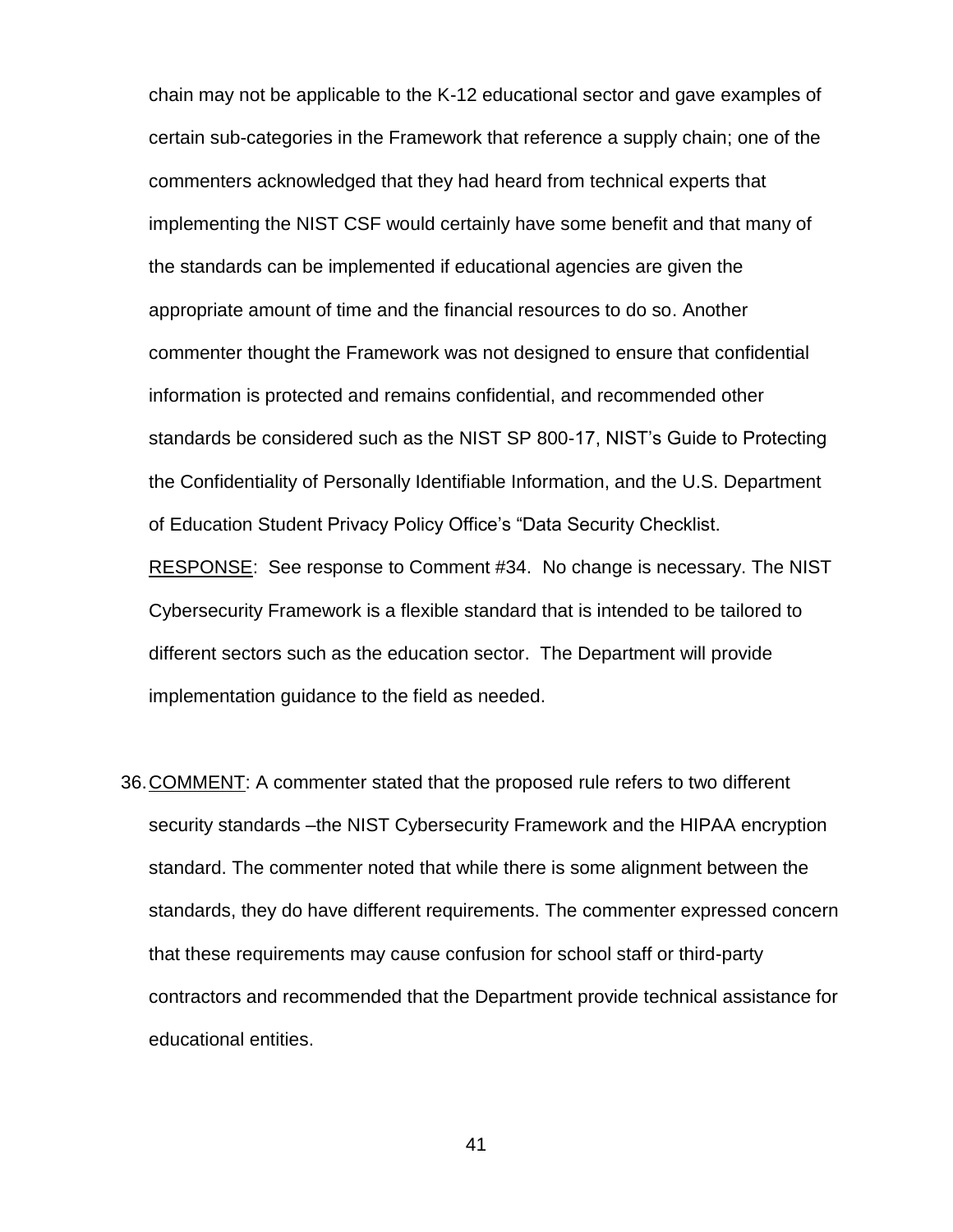chain may not be applicable to the K-12 educational sector and gave examples of certain sub-categories in the Framework that reference a supply chain; one of the commenters acknowledged that they had heard from technical experts that implementing the NIST CSF would certainly have some benefit and that many of the standards can be implemented if educational agencies are given the appropriate amount of time and the financial resources to do so. Another commenter thought the Framework was not designed to ensure that confidential information is protected and remains confidential, and recommended other standards be considered such as the NIST SP 800-17, NIST's Guide to Protecting the Confidentiality of Personally Identifiable Information, and the U.S. Department of Education Student Privacy Policy Office's "Data Security Checklist.

RESPONSE: See response to Comment #34. No change is necessary. The NIST Cybersecurity Framework is a flexible standard that is intended to be tailored to different sectors such as the education sector. The Department will provide implementation guidance to the field as needed.

36. COMMENT: A commenter stated that the proposed rule refers to two different security standards –the NIST Cybersecurity Framework and the HIPAA encryption standard. The commenter noted that while there is some alignment between the standards, they do have different requirements. The commenter expressed concern that these requirements may cause confusion for school staff or third-party contractors and recommended that the Department provide technical assistance for educational entities.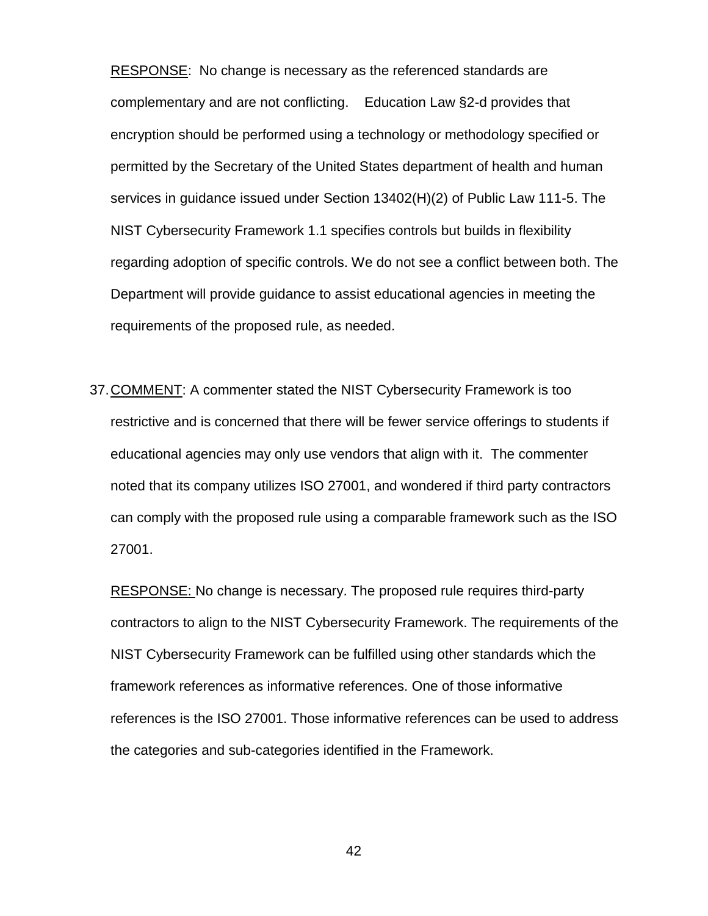RESPONSE: No change is necessary as the referenced standards are complementary and are not conflicting. Education Law §2-d provides that encryption should be performed using a technology or methodology specified or permitted by the Secretary of the United States department of health and human services in guidance issued under Section 13402(H)(2) of Public Law 111-5. The NIST Cybersecurity Framework 1.1 specifies controls but builds in flexibility regarding adoption of specific controls. We do not see a conflict between both. The Department will provide guidance to assist educational agencies in meeting the requirements of the proposed rule, as needed.

37. COMMENT: A commenter stated the NIST Cybersecurity Framework is too restrictive and is concerned that there will be fewer service offerings to students if educational agencies may only use vendors that align with it. The commenter noted that its company utilizes ISO 27001, and wondered if third party contractors can comply with the proposed rule using a comparable framework such as the ISO 27001.

    RESPONSE: No change is necessary. The proposed rule requires third-party contractors to align to the NIST Cybersecurity Framework. The requirements of the NIST Cybersecurity Framework can be fulfilled using other standards which the framework references as informative references. One of those informative references is the ISO 27001. Those informative references can be used to address the categories and sub-categories identified in the Framework.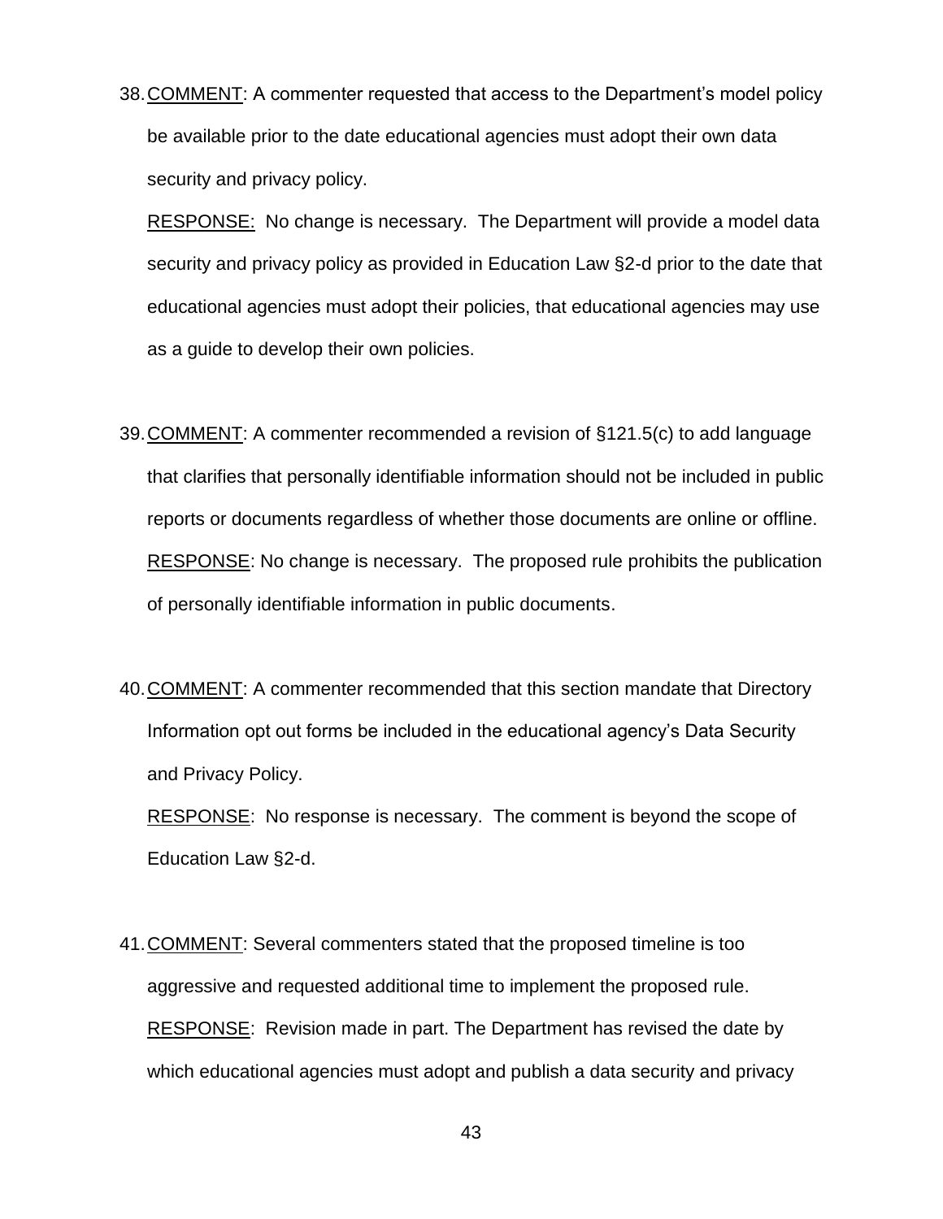38. COMMENT: A commenter requested that access to the Department's model policy be available prior to the date educational agencies must adopt their own data security and privacy policy.

    RESPONSE: No change is necessary. The Department will provide a model data security and privacy policy as provided in Education Law §2-d prior to the date that educational agencies must adopt their policies, that educational agencies may use as a guide to develop their own policies.

39. COMMENT: A commenter recommended a revision of §121.5(c) to add language that clarifies that personally identifiable information should not be included in public reports or documents regardless of whether those documents are online or offline.

    RESPONSE: No change is necessary. The proposed rule prohibits the publication of personally identifiable information in public documents.

40. COMMENT: A commenter recommended that this section mandate that Directory Information opt out forms be included in the educational agency's Data Security and Privacy Policy.

    RESPONSE: No response is necessary. The comment is beyond the scope of Education Law §2-d.

41. COMMENT: Several commenters stated that the proposed timeline is too aggressive and requested additional time to implement the proposed rule.

    RESPONSE: Revision made in part. The Department has revised the date by which educational agencies must adopt and publish a data security and privacy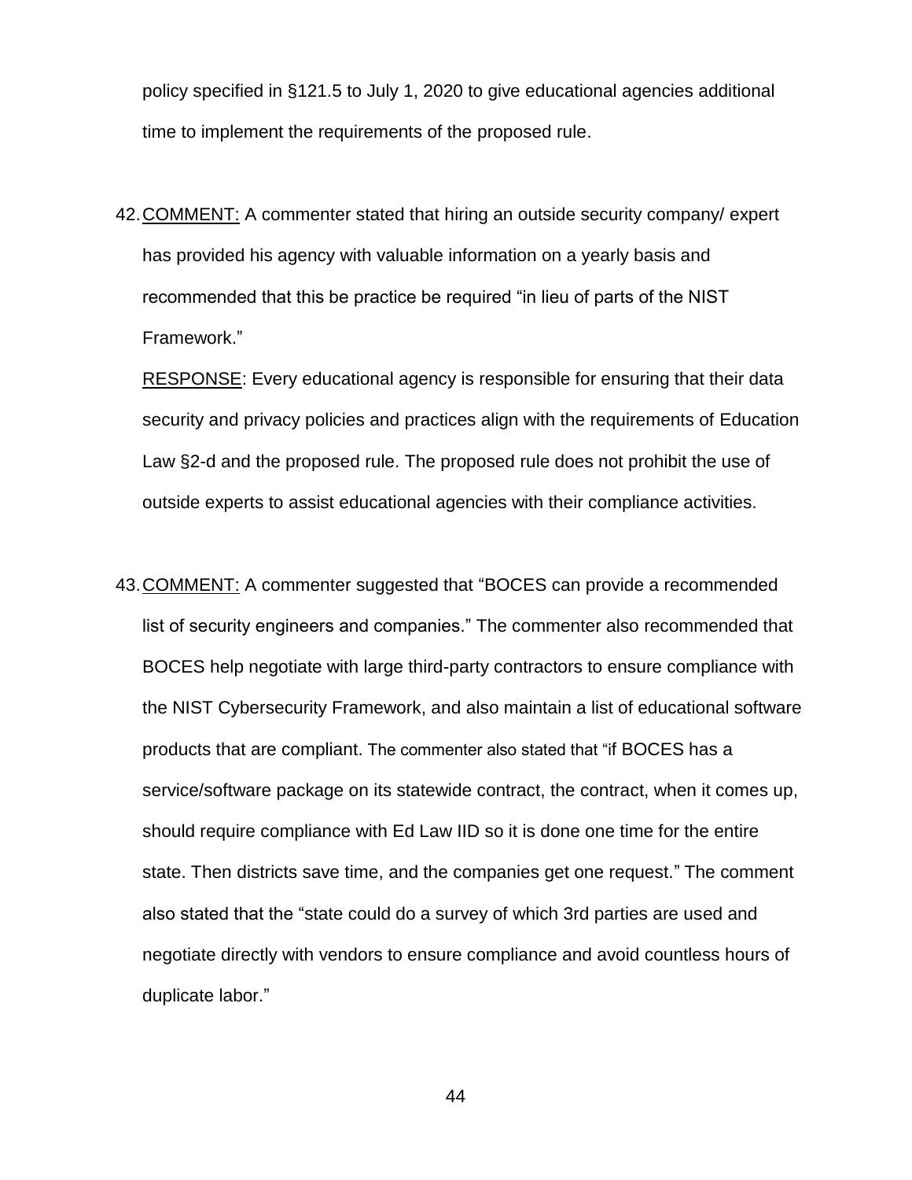policy specified in §121.5 to July 1, 2020 to give educational agencies additional time to implement the requirements of the proposed rule.

42. COMMENT: A commenter stated that hiring an outside security company/ expert has provided his agency with valuable information on a yearly basis and recommended that this be practice be required "in lieu of parts of the NIST Framework."

    RESPONSE: Every educational agency is responsible for ensuring that their data security and privacy policies and practices align with the requirements of Education Law §2-d and the proposed rule. The proposed rule does not prohibit the use of outside experts to assist educational agencies with their compliance activities.

43. COMMENT: A commenter suggested that "BOCES can provide a recommended list of security engineers and companies." The commenter also recommended that BOCES help negotiate with large third-party contractors to ensure compliance with the NIST Cybersecurity Framework, and also maintain a list of educational software products that are compliant. The commenter also stated that "if BOCES has a service/software package on its statewide contract, the contract, when it comes up, should require compliance with Ed Law IID so it is done one time for the entire state. Then districts save time, and the companies get one request." The comment also stated that the "state could do a survey of which 3rd parties are used and negotiate directly with vendors to ensure compliance and avoid countless hours of duplicate labor."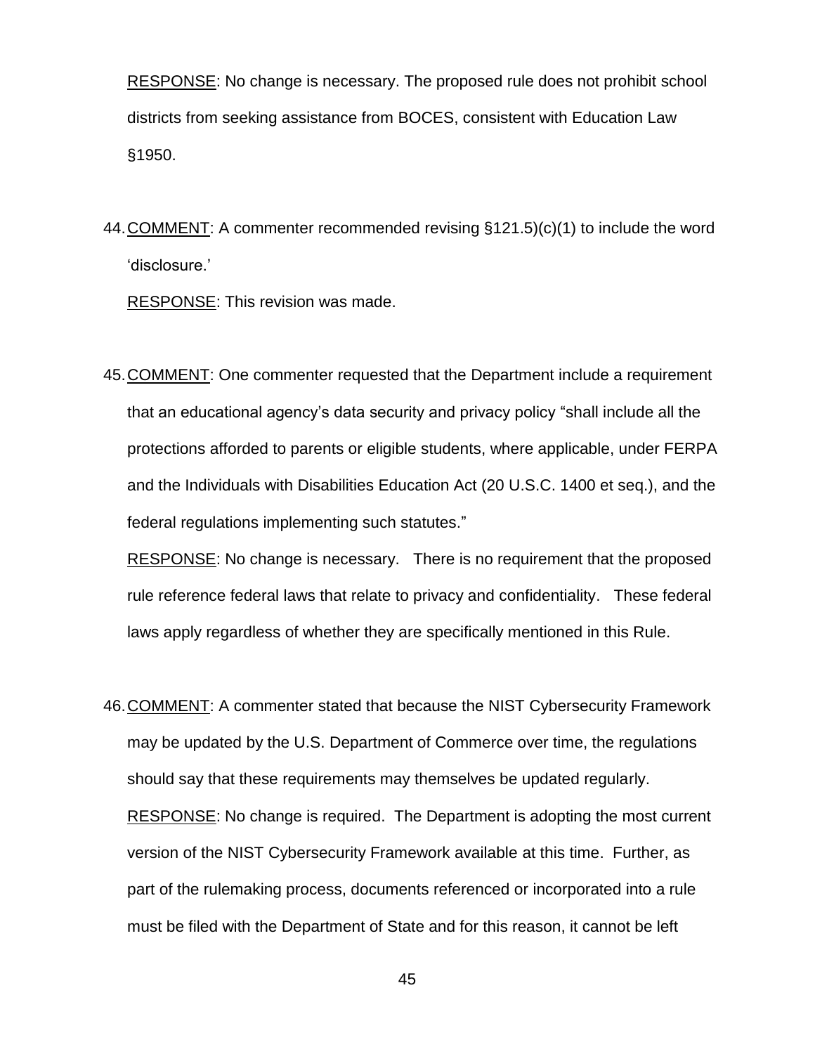RESPONSE: No change is necessary. The proposed rule does not prohibit school districts from seeking assistance from BOCES, consistent with Education Law §1950.

44. COMMENT: A commenter recommended revising §121.5)(c)(1) to include the word 'disclosure.'

    RESPONSE: This revision was made.

45. COMMENT: One commenter requested that the Department include a requirement that an educational agency's data security and privacy policy "shall include all the protections afforded to parents or eligible students, where applicable, under FERPA and the Individuals with Disabilities Education Act (20 U.S.C. 1400 et seq.), and the federal regulations implementing such statutes."

    RESPONSE: No change is necessary. There is no requirement that the proposed rule reference federal laws that relate to privacy and confidentiality. These federal laws apply regardless of whether they are specifically mentioned in this Rule.

46. COMMENT: A commenter stated that because the NIST Cybersecurity Framework may be updated by the U.S. Department of Commerce over time, the regulations should say that these requirements may themselves be updated regularly.

    RESPONSE: No change is required. The Department is adopting the most current version of the NIST Cybersecurity Framework available at this time. Further, as part of the rulemaking process, documents referenced or incorporated into a rule must be filed with the Department of State and for this reason, it cannot be left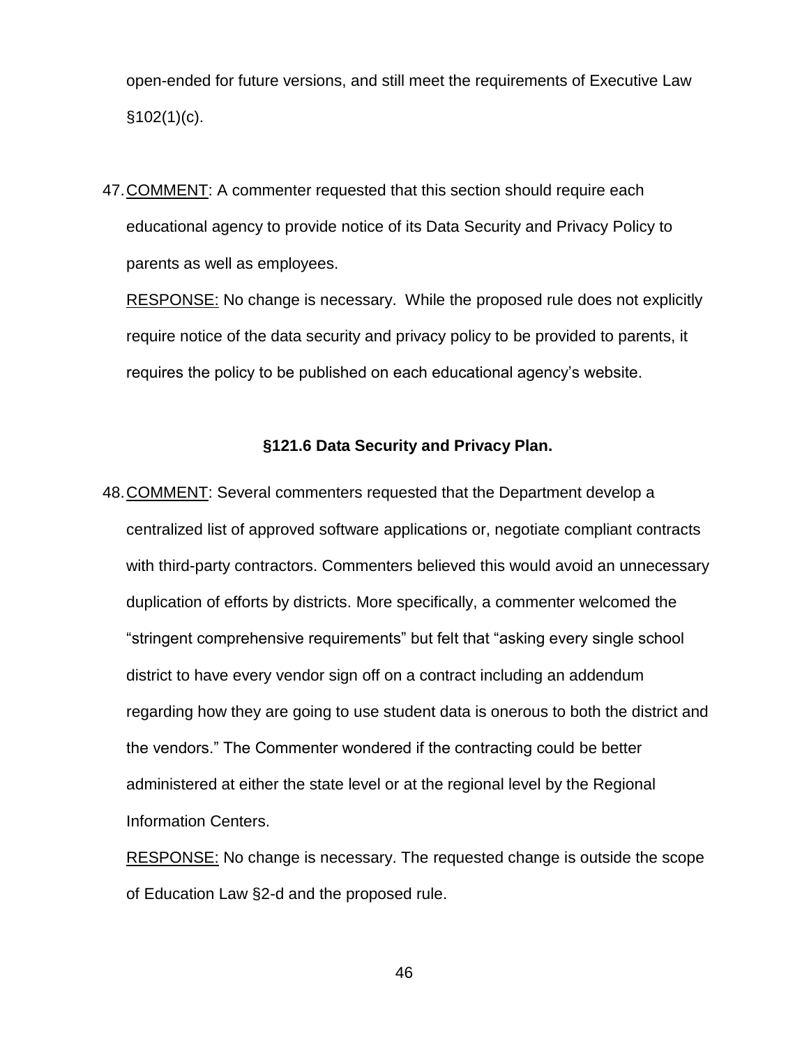open-ended for future versions, and still meet the requirements of Executive Law §102(1)(c).

47. COMMENT: A commenter requested that this section should require each educational agency to provide notice of its Data Security and Privacy Policy to parents as well as employees.

    RESPONSE: No change is necessary. While the proposed rule does not explicitly require notice of the data security and privacy policy to be provided to parents, it requires the policy to be published on each educational agency's website.

**§121.6 Data Security and Privacy Plan.**

48. COMMENT: Several commenters requested that the Department develop a centralized list of approved software applications or, negotiate compliant contracts with third-party contractors. Commenters believed this would avoid an unnecessary duplication of efforts by districts. More specifically, a commenter welcomed the "stringent comprehensive requirements" but felt that "asking every single school district to have every vendor sign off on a contract including an addendum regarding how they are going to use student data is onerous to both the district and the vendors." The Commenter wondered if the contracting could be better administered at either the state level or at the regional level by the Regional Information Centers.

    RESPONSE: No change is necessary. The requested change is outside the scope of Education Law §2-d and the proposed rule.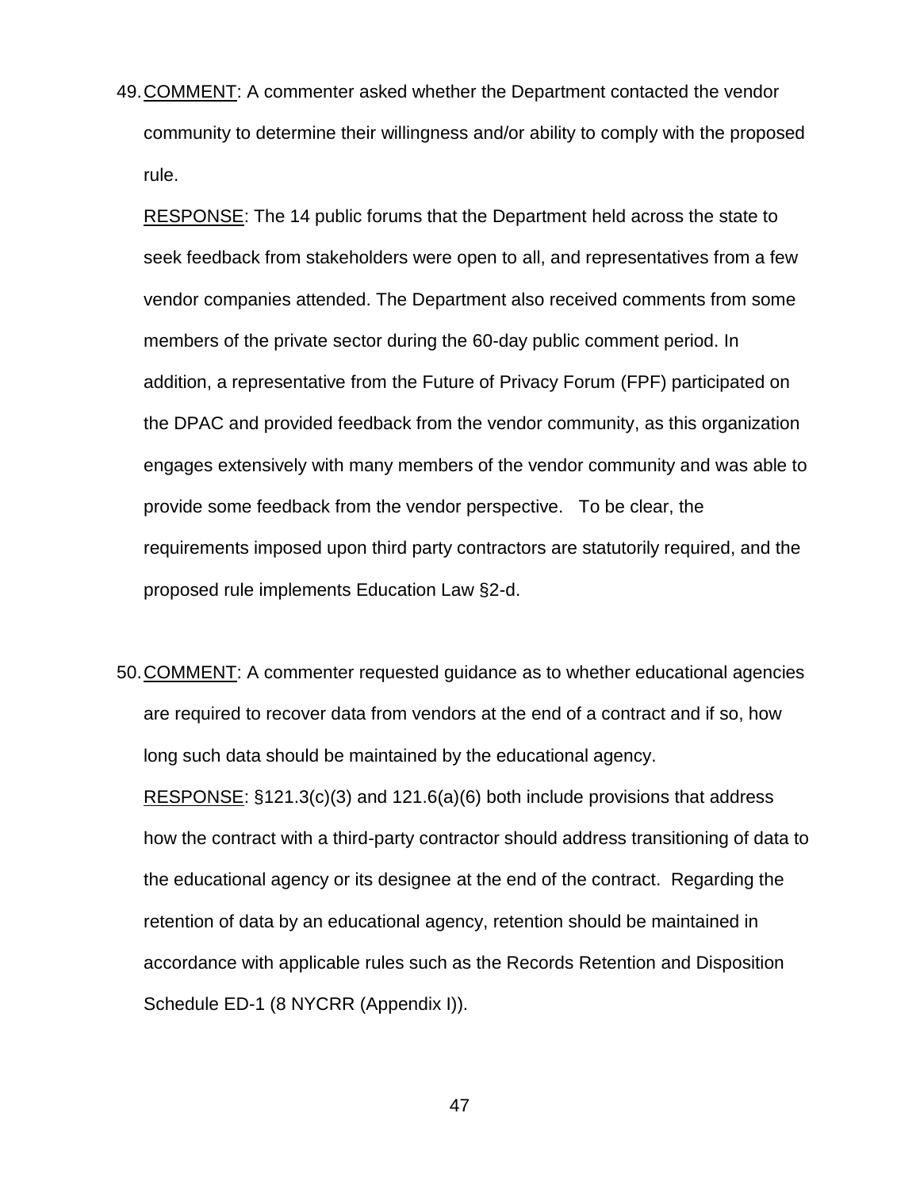49. COMMENT: A commenter asked whether the Department contacted the vendor community to determine their willingness and/or ability to comply with the proposed rule.

    RESPONSE: The 14 public forums that the Department held across the state to seek feedback from stakeholders were open to all, and representatives from a few vendor companies attended. The Department also received comments from some members of the private sector during the 60-day public comment period. In addition, a representative from the Future of Privacy Forum (FPF) participated on the DPAC and provided feedback from the vendor community, as this organization engages extensively with many members of the vendor community and was able to provide some feedback from the vendor perspective. To be clear, the requirements imposed upon third party contractors are statutorily required, and the proposed rule implements Education Law §2-d.

50. COMMENT: A commenter requested guidance as to whether educational agencies are required to recover data from vendors at the end of a contract and if so, how long such data should be maintained by the educational agency.

    RESPONSE: §121.3(c)(3) and 121.6(a)(6) both include provisions that address how the contract with a third-party contractor should address transitioning of data to the educational agency or its designee at the end of the contract. Regarding the retention of data by an educational agency, retention should be maintained in accordance with applicable rules such as the Records Retention and Disposition Schedule ED-1 (8 NYCRR (Appendix I)).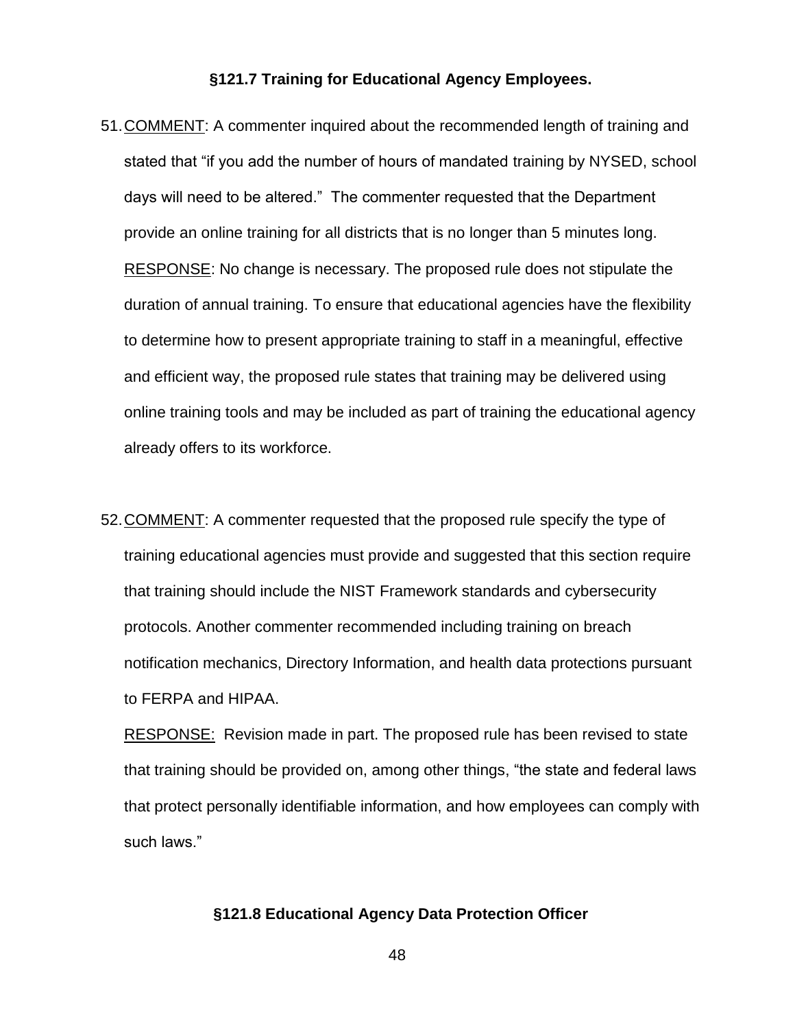### §121.7 Training for Educational Agency Employees.

51. COMMENT: A commenter inquired about the recommended length of training and stated that "if you add the number of hours of mandated training by NYSED, school days will need to be altered." The commenter requested that the Department provide an online training for all districts that is no longer than 5 minutes long.

    RESPONSE: No change is necessary. The proposed rule does not stipulate the duration of annual training. To ensure that educational agencies have the flexibility to determine how to present appropriate training to staff in a meaningful, effective and efficient way, the proposed rule states that training may be delivered using online training tools and may be included as part of training the educational agency already offers to its workforce.

52. COMMENT: A commenter requested that the proposed rule specify the type of training educational agencies must provide and suggested that this section require that training should include the NIST Framework standards and cybersecurity protocols. Another commenter recommended including training on breach notification mechanics, Directory Information, and health data protections pursuant to FERPA and HIPAA.

    RESPONSE: Revision made in part. The proposed rule has been revised to state that training should be provided on, among other things, "the state and federal laws that protect personally identifiable information, and how employees can comply with such laws."

### §121.8 Educational Agency Data Protection Officer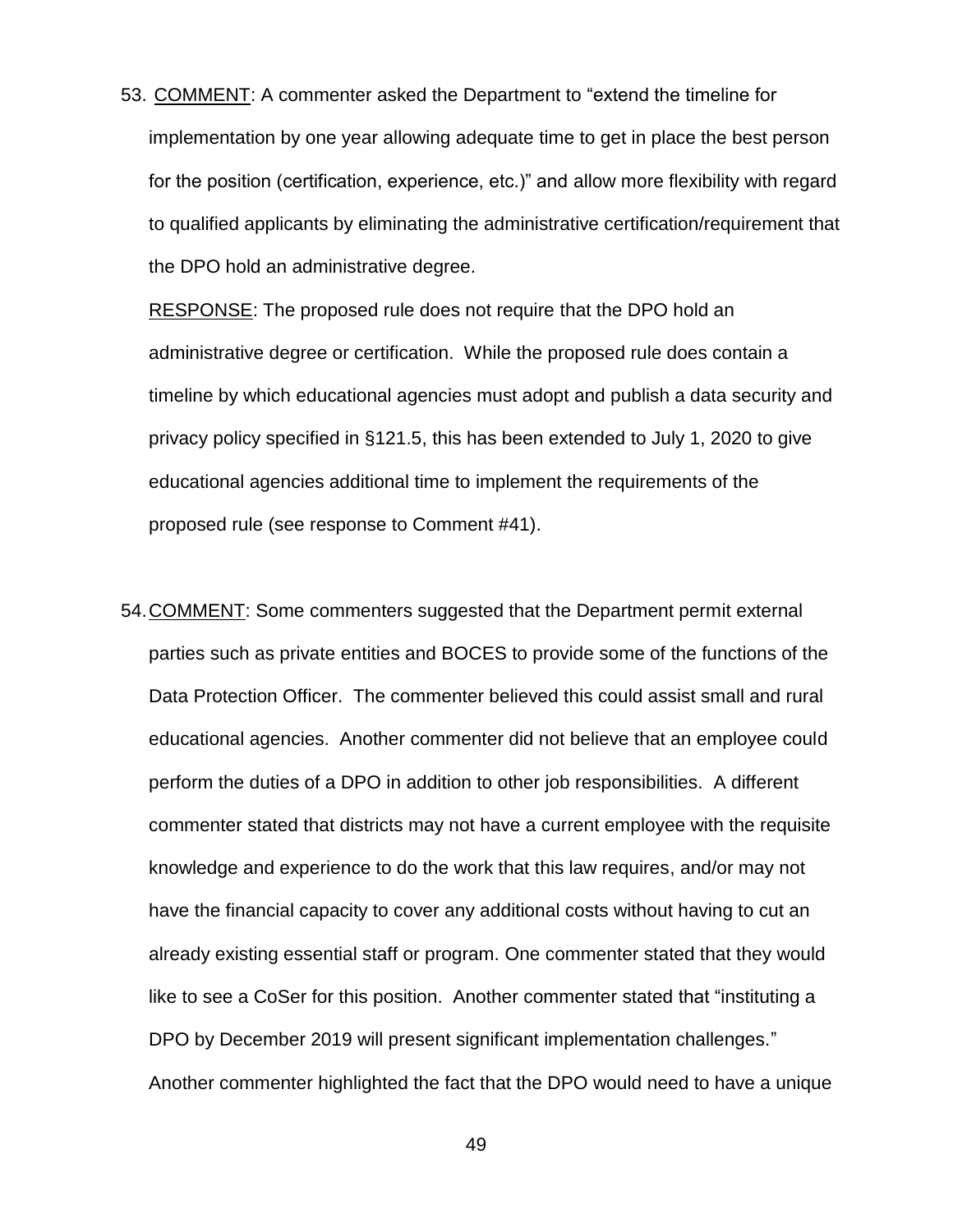53. <u>COMMENT</u>: A commenter asked the Department to "extend the timeline for implementation by one year allowing adequate time to get in place the best person for the position (certification, experience, etc.)" and allow more flexibility with regard to qualified applicants by eliminating the administrative certification/requirement that the DPO hold an administrative degree.

    <u>RESPONSE</u>: The proposed rule does not require that the DPO hold an administrative degree or certification. While the proposed rule does contain a timeline by which educational agencies must adopt and publish a data security and privacy policy specified in §121.5, this has been extended to July 1, 2020 to give educational agencies additional time to implement the requirements of the proposed rule (see response to Comment #41).

54. <u>COMMENT</u>: Some commenters suggested that the Department permit external parties such as private entities and BOCES to provide some of the functions of the Data Protection Officer. The commenter believed this could assist small and rural educational agencies. Another commenter did not believe that an employee could perform the duties of a DPO in addition to other job responsibilities. A different commenter stated that districts may not have a current employee with the requisite knowledge and experience to do the work that this law requires, and/or may not have the financial capacity to cover any additional costs without having to cut an already existing essential staff or program. One commenter stated that they would like to see a CoSer for this position. Another commenter stated that "instituting a DPO by December 2019 will present significant implementation challenges." Another commenter highlighted the fact that the DPO would need to have a unique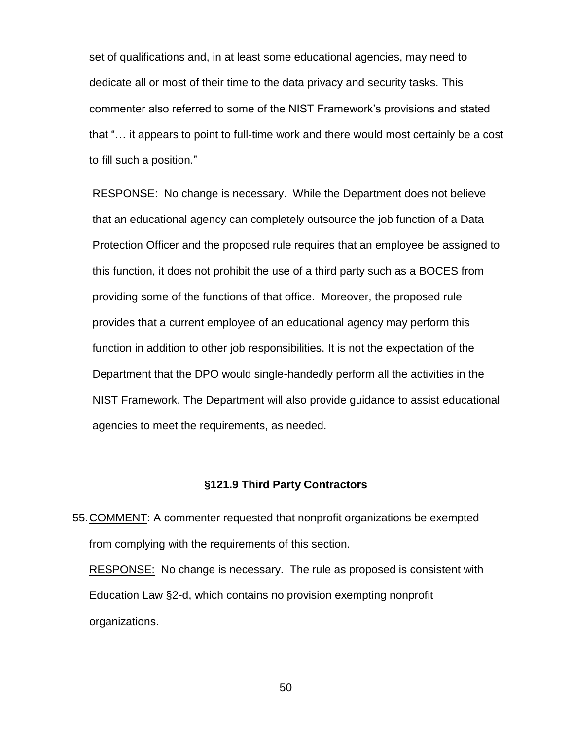set of qualifications and, in at least some educational agencies, may need to dedicate all or most of their time to the data privacy and security tasks. This commenter also referred to some of the NIST Framework's provisions and stated that "… it appears to point to full-time work and there would most certainly be a cost to fill such a position."

RESPONSE: No change is necessary. While the Department does not believe that an educational agency can completely outsource the job function of a Data Protection Officer and the proposed rule requires that an employee be assigned to this function, it does not prohibit the use of a third party such as a BOCES from providing some of the functions of that office. Moreover, the proposed rule provides that a current employee of an educational agency may perform this function in addition to other job responsibilities. It is not the expectation of the Department that the DPO would single-handedly perform all the activities in the NIST Framework. The Department will also provide guidance to assist educational agencies to meet the requirements, as needed.

### §121.9 Third Party Contractors

55. COMMENT: A commenter requested that nonprofit organizations be exempted from complying with the requirements of this section.

    RESPONSE: No change is necessary. The rule as proposed is consistent with Education Law §2-d, which contains no provision exempting nonprofit organizations.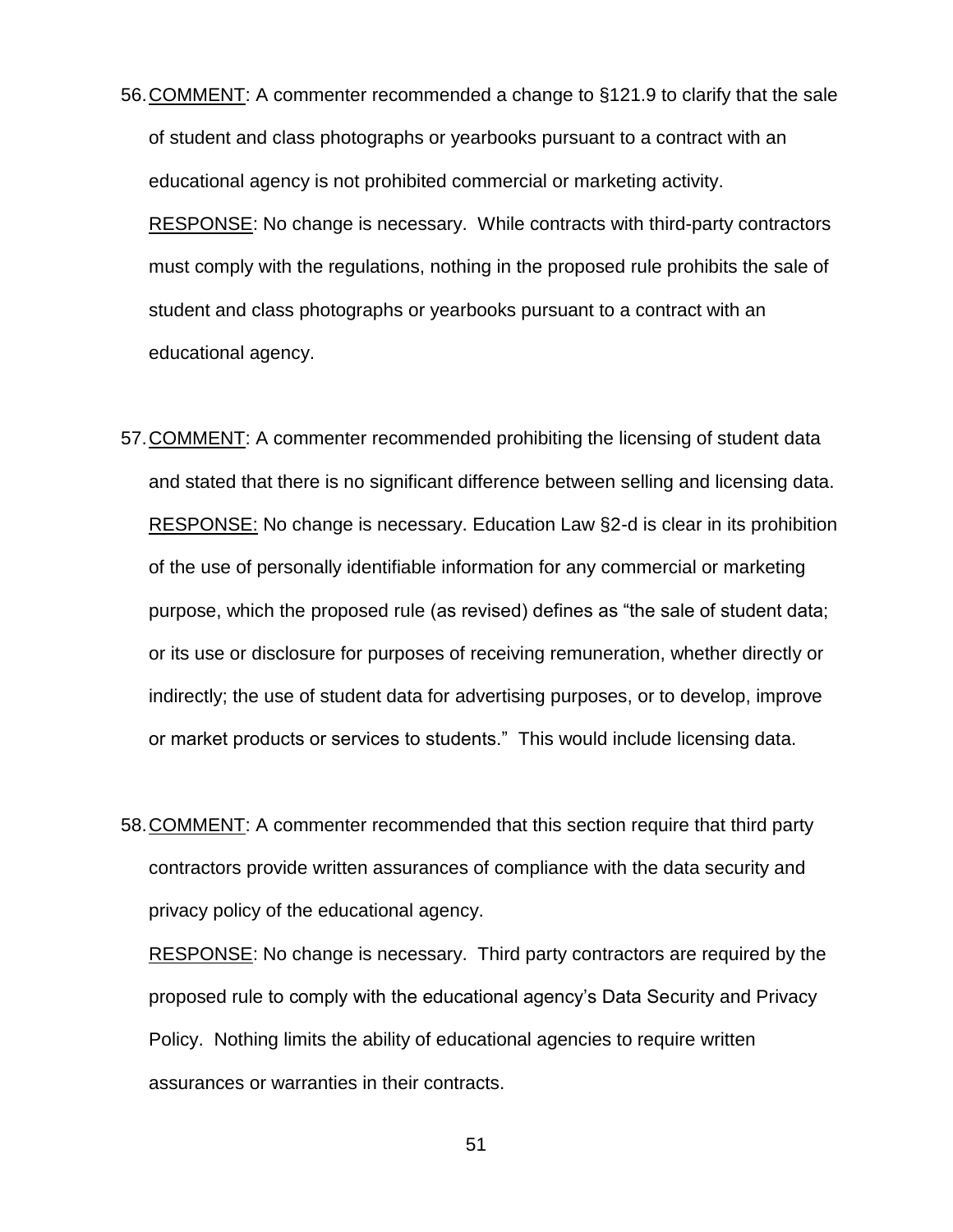56. <u>COMMENT</u>: A commenter recommended a change to §121.9 to clarify that the sale of student and class photographs or yearbooks pursuant to a contract with an educational agency is not prohibited commercial or marketing activity.

    <u>RESPONSE</u>: No change is necessary. While contracts with third-party contractors must comply with the regulations, nothing in the proposed rule prohibits the sale of student and class photographs or yearbooks pursuant to a contract with an educational agency.

57. <u>COMMENT</u>: A commenter recommended prohibiting the licensing of student data and stated that there is no significant difference between selling and licensing data.

    <u>RESPONSE:</u> No change is necessary. Education Law §2-d is clear in its prohibition of the use of personally identifiable information for any commercial or marketing purpose, which the proposed rule (as revised) defines as "the sale of student data; or its use or disclosure for purposes of receiving remuneration, whether directly or indirectly; the use of student data for advertising purposes, or to develop, improve or market products or services to students." This would include licensing data.

58. <u>COMMENT</u>: A commenter recommended that this section require that third party contractors provide written assurances of compliance with the data security and privacy policy of the educational agency.

    <u>RESPONSE</u>: No change is necessary. Third party contractors are required by the proposed rule to comply with the educational agency's Data Security and Privacy Policy. Nothing limits the ability of educational agencies to require written assurances or warranties in their contracts.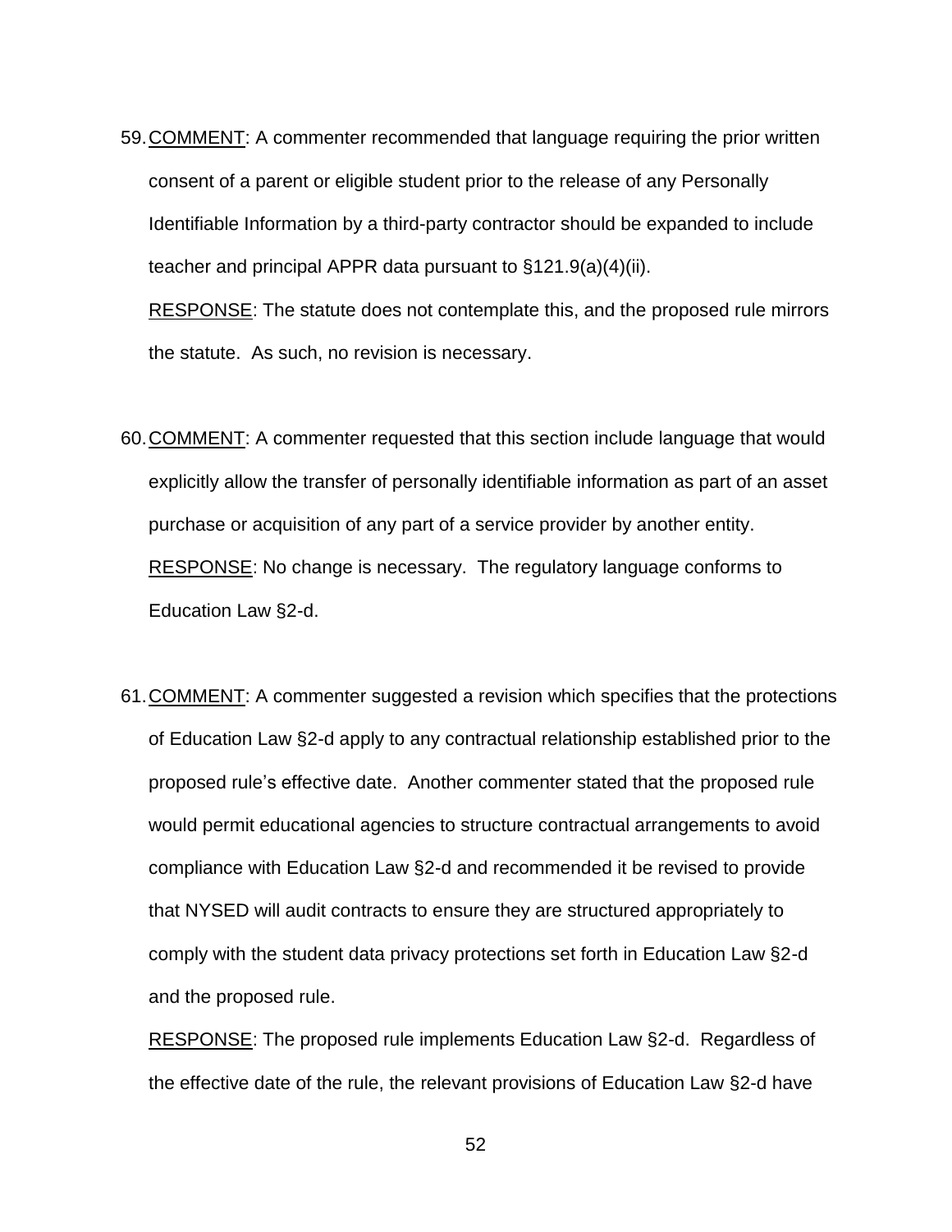59. COMMENT: A commenter recommended that language requiring the prior written consent of a parent or eligible student prior to the release of any Personally Identifiable Information by a third-party contractor should be expanded to include teacher and principal APPR data pursuant to §121.9(a)(4)(ii).

    RESPONSE: The statute does not contemplate this, and the proposed rule mirrors the statute. As such, no revision is necessary.

60. COMMENT: A commenter requested that this section include language that would explicitly allow the transfer of personally identifiable information as part of an asset purchase or acquisition of any part of a service provider by another entity.

    RESPONSE: No change is necessary. The regulatory language conforms to Education Law §2-d.

61. COMMENT: A commenter suggested a revision which specifies that the protections of Education Law §2-d apply to any contractual relationship established prior to the proposed rule's effective date. Another commenter stated that the proposed rule would permit educational agencies to structure contractual arrangements to avoid compliance with Education Law §2-d and recommended it be revised to provide that NYSED will audit contracts to ensure they are structured appropriately to comply with the student data privacy protections set forth in Education Law §2-d and the proposed rule.

    RESPONSE: The proposed rule implements Education Law §2-d. Regardless of the effective date of the rule, the relevant provisions of Education Law §2-d have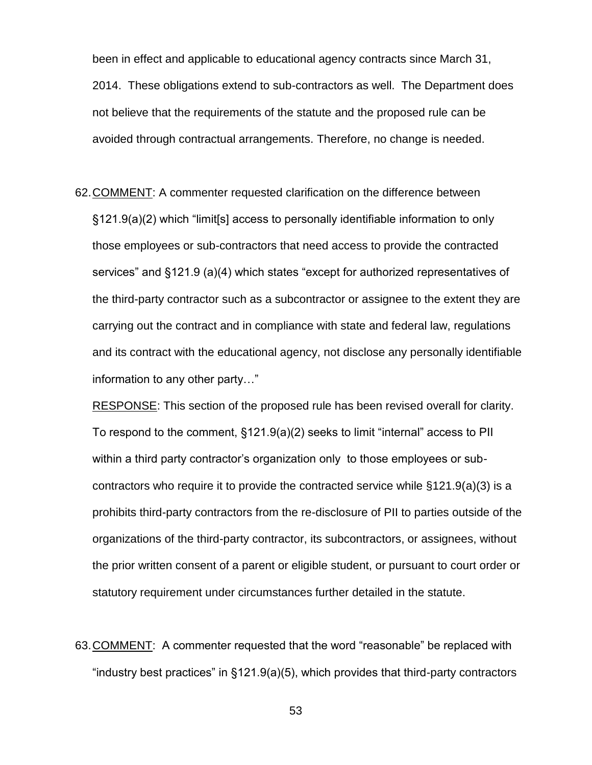been in effect and applicable to educational agency contracts since March 31, 2014. These obligations extend to sub-contractors as well. The Department does not believe that the requirements of the statute and the proposed rule can be avoided through contractual arrangements. Therefore, no change is needed.

62. <u>COMMENT</u>: A commenter requested clarification on the difference between §121.9(a)(2) which "limit[s] access to personally identifiable information to only those employees or sub-contractors that need access to provide the contracted services" and §121.9 (a)(4) which states "except for authorized representatives of the third-party contractor such as a subcontractor or assignee to the extent they are carrying out the contract and in compliance with state and federal law, regulations and its contract with the educational agency, not disclose any personally identifiable information to any other party…"

    <u>RESPONSE</u>: This section of the proposed rule has been revised overall for clarity. To respond to the comment, §121.9(a)(2) seeks to limit "internal" access to PII within a third party contractor's organization only to those employees or sub-contractors who require it to provide the contracted service while §121.9(a)(3) is a prohibits third-party contractors from the re-disclosure of PII to parties outside of the organizations of the third-party contractor, its subcontractors, or assignees, without the prior written consent of a parent or eligible student, or pursuant to court order or statutory requirement under circumstances further detailed in the statute.

63. <u>COMMENT</u>: A commenter requested that the word "reasonable" be replaced with "industry best practices" in §121.9(a)(5), which provides that third-party contractors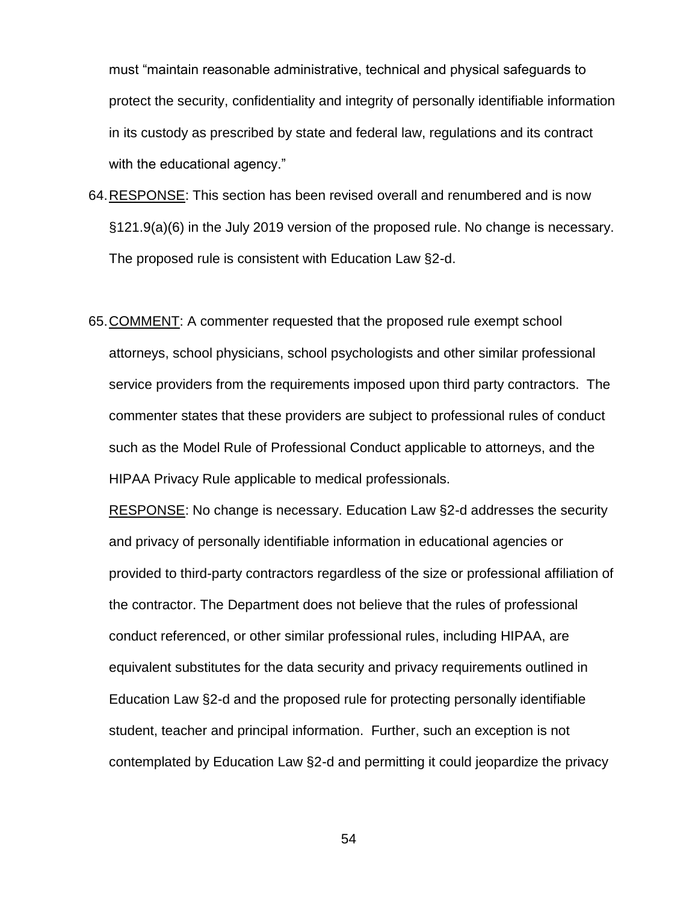must "maintain reasonable administrative, technical and physical safeguards to protect the security, confidentiality and integrity of personally identifiable information in its custody as prescribed by state and federal law, regulations and its contract with the educational agency."

64. RESPONSE: This section has been revised overall and renumbered and is now §121.9(a)(6) in the July 2019 version of the proposed rule. No change is necessary. The proposed rule is consistent with Education Law §2-d.

65. COMMENT: A commenter requested that the proposed rule exempt school attorneys, school physicians, school psychologists and other similar professional service providers from the requirements imposed upon third party contractors. The commenter states that these providers are subject to professional rules of conduct such as the Model Rule of Professional Conduct applicable to attorneys, and the HIPAA Privacy Rule applicable to medical professionals.

    RESPONSE: No change is necessary. Education Law §2-d addresses the security and privacy of personally identifiable information in educational agencies or provided to third-party contractors regardless of the size or professional affiliation of the contractor. The Department does not believe that the rules of professional conduct referenced, or other similar professional rules, including HIPAA, are equivalent substitutes for the data security and privacy requirements outlined in Education Law §2-d and the proposed rule for protecting personally identifiable student, teacher and principal information. Further, such an exception is not contemplated by Education Law §2-d and permitting it could jeopardize the privacy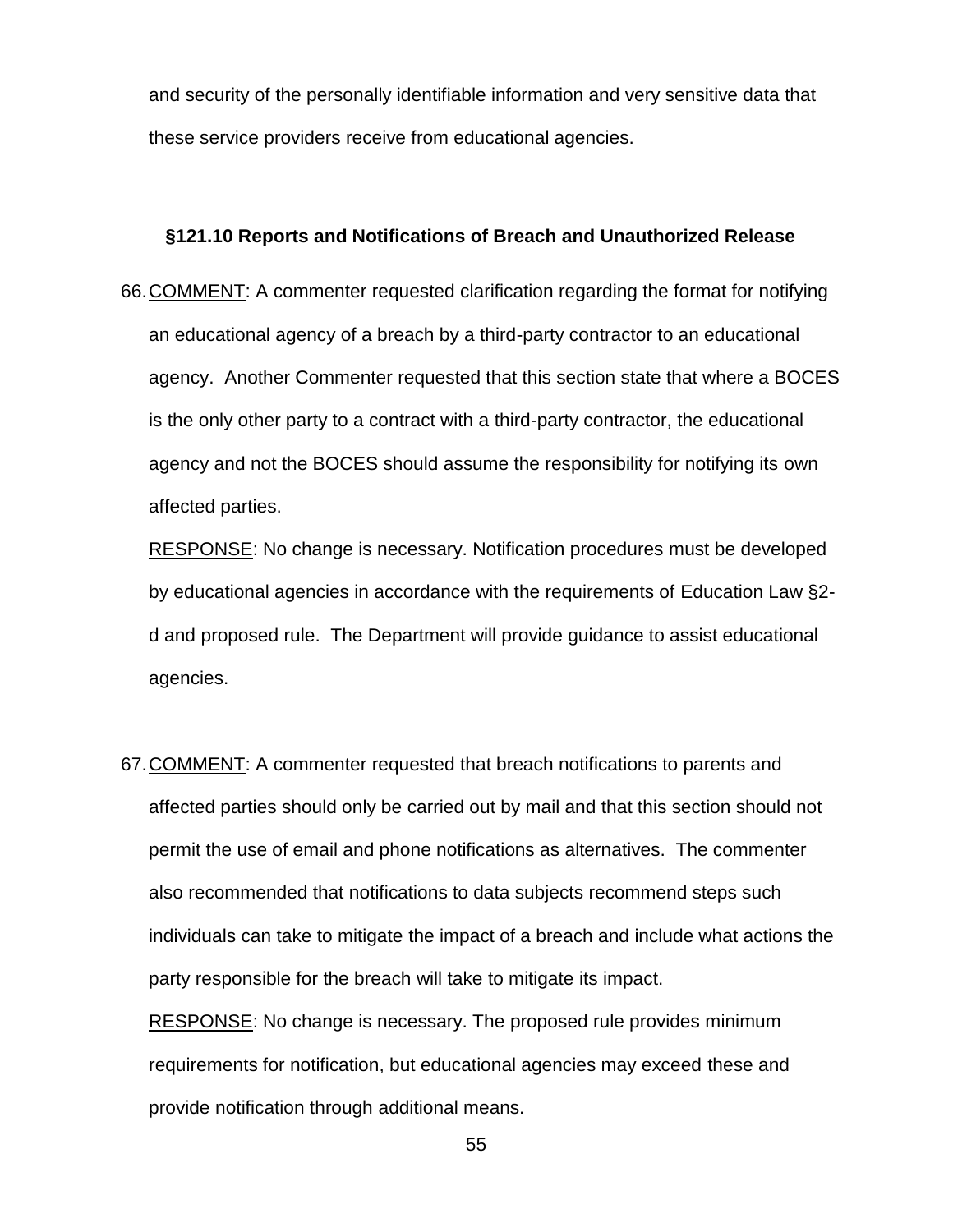and security of the personally identifiable information and very sensitive data that these service providers receive from educational agencies.

### §121.10 Reports and Notifications of Breach and Unauthorized Release

66. COMMENT: A commenter requested clarification regarding the format for notifying an educational agency of a breach by a third-party contractor to an educational agency. Another Commenter requested that this section state that where a BOCES is the only other party to a contract with a third-party contractor, the educational agency and not the BOCES should assume the responsibility for notifying its own affected parties.

    RESPONSE: No change is necessary. Notification procedures must be developed by educational agencies in accordance with the requirements of Education Law §2-d and proposed rule. The Department will provide guidance to assist educational agencies.

67. COMMENT: A commenter requested that breach notifications to parents and affected parties should only be carried out by mail and that this section should not permit the use of email and phone notifications as alternatives. The commenter also recommended that notifications to data subjects recommend steps such individuals can take to mitigate the impact of a breach and include what actions the party responsible for the breach will take to mitigate its impact.

    RESPONSE: No change is necessary. The proposed rule provides minimum requirements for notification, but educational agencies may exceed these and provide notification through additional means.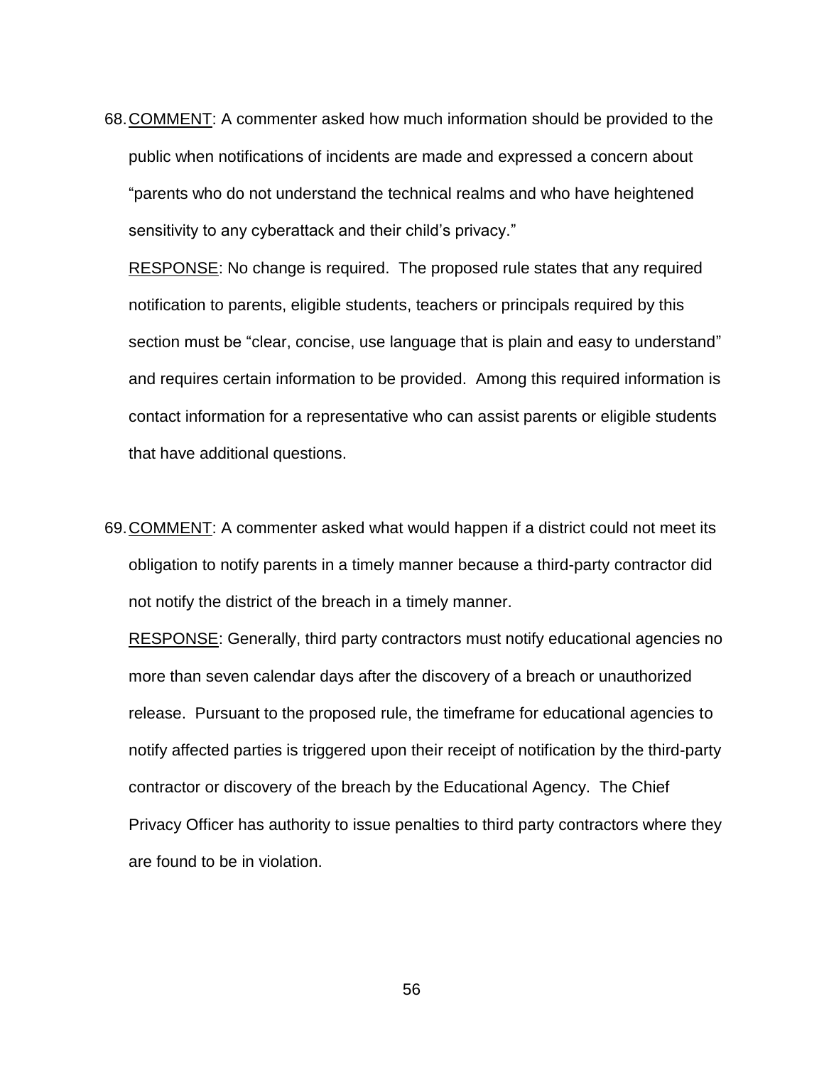68. <u>COMMENT</u>: A commenter asked how much information should be provided to the public when notifications of incidents are made and expressed a concern about "parents who do not understand the technical realms and who have heightened sensitivity to any cyberattack and their child's privacy."

    <u>RESPONSE</u>: No change is required. The proposed rule states that any required notification to parents, eligible students, teachers or principals required by this section must be "clear, concise, use language that is plain and easy to understand" and requires certain information to be provided. Among this required information is contact information for a representative who can assist parents or eligible students that have additional questions.

69. <u>COMMENT</u>: A commenter asked what would happen if a district could not meet its obligation to notify parents in a timely manner because a third-party contractor did not notify the district of the breach in a timely manner.

    <u>RESPONSE</u>: Generally, third party contractors must notify educational agencies no more than seven calendar days after the discovery of a breach or unauthorized release. Pursuant to the proposed rule, the timeframe for educational agencies to notify affected parties is triggered upon their receipt of notification by the third-party contractor or discovery of the breach by the Educational Agency. The Chief Privacy Officer has authority to issue penalties to third party contractors where they are found to be in violation.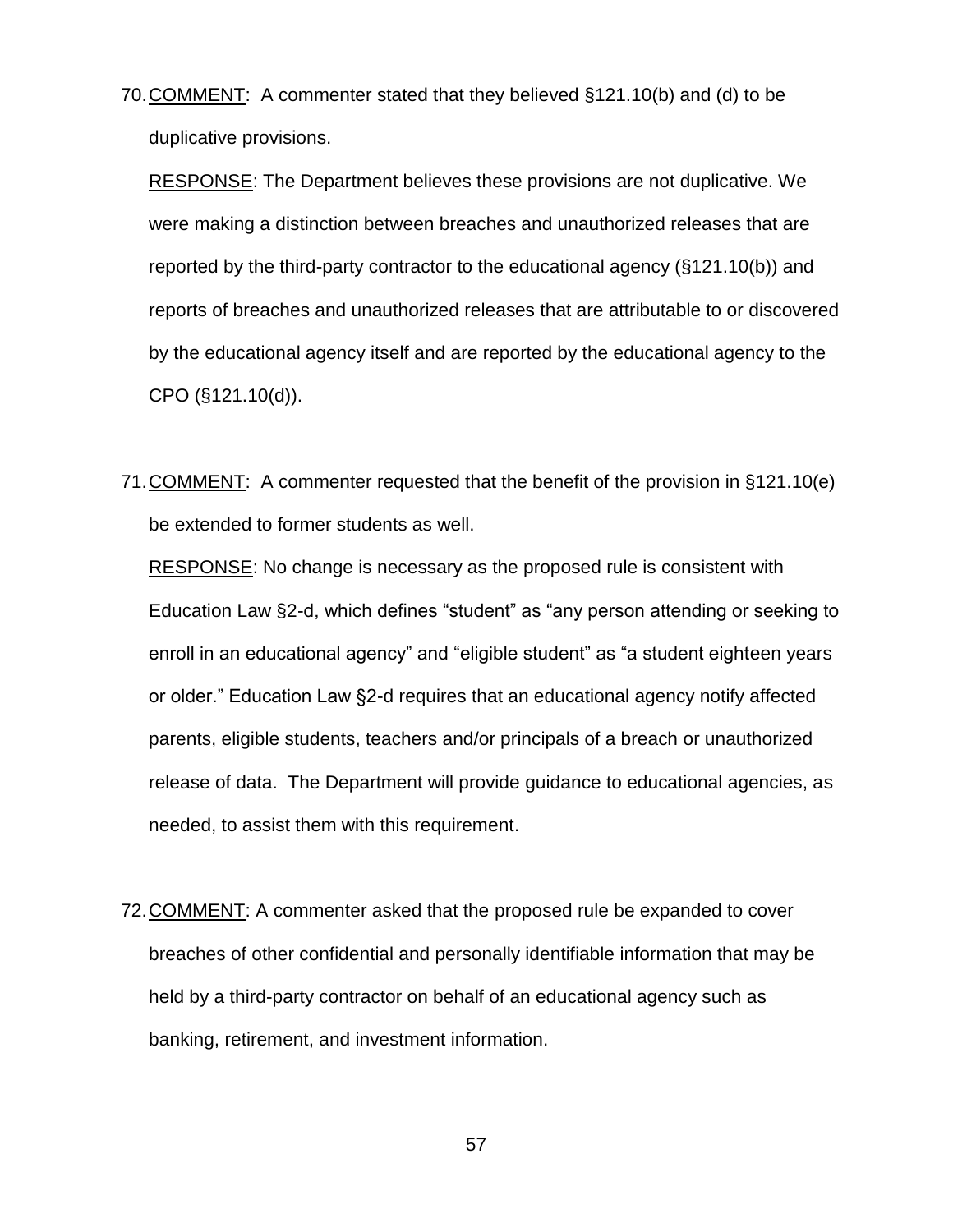70. COMMENT: A commenter stated that they believed §121.10(b) and (d) to be duplicative provisions.

    RESPONSE: The Department believes these provisions are not duplicative. We were making a distinction between breaches and unauthorized releases that are reported by the third-party contractor to the educational agency (§121.10(b)) and reports of breaches and unauthorized releases that are attributable to or discovered by the educational agency itself and are reported by the educational agency to the CPO (§121.10(d)).

71. COMMENT: A commenter requested that the benefit of the provision in §121.10(e) be extended to former students as well.

    RESPONSE: No change is necessary as the proposed rule is consistent with Education Law §2-d, which defines "student" as "any person attending or seeking to enroll in an educational agency" and "eligible student" as "a student eighteen years or older." Education Law §2-d requires that an educational agency notify affected parents, eligible students, teachers and/or principals of a breach or unauthorized release of data. The Department will provide guidance to educational agencies, as needed, to assist them with this requirement.

72. COMMENT: A commenter asked that the proposed rule be expanded to cover breaches of other confidential and personally identifiable information that may be held by a third-party contractor on behalf of an educational agency such as banking, retirement, and investment information.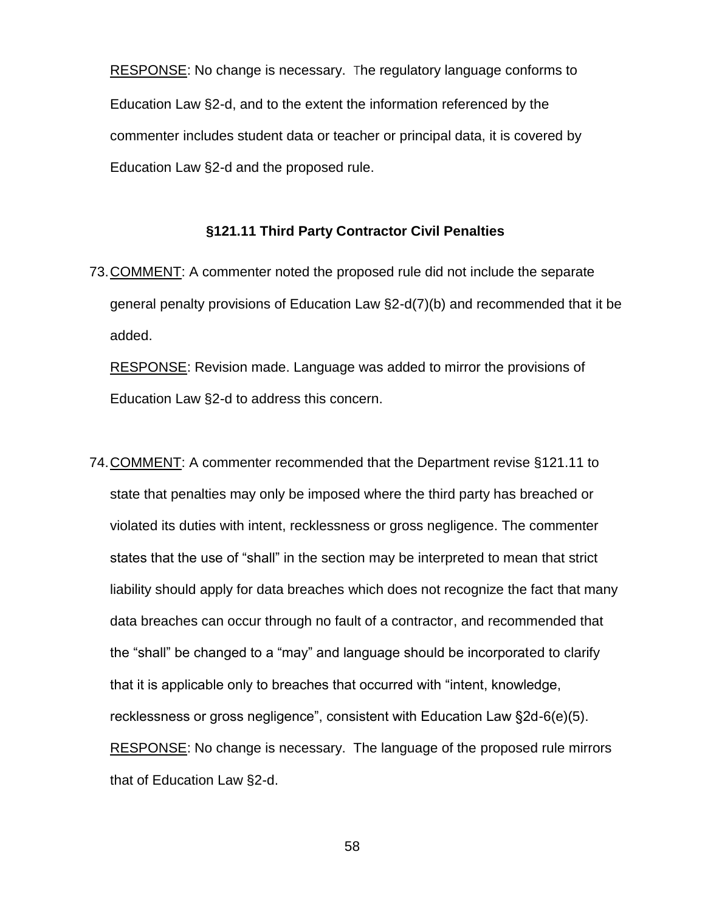RESPONSE: No change is necessary. The regulatory language conforms to Education Law §2-d, and to the extent the information referenced by the commenter includes student data or teacher or principal data, it is covered by Education Law §2-d and the proposed rule.

### §121.11 Third Party Contractor Civil Penalties

73. COMMENT: A commenter noted the proposed rule did not include the separate general penalty provisions of Education Law §2-d(7)(b) and recommended that it be added.

    RESPONSE: Revision made. Language was added to mirror the provisions of Education Law §2-d to address this concern.

74. COMMENT: A commenter recommended that the Department revise §121.11 to state that penalties may only be imposed where the third party has breached or violated its duties with intent, recklessness or gross negligence. The commenter states that the use of "shall" in the section may be interpreted to mean that strict liability should apply for data breaches which does not recognize the fact that many data breaches can occur through no fault of a contractor, and recommended that the "shall" be changed to a "may" and language should be incorporated to clarify that it is applicable only to breaches that occurred with "intent, knowledge, recklessness or gross negligence", consistent with Education Law §2d-6(e)(5).

    RESPONSE: No change is necessary. The language of the proposed rule mirrors that of Education Law §2-d.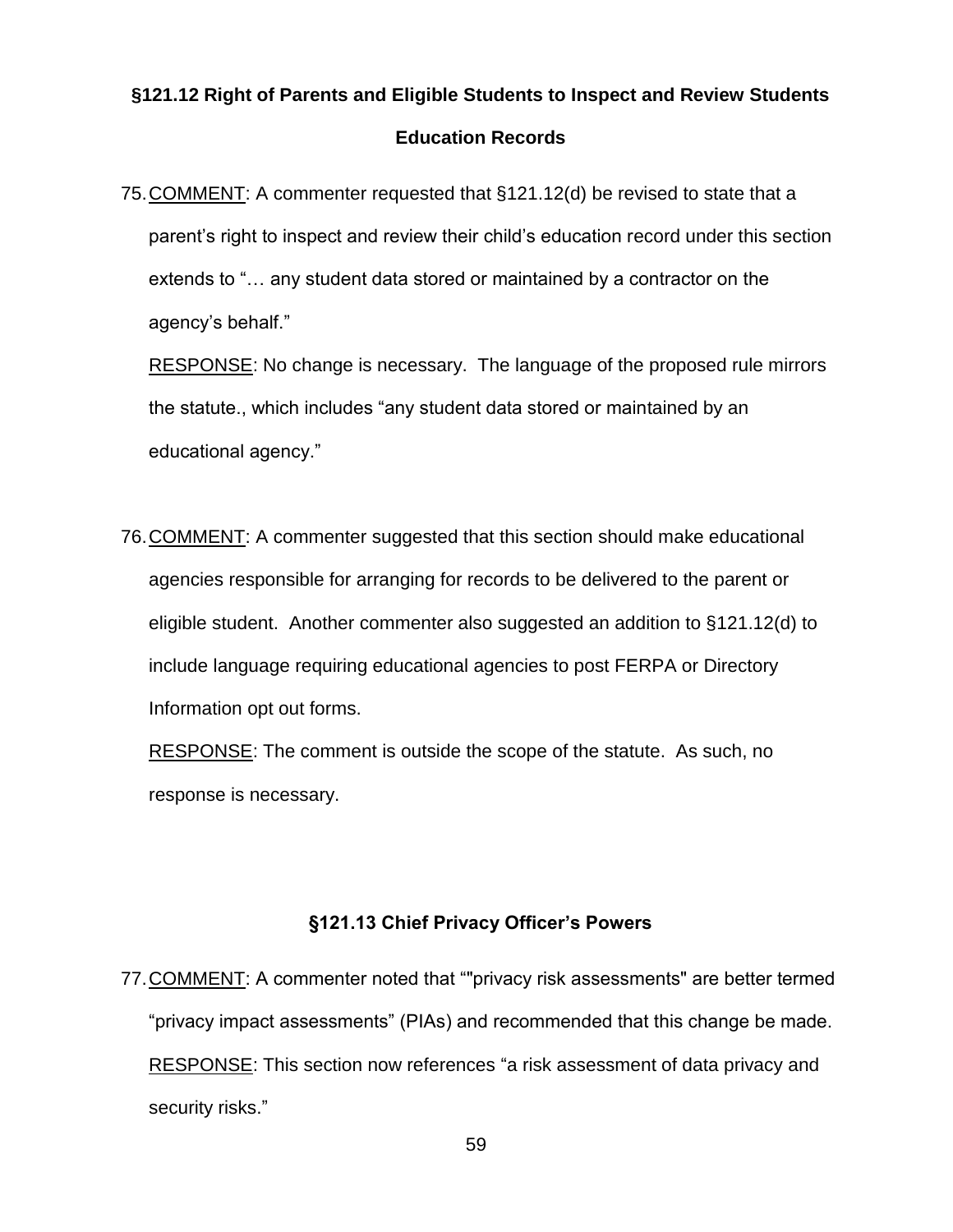## §121.12 Right of Parents and Eligible Students to Inspect and Review Students Education Records

75. COMMENT: A commenter requested that §121.12(d) be revised to state that a parent's right to inspect and review their child's education record under this section extends to "… any student data stored or maintained by a contractor on the agency's behalf."

    RESPONSE: No change is necessary. The language of the proposed rule mirrors the statute., which includes "any student data stored or maintained by an educational agency."

76. COMMENT: A commenter suggested that this section should make educational agencies responsible for arranging for records to be delivered to the parent or eligible student. Another commenter also suggested an addition to §121.12(d) to include language requiring educational agencies to post FERPA or Directory Information opt out forms.

    RESPONSE: The comment is outside the scope of the statute. As such, no response is necessary.

## §121.13 Chief Privacy Officer's Powers

77. COMMENT: A commenter noted that ""privacy risk assessments" are better termed "privacy impact assessments" (PIAs) and recommended that this change be made.

    RESPONSE: This section now references "a risk assessment of data privacy and security risks."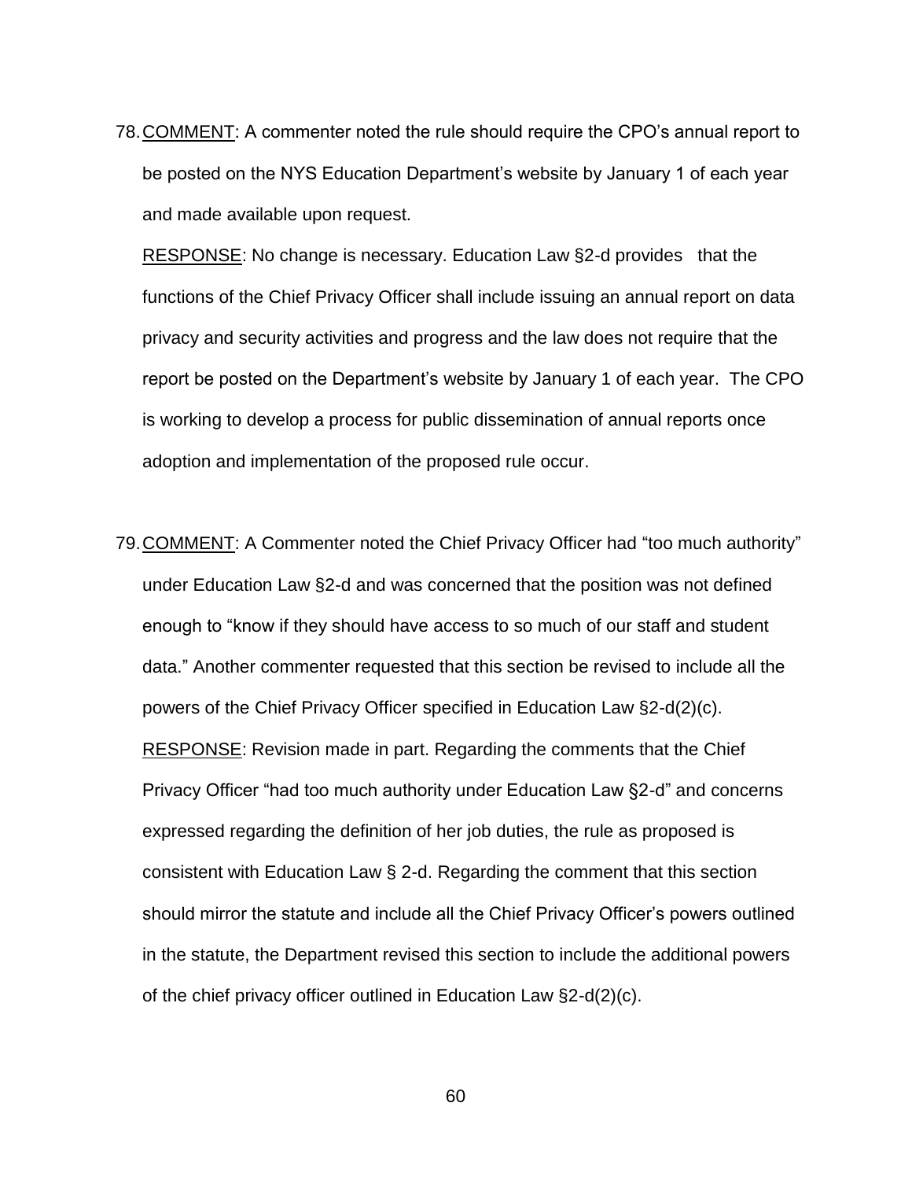78. COMMENT: A commenter noted the rule should require the CPO's annual report to be posted on the NYS Education Department's website by January 1 of each year and made available upon request.

    RESPONSE: No change is necessary. Education Law §2-d provides that the functions of the Chief Privacy Officer shall include issuing an annual report on data privacy and security activities and progress and the law does not require that the report be posted on the Department's website by January 1 of each year. The CPO is working to develop a process for public dissemination of annual reports once adoption and implementation of the proposed rule occur.

79. COMMENT: A Commenter noted the Chief Privacy Officer had "too much authority" under Education Law §2-d and was concerned that the position was not defined enough to "know if they should have access to so much of our staff and student data." Another commenter requested that this section be revised to include all the powers of the Chief Privacy Officer specified in Education Law §2-d(2)(c).

    RESPONSE: Revision made in part. Regarding the comments that the Chief Privacy Officer "had too much authority under Education Law §2-d" and concerns expressed regarding the definition of her job duties, the rule as proposed is consistent with Education Law § 2-d. Regarding the comment that this section should mirror the statute and include all the Chief Privacy Officer's powers outlined in the statute, the Department revised this section to include the additional powers of the chief privacy officer outlined in Education Law §2-d(2)(c).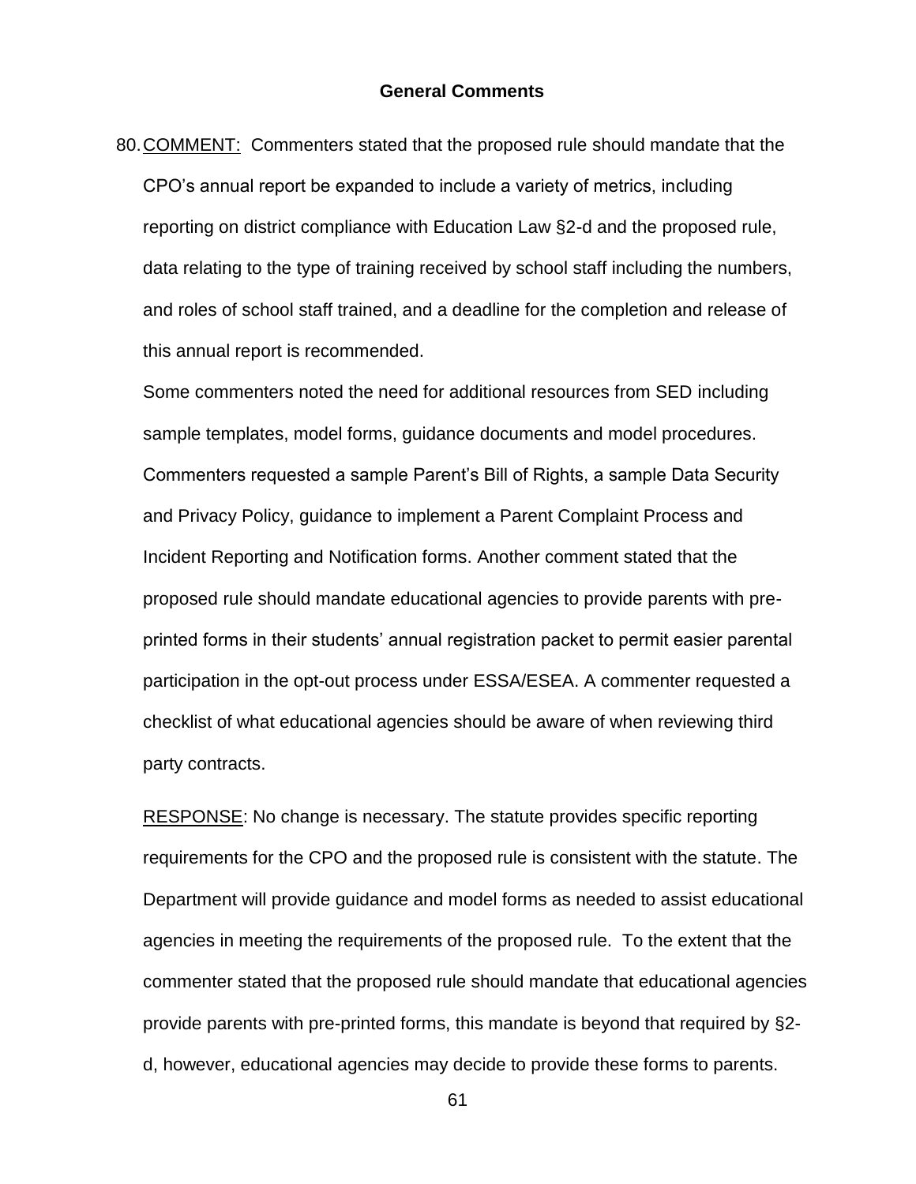## General Comments

80. <u>COMMENT:</u> Commenters stated that the proposed rule should mandate that the CPO's annual report be expanded to include a variety of metrics, including reporting on district compliance with Education Law §2-d and the proposed rule, data relating to the type of training received by school staff including the numbers, and roles of school staff trained, and a deadline for the completion and release of this annual report is recommended.

    Some commenters noted the need for additional resources from SED including sample templates, model forms, guidance documents and model procedures. Commenters requested a sample Parent's Bill of Rights, a sample Data Security and Privacy Policy, guidance to implement a Parent Complaint Process and Incident Reporting and Notification forms. Another comment stated that the proposed rule should mandate educational agencies to provide parents with pre-printed forms in their students' annual registration packet to permit easier parental participation in the opt-out process under ESSA/ESEA. A commenter requested a checklist of what educational agencies should be aware of when reviewing third party contracts.

    <u>RESPONSE</u>: No change is necessary. The statute provides specific reporting requirements for the CPO and the proposed rule is consistent with the statute. The Department will provide guidance and model forms as needed to assist educational agencies in meeting the requirements of the proposed rule. To the extent that the commenter stated that the proposed rule should mandate that educational agencies provide parents with pre-printed forms, this mandate is beyond that required by §2-d, however, educational agencies may decide to provide these forms to parents.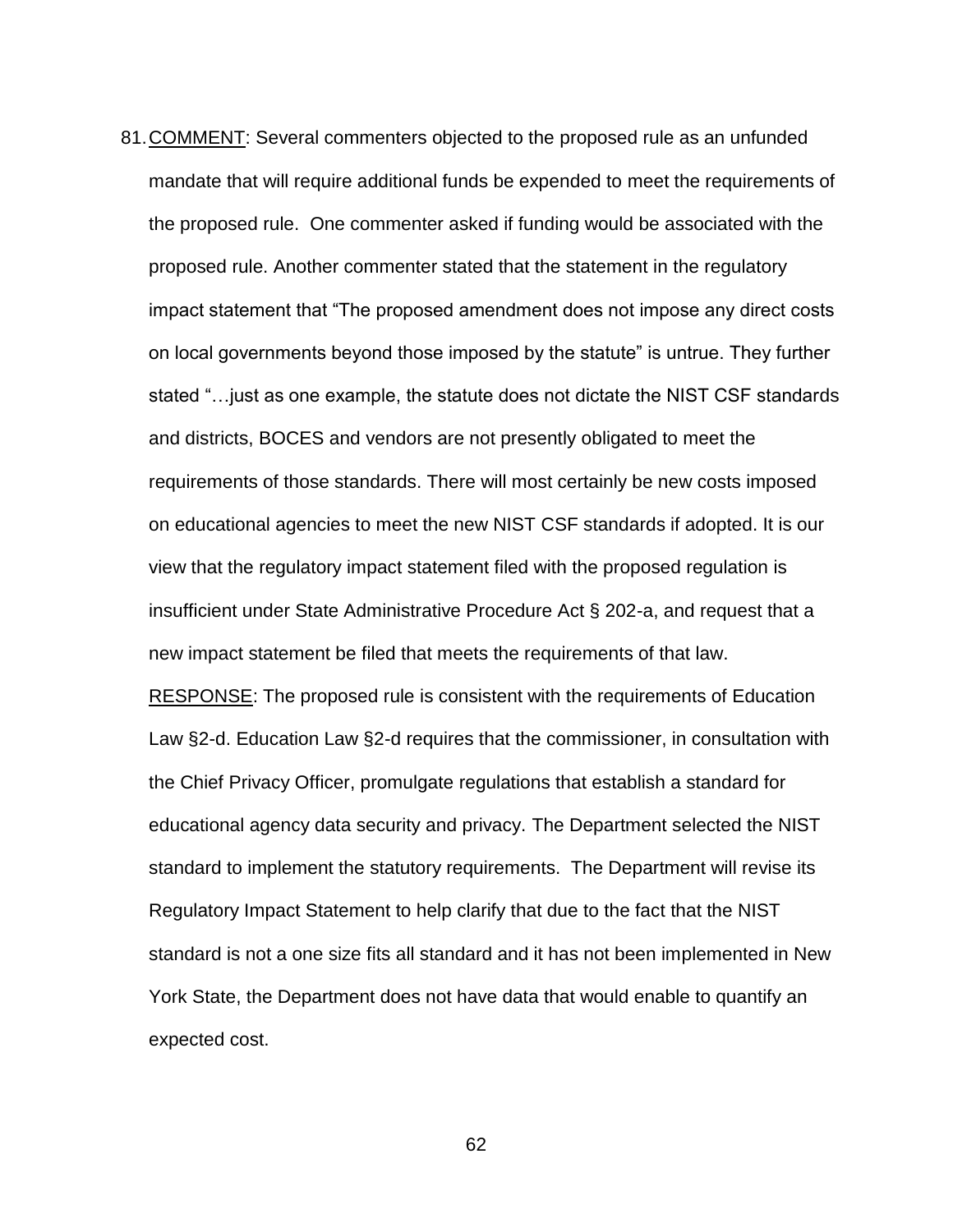81. COMMENT: Several commenters objected to the proposed rule as an unfunded mandate that will require additional funds be expended to meet the requirements of the proposed rule. One commenter asked if funding would be associated with the proposed rule. Another commenter stated that the statement in the regulatory impact statement that "The proposed amendment does not impose any direct costs on local governments beyond those imposed by the statute" is untrue. They further stated "…just as one example, the statute does not dictate the NIST CSF standards and districts, BOCES and vendors are not presently obligated to meet the requirements of those standards. There will most certainly be new costs imposed on educational agencies to meet the new NIST CSF standards if adopted. It is our view that the regulatory impact statement filed with the proposed regulation is insufficient under State Administrative Procedure Act § 202-a, and request that a new impact statement be filed that meets the requirements of that law.

   RESPONSE: The proposed rule is consistent with the requirements of Education Law §2-d. Education Law §2-d requires that the commissioner, in consultation with the Chief Privacy Officer, promulgate regulations that establish a standard for educational agency data security and privacy. The Department selected the NIST standard to implement the statutory requirements. The Department will revise its Regulatory Impact Statement to help clarify that due to the fact that the NIST standard is not a one size fits all standard and it has not been implemented in New York State, the Department does not have data that would enable to quantify an expected cost.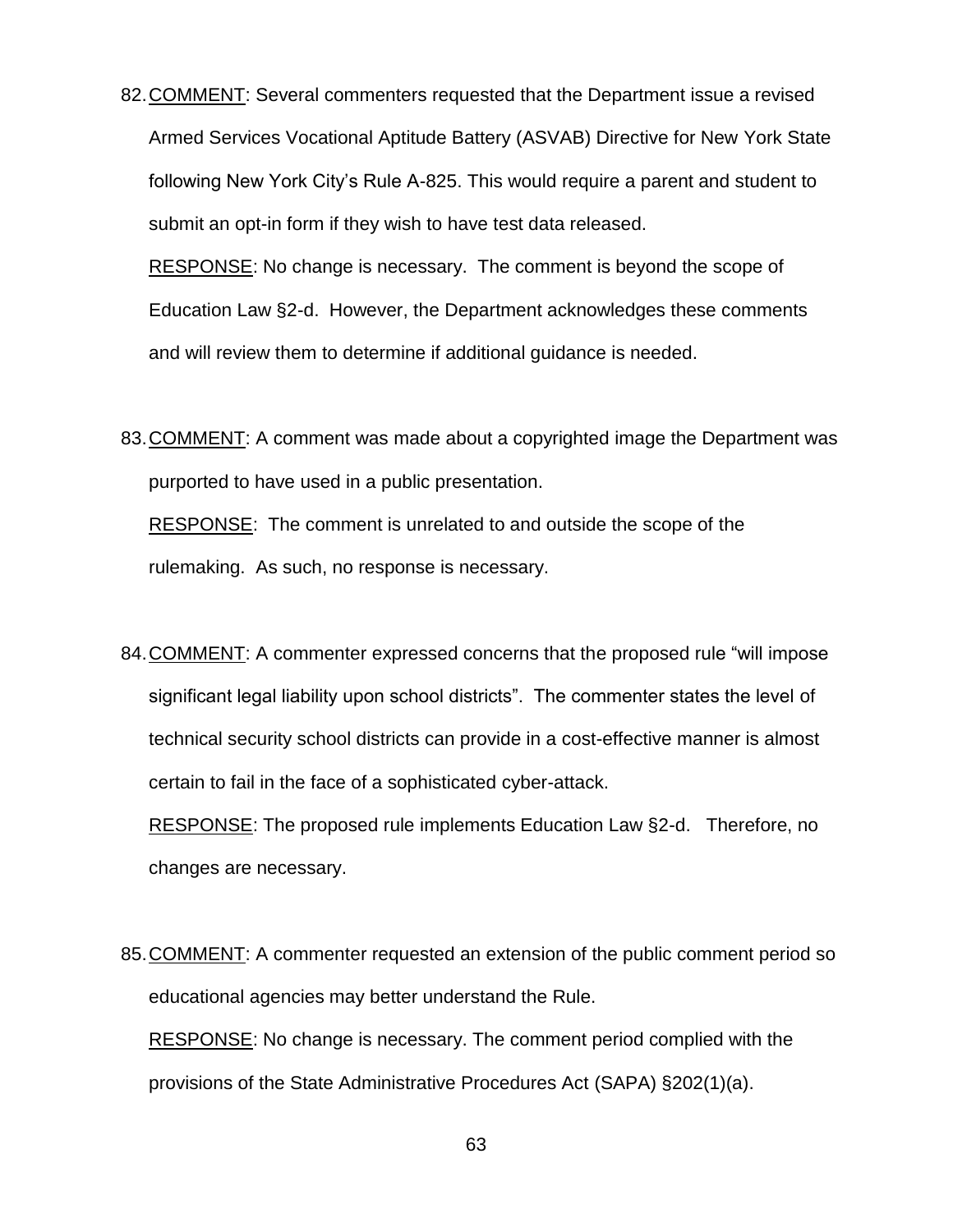82. COMMENT: Several commenters requested that the Department issue a revised Armed Services Vocational Aptitude Battery (ASVAB) Directive for New York State following New York City's Rule A-825. This would require a parent and student to submit an opt-in form if they wish to have test data released.

    RESPONSE: No change is necessary. The comment is beyond the scope of Education Law §2-d. However, the Department acknowledges these comments and will review them to determine if additional guidance is needed.

83. COMMENT: A comment was made about a copyrighted image the Department was purported to have used in a public presentation.

    RESPONSE: The comment is unrelated to and outside the scope of the rulemaking. As such, no response is necessary.

84. COMMENT: A commenter expressed concerns that the proposed rule "will impose significant legal liability upon school districts". The commenter states the level of technical security school districts can provide in a cost-effective manner is almost certain to fail in the face of a sophisticated cyber-attack.

    RESPONSE: The proposed rule implements Education Law §2-d. Therefore, no changes are necessary.

85. COMMENT: A commenter requested an extension of the public comment period so educational agencies may better understand the Rule.

    RESPONSE: No change is necessary. The comment period complied with the provisions of the State Administrative Procedures Act (SAPA) §202(1)(a).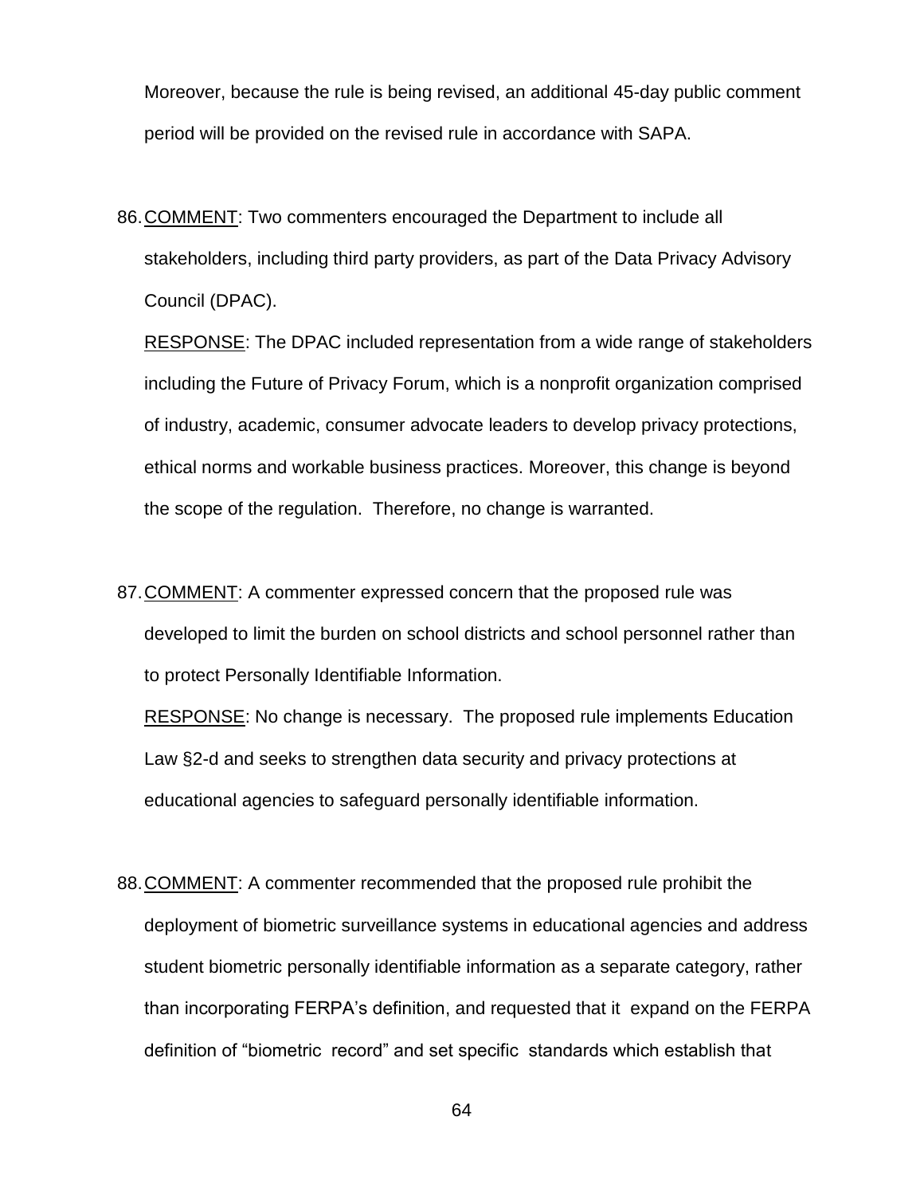Moreover, because the rule is being revised, an additional 45-day public comment period will be provided on the revised rule in accordance with SAPA.

86. COMMENT: Two commenters encouraged the Department to include all stakeholders, including third party providers, as part of the Data Privacy Advisory Council (DPAC).

   RESPONSE: The DPAC included representation from a wide range of stakeholders including the Future of Privacy Forum, which is a nonprofit organization comprised of industry, academic, consumer advocate leaders to develop privacy protections, ethical norms and workable business practices. Moreover, this change is beyond the scope of the regulation. Therefore, no change is warranted.

87. COMMENT: A commenter expressed concern that the proposed rule was developed to limit the burden on school districts and school personnel rather than to protect Personally Identifiable Information.

   RESPONSE: No change is necessary. The proposed rule implements Education Law §2-d and seeks to strengthen data security and privacy protections at educational agencies to safeguard personally identifiable information.

88. COMMENT: A commenter recommended that the proposed rule prohibit the deployment of biometric surveillance systems in educational agencies and address student biometric personally identifiable information as a separate category, rather than incorporating FERPA's definition, and requested that it expand on the FERPA definition of "biometric record" and set specific standards which establish that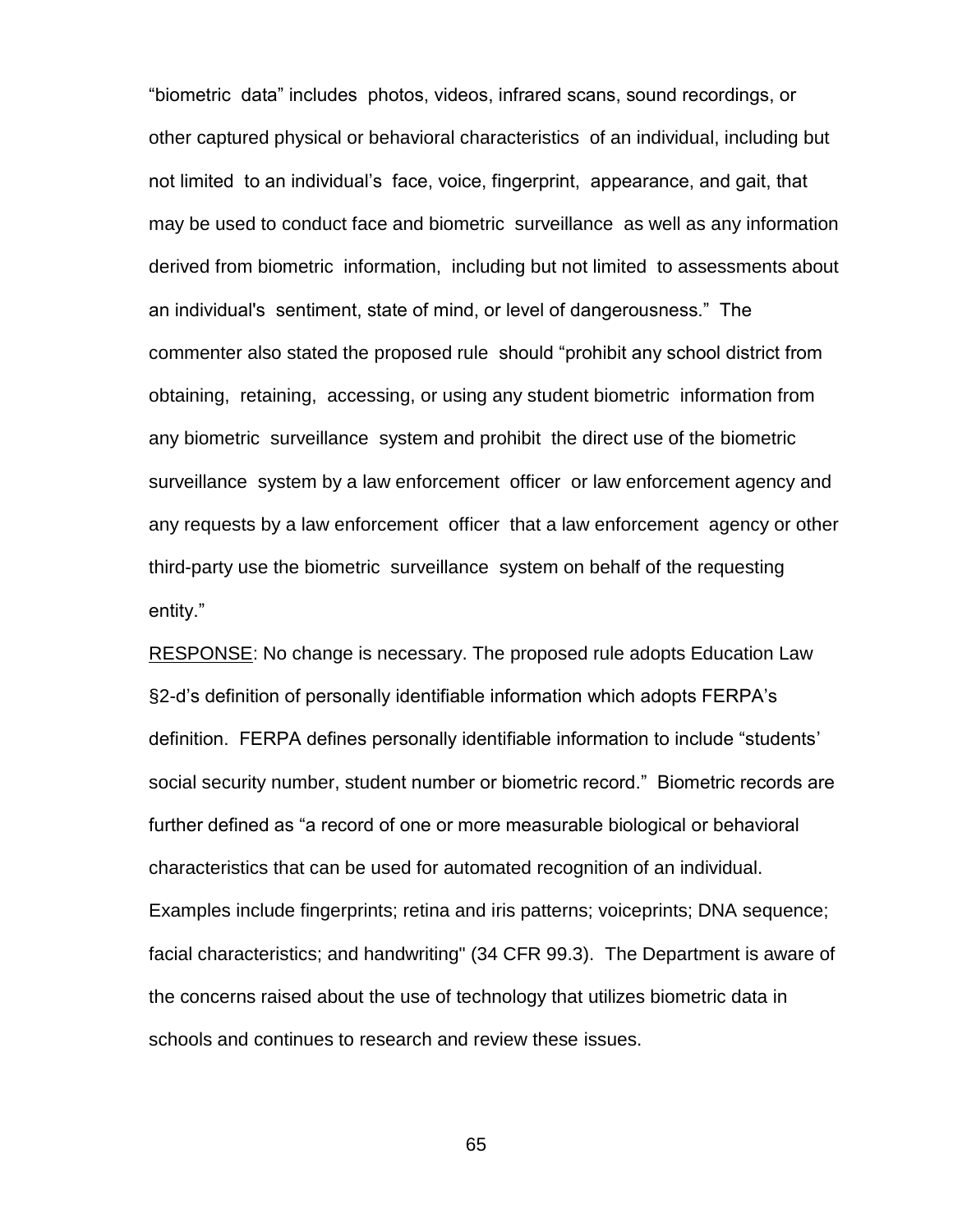"biometric data" includes photos, videos, infrared scans, sound recordings, or other captured physical or behavioral characteristics of an individual, including but not limited to an individual's face, voice, fingerprint, appearance, and gait, that may be used to conduct face and biometric surveillance as well as any information derived from biometric information, including but not limited to assessments about an individual's sentiment, state of mind, or level of dangerousness." The commenter also stated the proposed rule should "prohibit any school district from obtaining, retaining, accessing, or using any student biometric information from any biometric surveillance system and prohibit the direct use of the biometric surveillance system by a law enforcement officer or law enforcement agency and any requests by a law enforcement officer that a law enforcement agency or other third-party use the biometric surveillance system on behalf of the requesting entity."

<u>RESPONSE</u>: No change is necessary. The proposed rule adopts Education Law §2-d's definition of personally identifiable information which adopts FERPA's definition. FERPA defines personally identifiable information to include "students' social security number, student number or biometric record." Biometric records are further defined as "a record of one or more measurable biological or behavioral characteristics that can be used for automated recognition of an individual. Examples include fingerprints; retina and iris patterns; voiceprints; DNA sequence; facial characteristics; and handwriting" (34 CFR 99.3). The Department is aware of the concerns raised about the use of technology that utilizes biometric data in schools and continues to research and review these issues.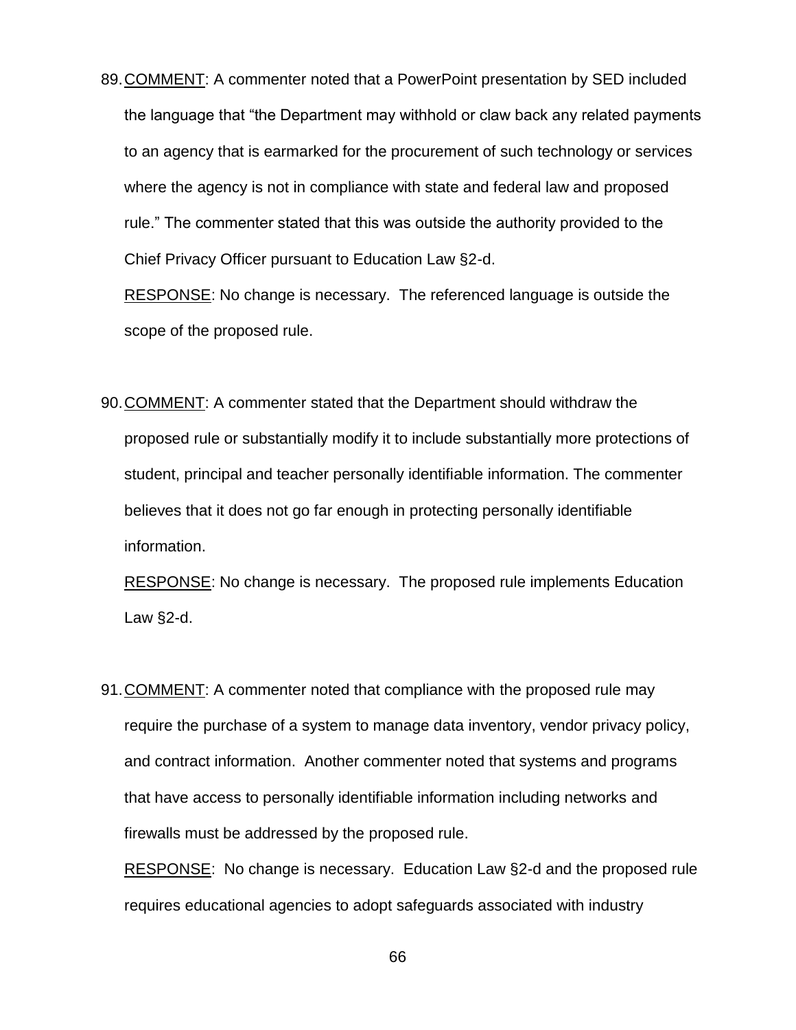89. COMMENT: A commenter noted that a PowerPoint presentation by SED included the language that "the Department may withhold or claw back any related payments to an agency that is earmarked for the procurement of such technology or services where the agency is not in compliance with state and federal law and proposed rule." The commenter stated that this was outside the authority provided to the Chief Privacy Officer pursuant to Education Law §2-d.

   RESPONSE: No change is necessary. The referenced language is outside the scope of the proposed rule.

90. COMMENT: A commenter stated that the Department should withdraw the proposed rule or substantially modify it to include substantially more protections of student, principal and teacher personally identifiable information. The commenter believes that it does not go far enough in protecting personally identifiable information.

   RESPONSE: No change is necessary. The proposed rule implements Education Law §2-d.

91. COMMENT: A commenter noted that compliance with the proposed rule may require the purchase of a system to manage data inventory, vendor privacy policy, and contract information. Another commenter noted that systems and programs that have access to personally identifiable information including networks and firewalls must be addressed by the proposed rule.

   RESPONSE: No change is necessary. Education Law §2-d and the proposed rule requires educational agencies to adopt safeguards associated with industry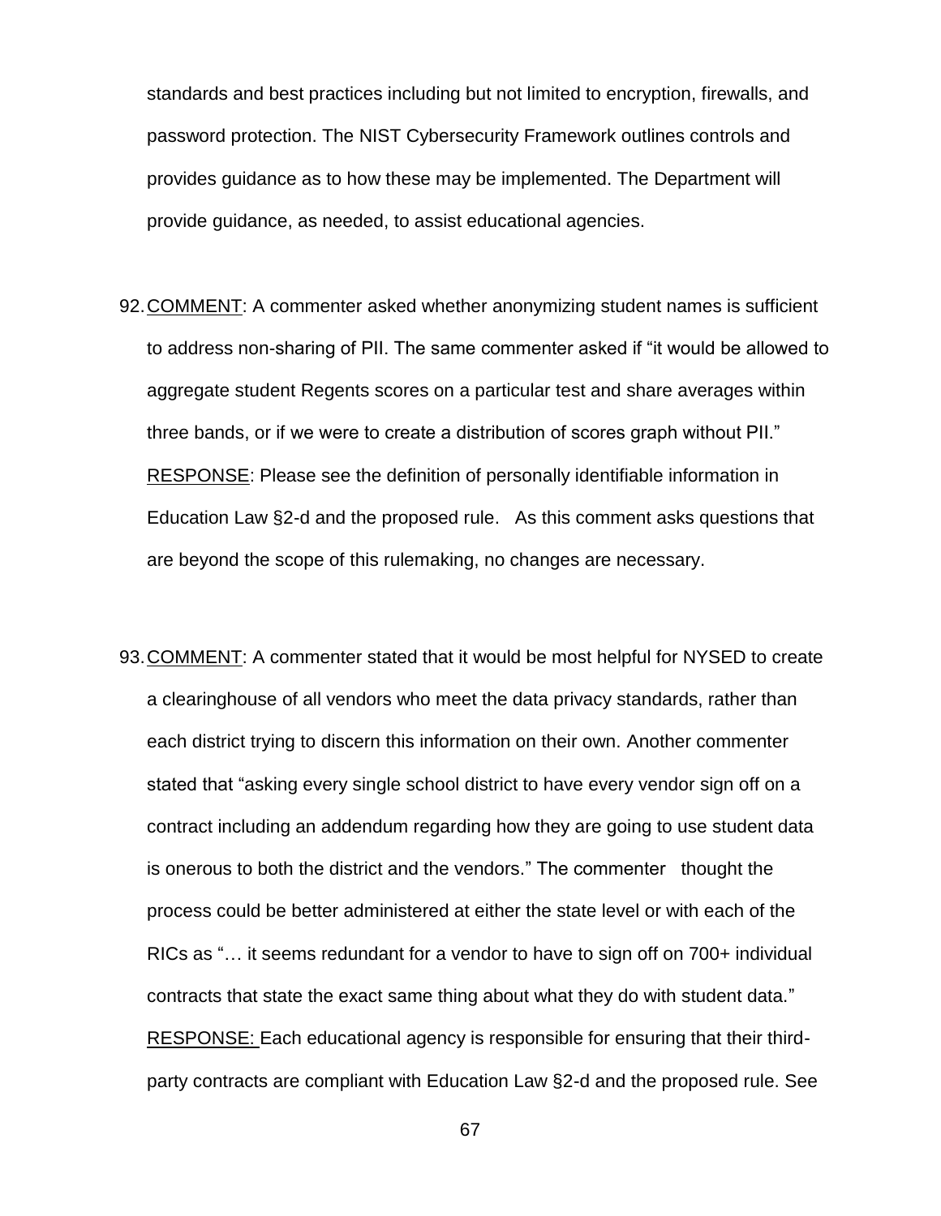standards and best practices including but not limited to encryption, firewalls, and password protection. The NIST Cybersecurity Framework outlines controls and provides guidance as to how these may be implemented. The Department will provide guidance, as needed, to assist educational agencies.

92. COMMENT: A commenter asked whether anonymizing student names is sufficient to address non-sharing of PII. The same commenter asked if "it would be allowed to aggregate student Regents scores on a particular test and share averages within three bands, or if we were to create a distribution of scores graph without PII."
RESPONSE: Please see the definition of personally identifiable information in Education Law §2-d and the proposed rule. As this comment asks questions that are beyond the scope of this rulemaking, no changes are necessary.

93. COMMENT: A commenter stated that it would be most helpful for NYSED to create a clearinghouse of all vendors who meet the data privacy standards, rather than each district trying to discern this information on their own. Another commenter stated that "asking every single school district to have every vendor sign off on a contract including an addendum regarding how they are going to use student data is onerous to both the district and the vendors." The commenter thought the process could be better administered at either the state level or with each of the RICs as "… it seems redundant for a vendor to have to sign off on 700+ individual contracts that state the exact same thing about what they do with student data."
RESPONSE: Each educational agency is responsible for ensuring that their third-party contracts are compliant with Education Law §2-d and the proposed rule. See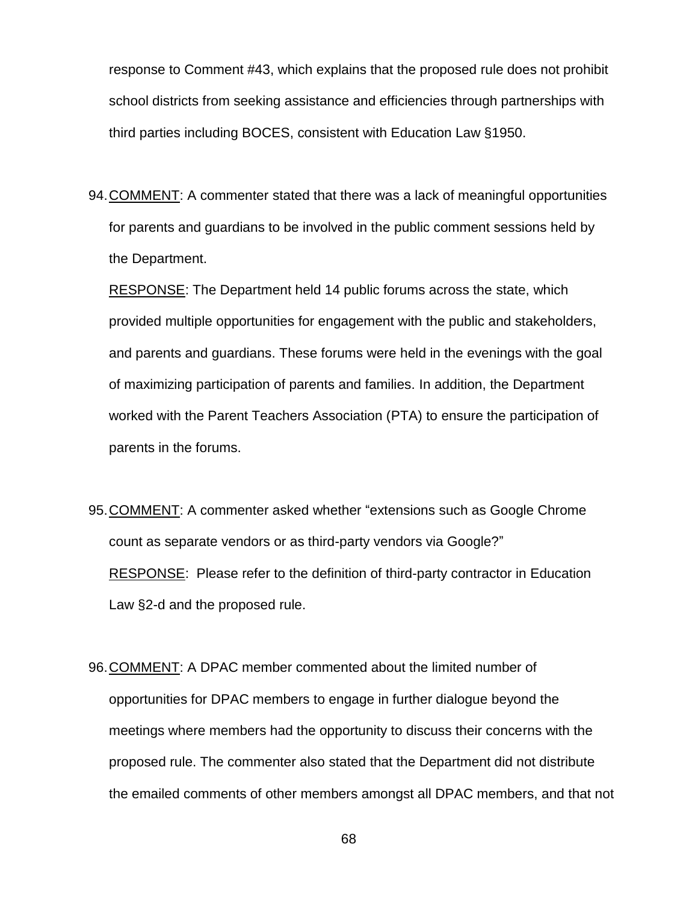response to Comment #43, which explains that the proposed rule does not prohibit school districts from seeking assistance and efficiencies through partnerships with third parties including BOCES, consistent with Education Law §1950.

94. COMMENT: A commenter stated that there was a lack of meaningful opportunities for parents and guardians to be involved in the public comment sessions held by the Department.

    RESPONSE: The Department held 14 public forums across the state, which provided multiple opportunities for engagement with the public and stakeholders, and parents and guardians. These forums were held in the evenings with the goal of maximizing participation of parents and families. In addition, the Department worked with the Parent Teachers Association (PTA) to ensure the participation of parents in the forums.

95. COMMENT: A commenter asked whether "extensions such as Google Chrome count as separate vendors or as third-party vendors via Google?"

    RESPONSE: Please refer to the definition of third-party contractor in Education Law §2-d and the proposed rule.

96. COMMENT: A DPAC member commented about the limited number of opportunities for DPAC members to engage in further dialogue beyond the meetings where members had the opportunity to discuss their concerns with the proposed rule. The commenter also stated that the Department did not distribute the emailed comments of other members amongst all DPAC members, and that not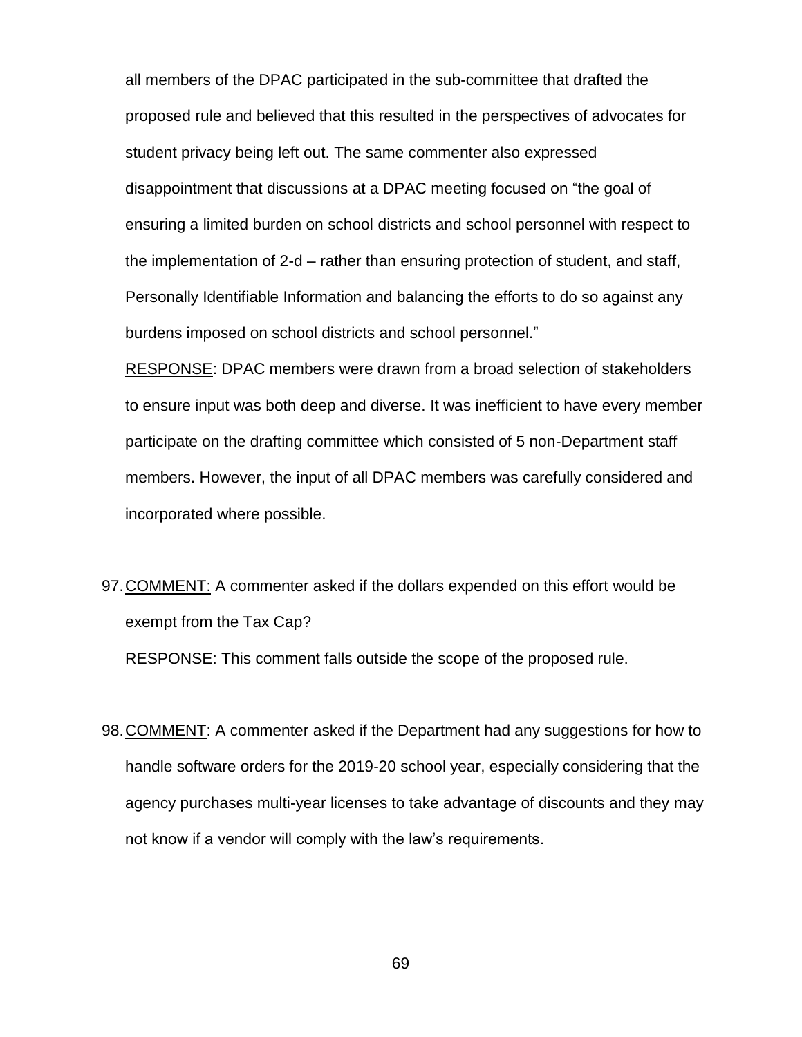all members of the DPAC participated in the sub-committee that drafted the proposed rule and believed that this resulted in the perspectives of advocates for student privacy being left out. The same commenter also expressed disappointment that discussions at a DPAC meeting focused on "the goal of ensuring a limited burden on school districts and school personnel with respect to the implementation of 2-d – rather than ensuring protection of student, and staff, Personally Identifiable Information and balancing the efforts to do so against any burdens imposed on school districts and school personnel."

RESPONSE: DPAC members were drawn from a broad selection of stakeholders to ensure input was both deep and diverse. It was inefficient to have every member participate on the drafting committee which consisted of 5 non-Department staff members. However, the input of all DPAC members was carefully considered and incorporated where possible.

97. COMMENT: A commenter asked if the dollars expended on this effort would be exempt from the Tax Cap?

    RESPONSE: This comment falls outside the scope of the proposed rule.

98. COMMENT: A commenter asked if the Department had any suggestions for how to handle software orders for the 2019-20 school year, especially considering that the agency purchases multi-year licenses to take advantage of discounts and they may not know if a vendor will comply with the law's requirements.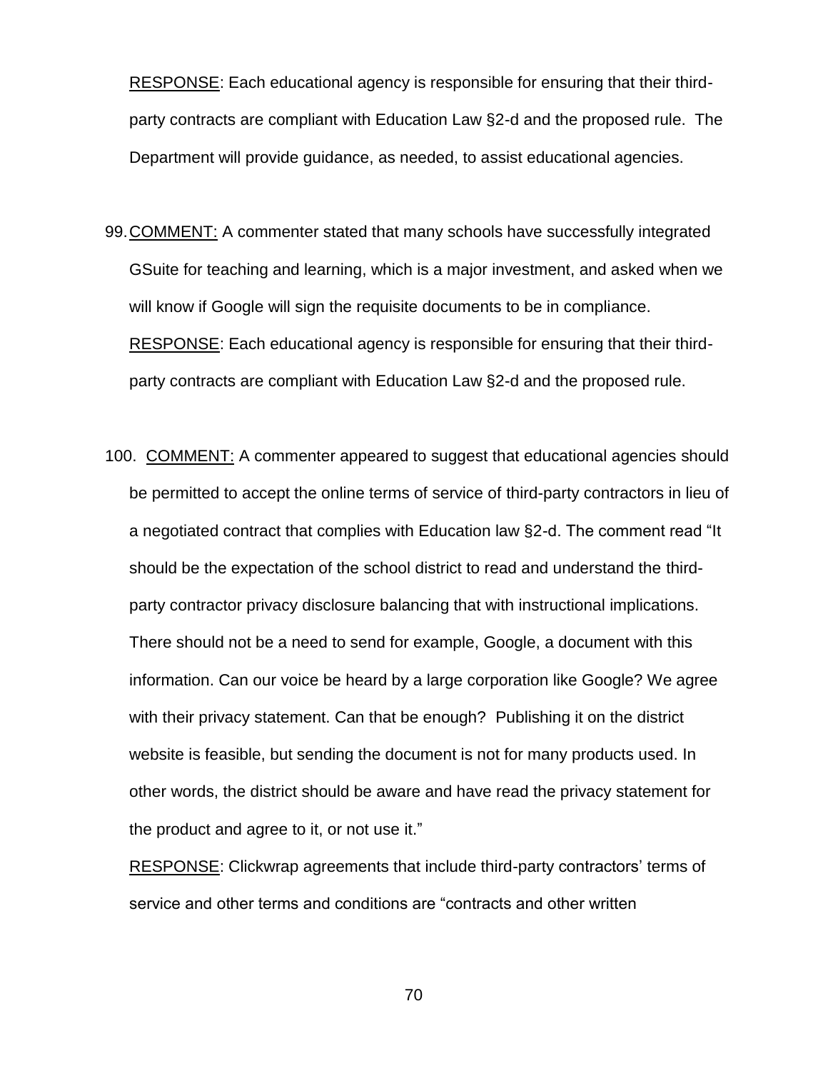<u>RESPONSE</u>: Each educational agency is responsible for ensuring that their third-party contracts are compliant with Education Law §2-d and the proposed rule. The Department will provide guidance, as needed, to assist educational agencies.

99. <u>COMMENT:</u> A commenter stated that many schools have successfully integrated GSuite for teaching and learning, which is a major investment, and asked when we will know if Google will sign the requisite documents to be in compliance.

    <u>RESPONSE</u>: Each educational agency is responsible for ensuring that their third-party contracts are compliant with Education Law §2-d and the proposed rule.

100. <u>COMMENT:</u> A commenter appeared to suggest that educational agencies should be permitted to accept the online terms of service of third-party contractors in lieu of a negotiated contract that complies with Education law §2-d. The comment read "It should be the expectation of the school district to read and understand the third-party contractor privacy disclosure balancing that with instructional implications. There should not be a need to send for example, Google, a document with this information. Can our voice be heard by a large corporation like Google? We agree with their privacy statement. Can that be enough? Publishing it on the district website is feasible, but sending the document is not for many products used. In other words, the district should be aware and have read the privacy statement for the product and agree to it, or not use it."

     <u>RESPONSE</u>: Clickwrap agreements that include third-party contractors' terms of service and other terms and conditions are "contracts and other written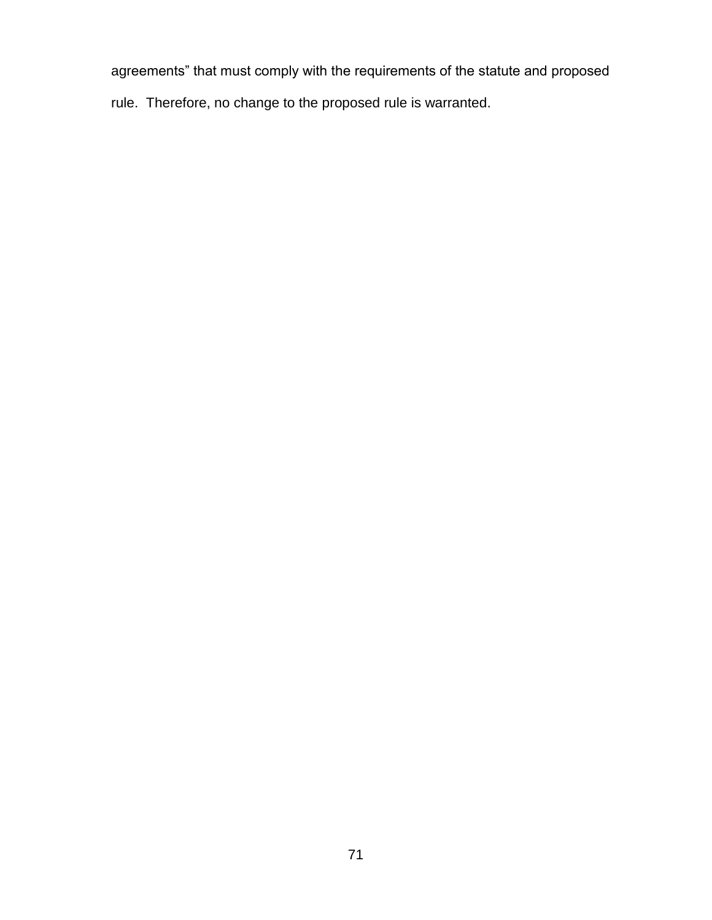agreements" that must comply with the requirements of the statute and proposed rule. Therefore, no change to the proposed rule is warranted.